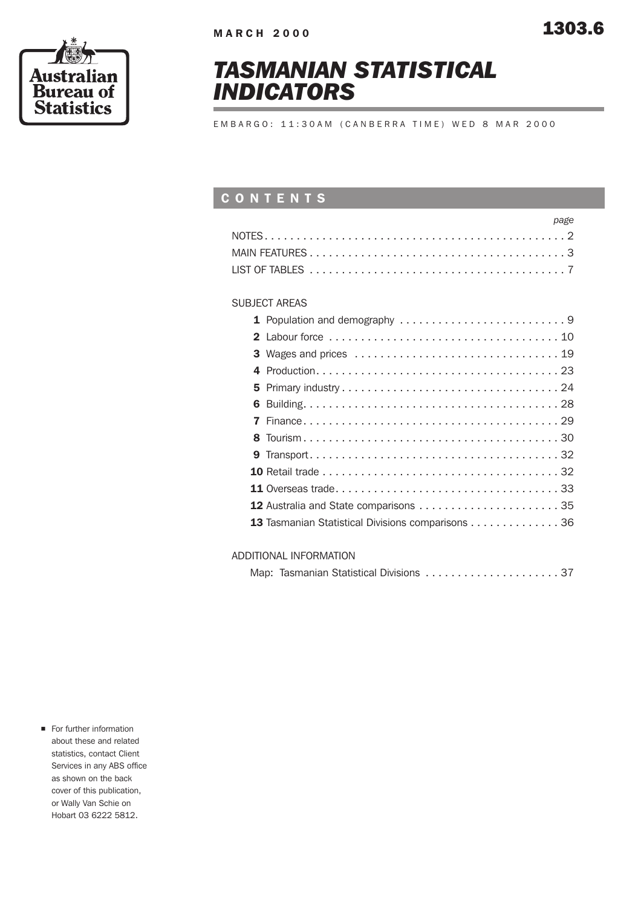Australian Bureau of Statistics

MARCH 2000

1303.6

# TASMANIAN STATISTICAL INDICATORS

EMBARGO: 11:30AM (CANBERRA TIME) WED 8 MAR 2000

## CONTENTS

| | page |
|---|---|
| NOTES | 2 |
| MAIN FEATURES | 3 |
| LIST OF TABLES | 7 |

SUBJECT AREAS

| | page |
|---|---|
| **1** Population and demography | 9 |
| **2** Labour force | 10 |
| **3** Wages and prices | 19 |
| **4** Production | 23 |
| **5** Primary industry | 24 |
| **6** Building | 28 |
| **7** Finance | 29 |
| **8** Tourism | 30 |
| **9** Transport | 32 |
| **10** Retail trade | 32 |
| **11** Overseas trade | 33 |
| **12** Australia and State comparisons | 35 |
| **13** Tasmanian Statistical Divisions comparisons | 36 |

ADDITIONAL INFORMATION

| | page |
|---|---|
| Map: Tasmanian Statistical Divisions | 37 |

- For further information about these and related statistics, contact Client Services in any ABS office as shown on the back cover of this publication, or Wally Van Schie on Hobart 03 6222 5812.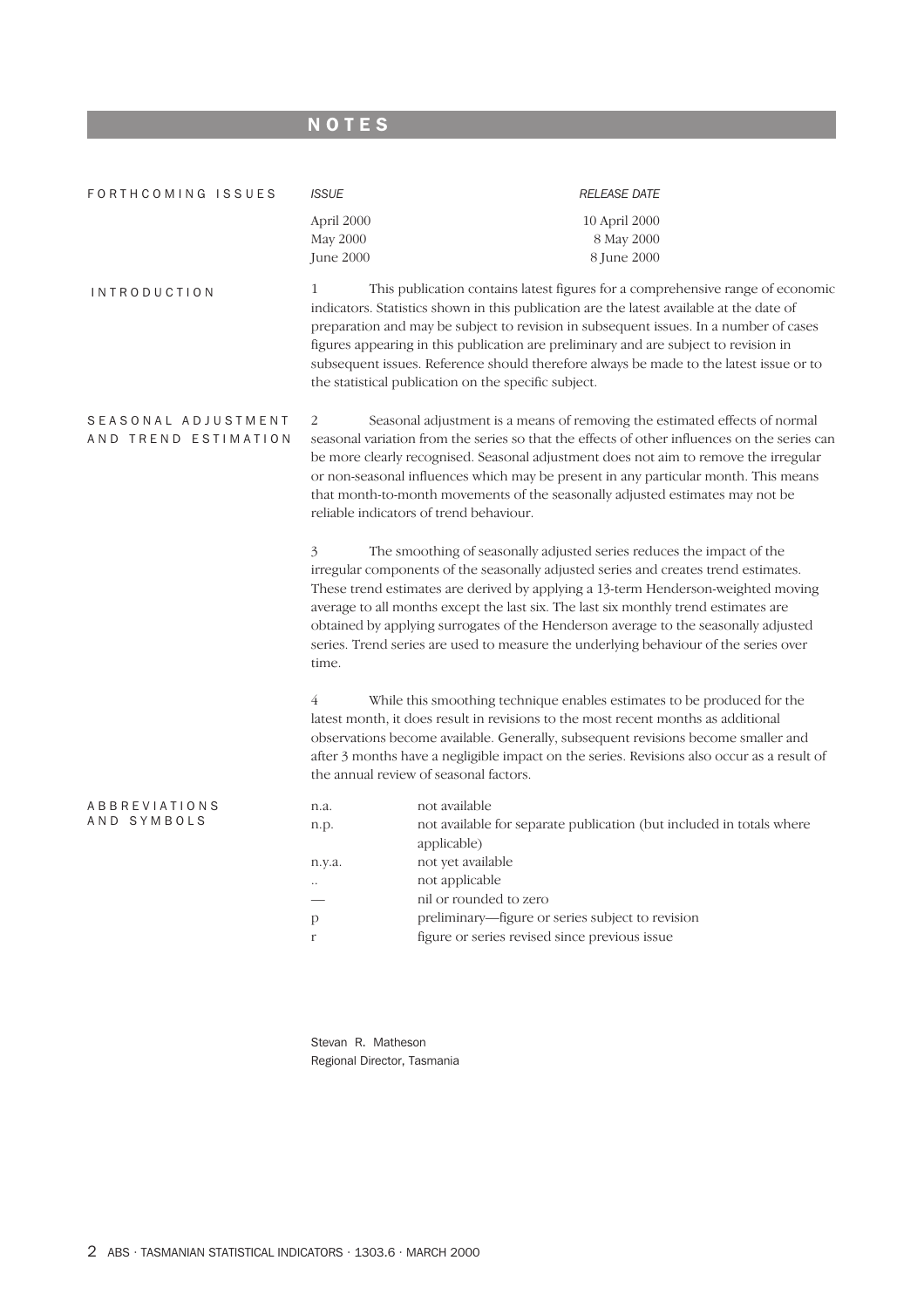# NOTES

## FORTHCOMING ISSUES

| *ISSUE* | *RELEASE DATE* |
|---|---|
| April 2000 | 10 April 2000 |
| May 2000 | 8 May 2000 |
| June 2000 | 8 June 2000 |

## INTRODUCTION

1 This publication contains latest figures for a comprehensive range of economic indicators. Statistics shown in this publication are the latest available at the date of preparation and may be subject to revision in subsequent issues. In a number of cases figures appearing in this publication are preliminary and are subject to revision in subsequent issues. Reference should therefore always be made to the latest issue or to the statistical publication on the specific subject.

## SEASONAL ADJUSTMENT AND TREND ESTIMATION

2 Seasonal adjustment is a means of removing the estimated effects of normal seasonal variation from the series so that the effects of other influences on the series can be more clearly recognised. Seasonal adjustment does not aim to remove the irregular or non-seasonal influences which may be present in any particular month. This means that month-to-month movements of the seasonally adjusted estimates may not be reliable indicators of trend behaviour.

3 The smoothing of seasonally adjusted series reduces the impact of the irregular components of the seasonally adjusted series and creates trend estimates. These trend estimates are derived by applying a 13-term Henderson-weighted moving average to all months except the last six. The last six monthly trend estimates are obtained by applying surrogates of the Henderson average to the seasonally adjusted series. Trend series are used to measure the underlying behaviour of the series over time.

4 While this smoothing technique enables estimates to be produced for the latest month, it does result in revisions to the most recent months as additional observations become available. Generally, subsequent revisions become smaller and after 3 months have a negligible impact on the series. Revisions also occur as a result of the annual review of seasonal factors.

## ABBREVIATIONS AND SYMBOLS

| | |
|---|---|
| n.a. | not available |
| n.p. | not available for separate publication (but included in totals where applicable) |
| n.y.a. | not yet available |
| .. | not applicable |
| — | nil or rounded to zero |
| p | preliminary—figure or series subject to revision |
| r | figure or series revised since previous issue |

Stevan R. Matheson
Regional Director, Tasmania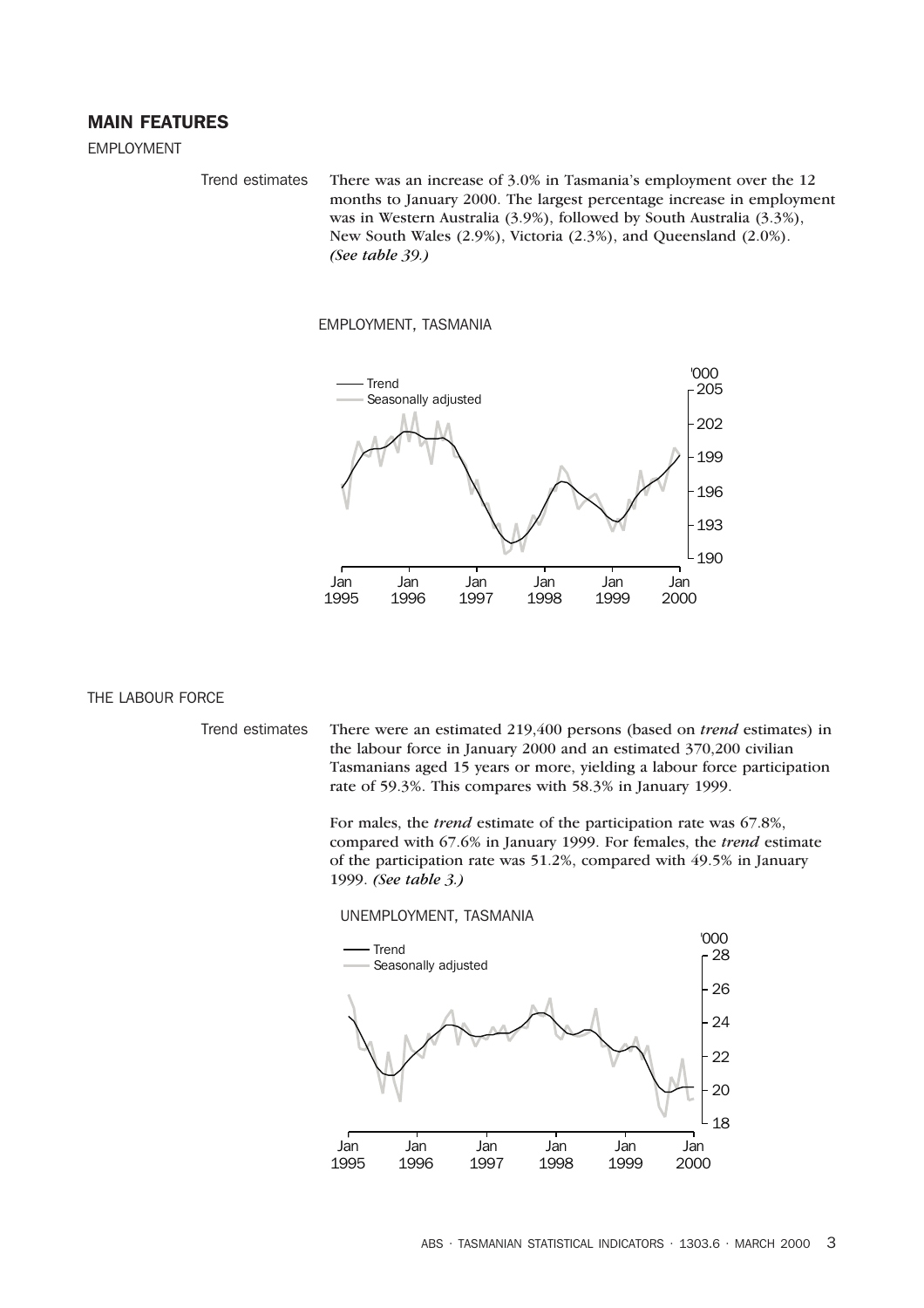## MAIN FEATURES

EMPLOYMENT

Trend estimates

There was an increase of 3.0% in Tasmania's employment over the 12 months to January 2000. The largest percentage increase in employment was in Western Australia (3.9%), followed by South Australia (3.3%), New South Wales (2.9%), Victoria (2.3%), and Queensland (2.0%). ***(See table 39.)***

EMPLOYMENT, TASMANIA

THE LABOUR FORCE

Trend estimates

There were an estimated 219,400 persons (based on *trend* estimates) in the labour force in January 2000 and an estimated 370,200 civilian Tasmanians aged 15 years or more, yielding a labour force participation rate of 59.3%. This compares with 58.3% in January 1999.

For males, the *trend* estimate of the participation rate was 67.8%, compared with 67.6% in January 1999. For females, the *trend* estimate of the participation rate was 51.2%, compared with 49.5% in January 1999. ***(See table 3.)***

UNEMPLOYMENT, TASMANIA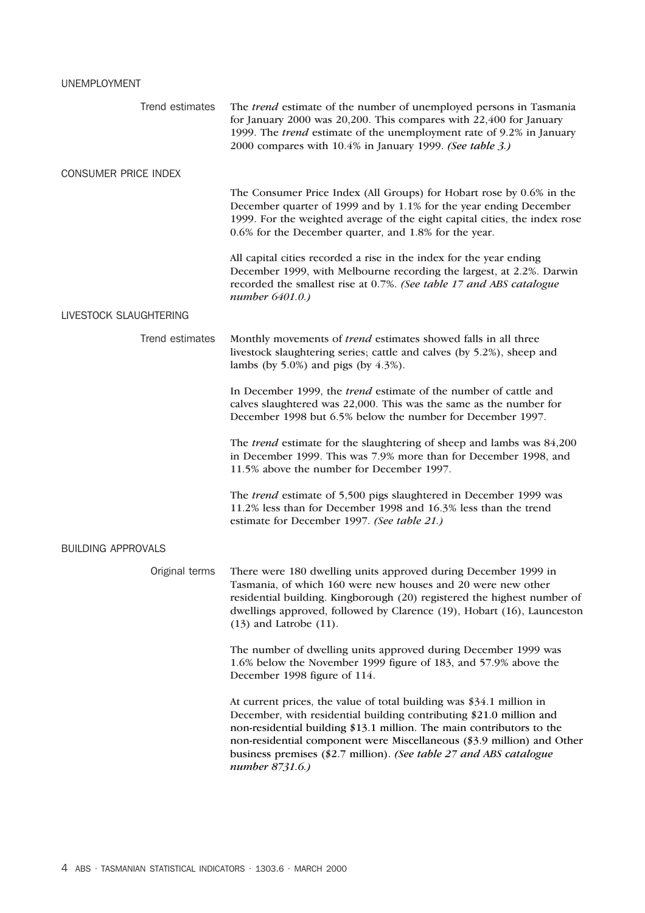## UNEMPLOYMENT

### Trend estimates

The *trend* estimate of the number of unemployed persons in Tasmania for January 2000 was 20,200. This compares with 22,400 for January 1999. The *trend* estimate of the unemployment rate of 9.2% in January 2000 compares with 10.4% in January 1999. *(See table 3.)*

## CONSUMER PRICE INDEX

The Consumer Price Index (All Groups) for Hobart rose by 0.6% in the December quarter of 1999 and by 1.1% for the year ending December 1999. For the weighted average of the eight capital cities, the index rose 0.6% for the December quarter, and 1.8% for the year.

All capital cities recorded a rise in the index for the year ending December 1999, with Melbourne recording the largest, at 2.2%. Darwin recorded the smallest rise at 0.7%. *(See table 17 and ABS catalogue number 6401.0.)*

## LIVESTOCK SLAUGHTERING

### Trend estimates

Monthly movements of *trend* estimates showed falls in all three livestock slaughtering series; cattle and calves (by 5.2%), sheep and lambs (by 5.0%) and pigs (by 4.3%).

In December 1999, the *trend* estimate of the number of cattle and calves slaughtered was 22,000. This was the same as the number for December 1998 but 6.5% below the number for December 1997.

The *trend* estimate for the slaughtering of sheep and lambs was 84,200 in December 1999. This was 7.9% more than for December 1998, and 11.5% above the number for December 1997.

The *trend* estimate of 5,500 pigs slaughtered in December 1999 was 11.2% less than for December 1998 and 16.3% less than the trend estimate for December 1997. *(See table 21.)*

## BUILDING APPROVALS

### Original terms

There were 180 dwelling units approved during December 1999 in Tasmania, of which 160 were new houses and 20 were new other residential building. Kingborough (20) registered the highest number of dwellings approved, followed by Clarence (19), Hobart (16), Launceston (13) and Latrobe (11).

The number of dwelling units approved during December 1999 was 1.6% below the November 1999 figure of 183, and 57.9% above the December 1998 figure of 114.

At current prices, the value of total building was $34.1 million in December, with residential building contributing $21.0 million and non-residential building $13.1 million. The main contributors to the non-residential component were Miscellaneous ($3.9 million) and Other business premises ($2.7 million). *(See table 27 and ABS catalogue number 8731.6.)*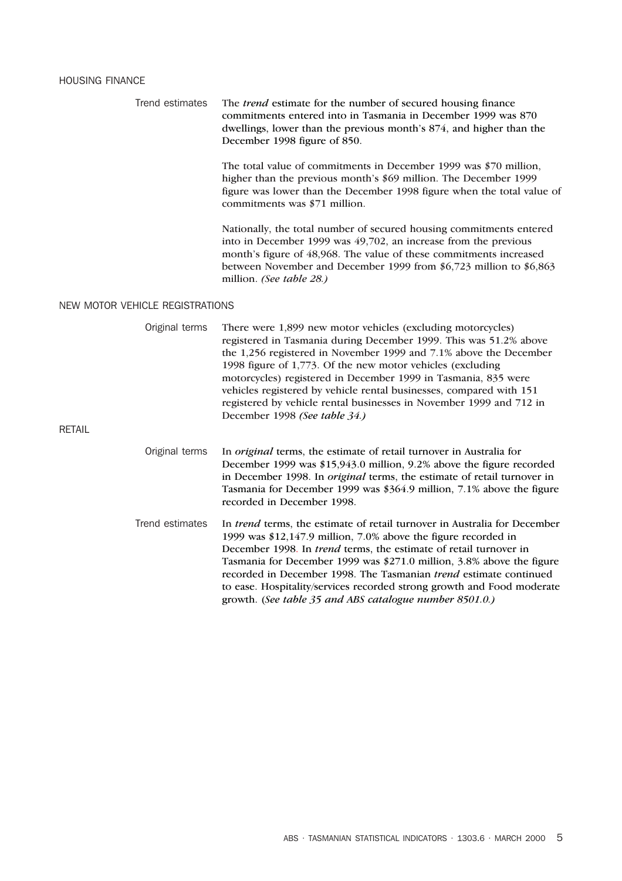## HOUSING FINANCE

**Trend estimates**

The *trend* estimate for the number of secured housing finance commitments entered into in Tasmania in December 1999 was 870 dwellings, lower than the previous month's 874, and higher than the December 1998 figure of 850.

The total value of commitments in December 1999 was $70 million, higher than the previous month's $69 million. The December 1999 figure was lower than the December 1998 figure when the total value of commitments was $71 million.

Nationally, the total number of secured housing commitments entered into in December 1999 was 49,702, an increase from the previous month's figure of 48,968. The value of these commitments increased between November and December 1999 from $6,723 million to $6,863 million. *(See table 28.)*

## NEW MOTOR VEHICLE REGISTRATIONS

**Original terms**

There were 1,899 new motor vehicles (excluding motorcycles) registered in Tasmania during December 1999. This was 51.2% above the 1,256 registered in November 1999 and 7.1% above the December 1998 figure of 1,773. Of the new motor vehicles (excluding motorcycles) registered in December 1999 in Tasmania, 835 were vehicles registered by vehicle rental businesses, compared with 151 registered by vehicle rental businesses in November 1999 and 712 in December 1998 *(See table 34.)*

## RETAIL

**Original terms**

In *original* terms, the estimate of retail turnover in Australia for December 1999 was $15,943.0 million, 9.2% above the figure recorded in December 1998. In *original* terms, the estimate of retail turnover in Tasmania for December 1999 was $364.9 million, 7.1% above the figure recorded in December 1998.

**Trend estimates**

In *trend* terms, the estimate of retail turnover in Australia for December 1999 was $12,147.9 million, 7.0% above the figure recorded in December 1998. In *trend* terms, the estimate of retail turnover in Tasmania for December 1999 was $271.0 million, 3.8% above the figure recorded in December 1998. The Tasmanian *trend* estimate continued to ease. Hospitality/services recorded strong growth and Food moderate growth. (*See table 35 and ABS catalogue number 8501.0.)*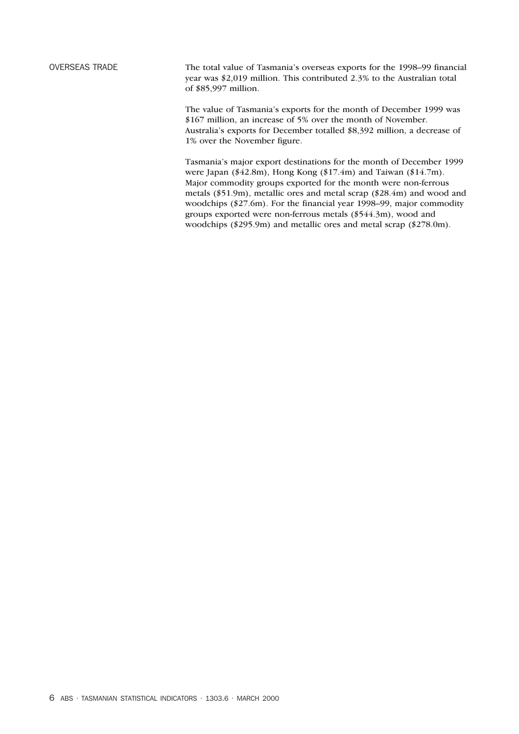## OVERSEAS TRADE

The total value of Tasmania's overseas exports for the 1998–99 financial year was $2,019 million. This contributed 2.3% to the Australian total of $85,997 million.

The value of Tasmania's exports for the month of December 1999 was $167 million, an increase of 5% over the month of November. Australia's exports for December totalled $8,392 million, a decrease of 1% over the November figure.

Tasmania's major export destinations for the month of December 1999 were Japan ($42.8m), Hong Kong ($17.4m) and Taiwan ($14.7m). Major commodity groups exported for the month were non-ferrous metals ($51.9m), metallic ores and metal scrap ($28.4m) and wood and woodchips ($27.6m). For the financial year 1998–99, major commodity groups exported were non-ferrous metals ($544.3m), wood and woodchips ($295.9m) and metallic ores and metal scrap ($278.0m).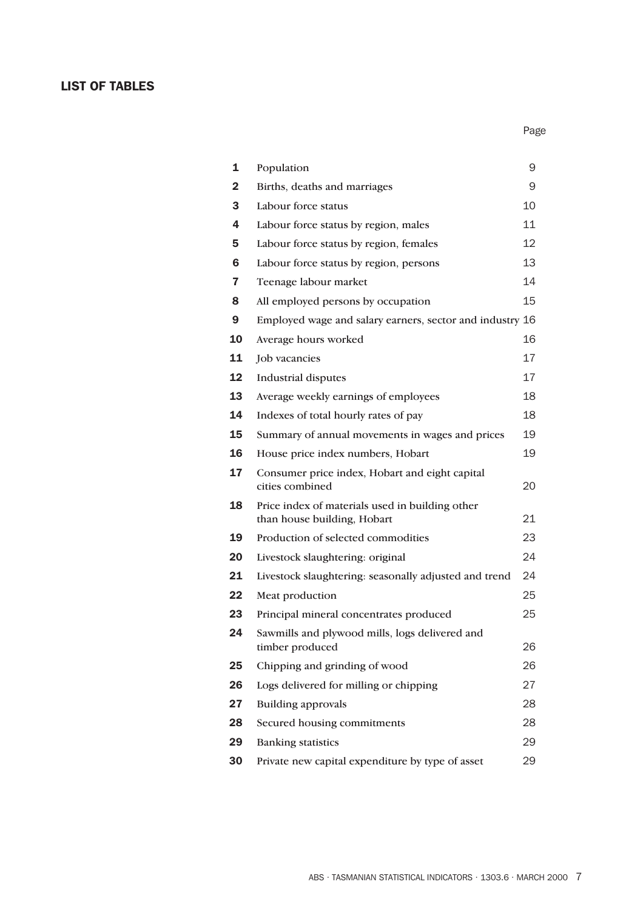## LIST OF TABLES

| | | Page |
|---|---|---|
| 1 | Population | 9 |
| 2 | Births, deaths and marriages | 9 |
| 3 | Labour force status | 10 |
| 4 | Labour force status by region, males | 11 |
| 5 | Labour force status by region, females | 12 |
| 6 | Labour force status by region, persons | 13 |
| 7 | Teenage labour market | 14 |
| 8 | All employed persons by occupation | 15 |
| 9 | Employed wage and salary earners, sector and industry | 16 |
| 10 | Average hours worked | 16 |
| 11 | Job vacancies | 17 |
| 12 | Industrial disputes | 17 |
| 13 | Average weekly earnings of employees | 18 |
| 14 | Indexes of total hourly rates of pay | 18 |
| 15 | Summary of annual movements in wages and prices | 19 |
| 16 | House price index numbers, Hobart | 19 |
| 17 | Consumer price index, Hobart and eight capital cities combined | 20 |
| 18 | Price index of materials used in building other than house building, Hobart | 21 |
| 19 | Production of selected commodities | 23 |
| 20 | Livestock slaughtering: original | 24 |
| 21 | Livestock slaughtering: seasonally adjusted and trend | 24 |
| 22 | Meat production | 25 |
| 23 | Principal mineral concentrates produced | 25 |
| 24 | Sawmills and plywood mills, logs delivered and timber produced | 26 |
| 25 | Chipping and grinding of wood | 26 |
| 26 | Logs delivered for milling or chipping | 27 |
| 27 | Building approvals | 28 |
| 28 | Secured housing commitments | 28 |
| 29 | Banking statistics | 29 |
| 30 | Private new capital expenditure by type of asset | 29 |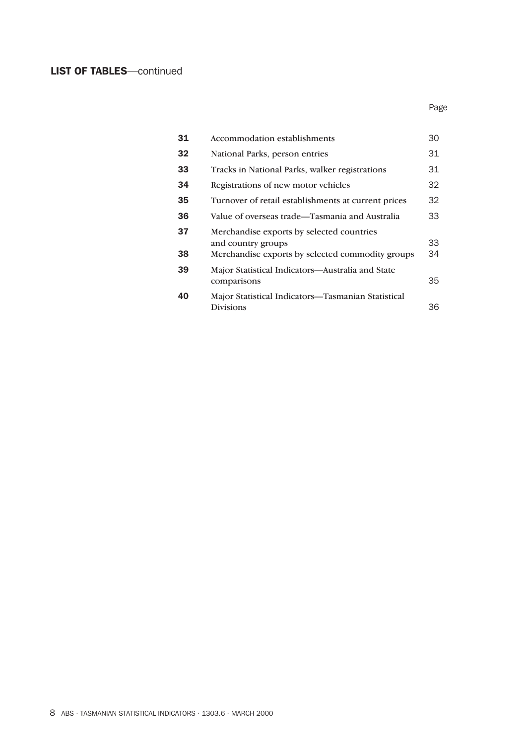## LIST OF TABLES—continued

| | | Page |
|---|---|---|
| **31** | Accommodation establishments | 30 |
| **32** | National Parks, person entries | 31 |
| **33** | Tracks in National Parks, walker registrations | 31 |
| **34** | Registrations of new motor vehicles | 32 |
| **35** | Turnover of retail establishments at current prices | 32 |
| **36** | Value of overseas trade—Tasmania and Australia | 33 |
| **37** | Merchandise exports by selected countries and country groups | 33 |
| **38** | Merchandise exports by selected commodity groups | 34 |
| **39** | Major Statistical Indicators—Australia and State comparisons | 35 |
| **40** | Major Statistical Indicators—Tasmanian Statistical Divisions | 36 |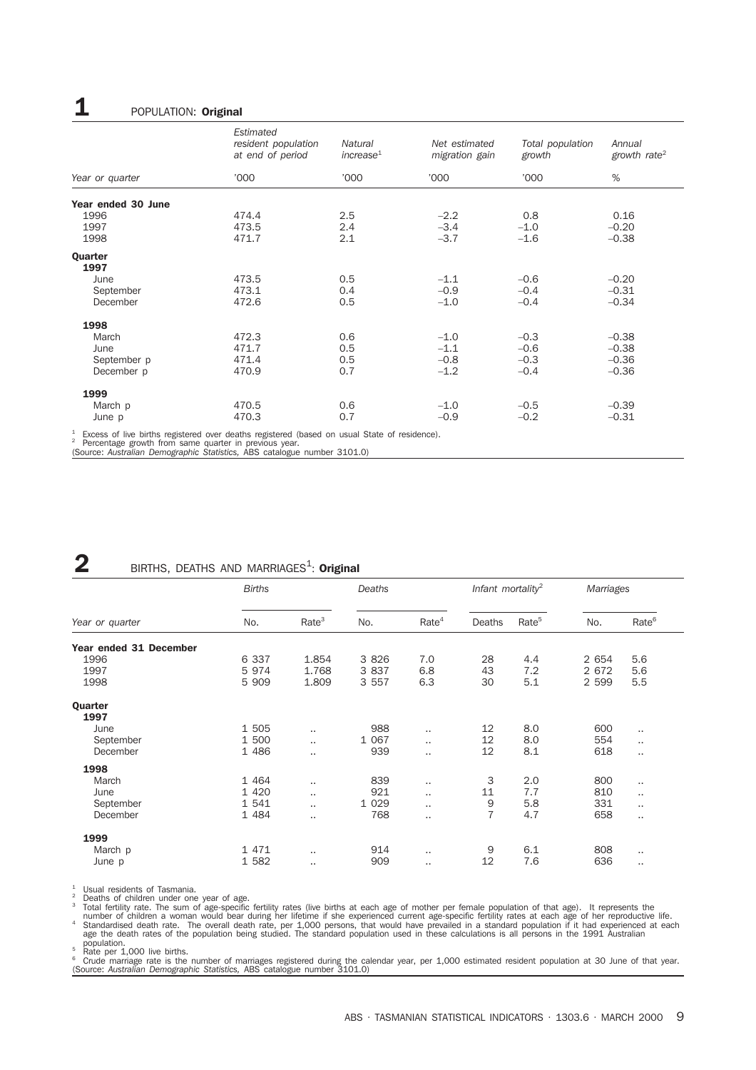## 1 POPULATION: **Original**

| Year or quarter | Estimated resident population at end of period | Natural increase[1] | Net estimated migration gain | Total population growth | Annual growth rate[2] |
|---|---|---|---|---|---|
| | '000 | '000 | '000 | '000 | % |
| **Year ended 30 June** | | | | | |
| 1996 | 474.4 | 2.5 | –2.2 | 0.8 | 0.16 |
| 1997 | 473.5 | 2.4 | –3.4 | –1.0 | –0.20 |
| 1998 | 471.7 | 2.1 | –3.7 | –1.6 | –0.38 |
| **Quarter** | | | | | |
| **1997** | | | | | |
| June | 473.5 | 0.5 | –1.1 | –0.6 | –0.20 |
| September | 473.1 | 0.4 | –0.9 | –0.4 | –0.31 |
| December | 472.6 | 0.5 | –1.0 | –0.4 | –0.34 |
| **1998** | | | | | |
| March | 472.3 | 0.6 | –1.0 | –0.3 | –0.38 |
| June | 471.7 | 0.5 | –1.1 | –0.6 | –0.38 |
| September p | 471.4 | 0.5 | –0.8 | –0.3 | –0.36 |
| December p | 470.9 | 0.7 | –1.2 | –0.4 | –0.36 |
| **1999** | | | | | |
| March p | 470.5 | 0.6 | –1.0 | –0.5 | –0.39 |
| June p | 470.3 | 0.7 | –0.9 | –0.2 | –0.31 |

[1] Excess of live births registered over deaths registered (based on usual State of residence).
[2] Percentage growth from same quarter in previous year.
(Source: *Australian Demographic Statistics,* ABS catalogue number 3101.0)

## 2 BIRTHS, DEATHS AND MARRIAGES[1]: **Original**

| Year or quarter | Births | | Deaths | | Infant mortality[2] | | Marriages | |
|---|---|---|---|---|---|---|---|---|
| | No. | Rate[3] | No. | Rate[4] | Deaths | Rate[5] | No. | Rate[6] |
| **Year ended 31 December** | | | | | | | | |
| 1996 | 6 337 | 1.854 | 3 826 | 7.0 | 28 | 4.4 | 2 654 | 5.6 |
| 1997 | 5 974 | 1.768 | 3 837 | 6.8 | 43 | 7.2 | 2 672 | 5.6 |
| 1998 | 5 909 | 1.809 | 3 557 | 6.3 | 30 | 5.1 | 2 599 | 5.5 |
| **Quarter** | | | | | | | | |
| **1997** | | | | | | | | |
| June | 1 505 | .. | 988 | .. | 12 | 8.0 | 600 | .. |
| September | 1 500 | .. | 1 067 | .. | 12 | 8.0 | 554 | .. |
| December | 1 486 | .. | 939 | .. | 12 | 8.1 | 618 | .. |
| **1998** | | | | | | | | |
| March | 1 464 | .. | 839 | .. | 3 | 2.0 | 800 | .. |
| June | 1 420 | .. | 921 | .. | 11 | 7.7 | 810 | .. |
| September | 1 541 | .. | 1 029 | .. | 9 | 5.8 | 331 | .. |
| December | 1 484 | .. | 768 | .. | 7 | 4.7 | 658 | .. |
| **1999** | | | | | | | | |
| March p | 1 471 | .. | 914 | .. | 9 | 6.1 | 808 | .. |
| June p | 1 582 | .. | 909 | .. | 12 | 7.6 | 636 | .. |

[1] Usual residents of Tasmania.
[2] Deaths of children under one year of age.
[3] Total fertility rate. The sum of age-specific fertility rates (live births at each age of mother per female population of that age). It represents the number of children a woman would bear during her lifetime if she experienced current age-specific fertility rates at each age of her reproductive life.
[4] Standardised death rate. The overall death rate, per 1,000 persons, that would have prevailed in a standard population if it had experienced at each age the death rates of the population being studied. The standard population used in these calculations is all persons in the 1991 Australian population.
[5] Rate per 1,000 live births.
[6] Crude marriage rate is the number of marriages registered during the calendar year, per 1,000 estimated resident population at 30 June of that year.
(Source: *Australian Demographic Statistics,* ABS catalogue number 3101.0)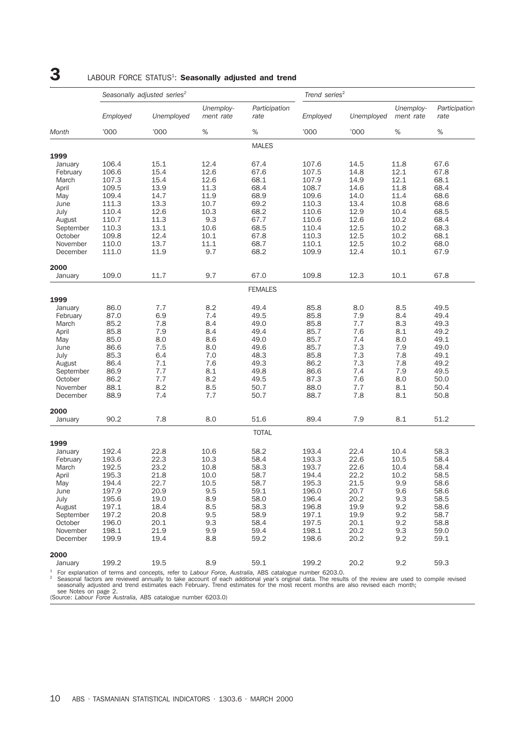# 3 LABOUR FORCE STATUS[1]: **Seasonally adjusted and trend**

| | Seasonally adjusted series[2] | | | | Trend series[2] | | | |
|---|---|---|---|---|---|---|---|---|
| | Employed | Unemployed | Unemploy-ment rate | Participation rate | Employed | Unemployed | Unemploy-ment rate | Participation rate |
| Month | '000 | '000 | % | % | '000 | '000 | % | % |
| | | | | MALES | | | | |
| **1999** | | | | | | | | |
| January | 106.4 | 15.1 | 12.4 | 67.4 | 107.6 | 14.5 | 11.8 | 67.6 |
| February | 106.6 | 15.4 | 12.6 | 67.6 | 107.5 | 14.8 | 12.1 | 67.8 |
| March | 107.3 | 15.4 | 12.6 | 68.1 | 107.9 | 14.9 | 12.1 | 68.1 |
| April | 109.5 | 13.9 | 11.3 | 68.4 | 108.7 | 14.6 | 11.8 | 68.4 |
| May | 109.4 | 14.7 | 11.9 | 68.9 | 109.6 | 14.0 | 11.4 | 68.6 |
| June | 111.3 | 13.3 | 10.7 | 69.2 | 110.3 | 13.4 | 10.8 | 68.6 |
| July | 110.4 | 12.6 | 10.3 | 68.2 | 110.6 | 12.9 | 10.4 | 68.5 |
| August | 110.7 | 11.3 | 9.3 | 67.7 | 110.6 | 12.6 | 10.2 | 68.4 |
| September | 110.3 | 13.1 | 10.6 | 68.5 | 110.4 | 12.5 | 10.2 | 68.3 |
| October | 109.8 | 12.4 | 10.1 | 67.8 | 110.3 | 12.5 | 10.2 | 68.1 |
| November | 110.0 | 13.7 | 11.1 | 68.7 | 110.1 | 12.5 | 10.2 | 68.0 |
| December | 111.0 | 11.9 | 9.7 | 68.2 | 109.9 | 12.4 | 10.1 | 67.9 |
| **2000** | | | | | | | | |
| January | 109.0 | 11.7 | 9.7 | 67.0 | 109.8 | 12.3 | 10.1 | 67.8 |
| | | | | FEMALES | | | | |
| **1999** | | | | | | | | |
| January | 86.0 | 7.7 | 8.2 | 49.4 | 85.8 | 8.0 | 8.5 | 49.5 |
| February | 87.0 | 6.9 | 7.4 | 49.5 | 85.8 | 7.9 | 8.4 | 49.4 |
| March | 85.2 | 7.8 | 8.4 | 49.0 | 85.8 | 7.7 | 8.3 | 49.3 |
| April | 85.8 | 7.9 | 8.4 | 49.4 | 85.7 | 7.6 | 8.1 | 49.2 |
| May | 85.0 | 8.0 | 8.6 | 49.0 | 85.7 | 7.4 | 8.0 | 49.1 |
| June | 86.6 | 7.5 | 8.0 | 49.6 | 85.7 | 7.3 | 7.9 | 49.0 |
| July | 85.3 | 6.4 | 7.0 | 48.3 | 85.8 | 7.3 | 7.8 | 49.1 |
| August | 86.4 | 7.1 | 7.6 | 49.3 | 86.2 | 7.3 | 7.8 | 49.2 |
| September | 86.9 | 7.7 | 8.1 | 49.8 | 86.6 | 7.4 | 7.9 | 49.5 |
| October | 86.2 | 7.7 | 8.2 | 49.5 | 87.3 | 7.6 | 8.0 | 50.0 |
| November | 88.1 | 8.2 | 8.5 | 50.7 | 88.0 | 7.7 | 8.1 | 50.4 |
| December | 88.9 | 7.4 | 7.7 | 50.7 | 88.7 | 7.8 | 8.1 | 50.8 |
| **2000** | | | | | | | | |
| January | 90.2 | 7.8 | 8.0 | 51.6 | 89.4 | 7.9 | 8.1 | 51.2 |
| | | | | TOTAL | | | | |
| **1999** | | | | | | | | |
| January | 192.4 | 22.8 | 10.6 | 58.2 | 193.4 | 22.4 | 10.4 | 58.3 |
| February | 193.6 | 22.3 | 10.3 | 58.4 | 193.3 | 22.6 | 10.5 | 58.4 |
| March | 192.5 | 23.2 | 10.8 | 58.3 | 193.7 | 22.6 | 10.4 | 58.4 |
| April | 195.3 | 21.8 | 10.0 | 58.7 | 194.4 | 22.2 | 10.2 | 58.5 |
| May | 194.4 | 22.7 | 10.5 | 58.7 | 195.3 | 21.5 | 9.9 | 58.6 |
| June | 197.9 | 20.9 | 9.5 | 59.1 | 196.0 | 20.7 | 9.6 | 58.6 |
| July | 195.6 | 19.0 | 8.9 | 58.0 | 196.4 | 20.2 | 9.3 | 58.5 |
| August | 197.1 | 18.4 | 8.5 | 58.3 | 196.8 | 19.9 | 9.2 | 58.6 |
| September | 197.2 | 20.8 | 9.5 | 58.9 | 197.1 | 19.9 | 9.2 | 58.7 |
| October | 196.0 | 20.1 | 9.3 | 58.4 | 197.5 | 20.1 | 9.2 | 58.8 |
| November | 198.1 | 21.9 | 9.9 | 59.4 | 198.1 | 20.2 | 9.3 | 59.0 |
| December | 199.9 | 19.4 | 8.8 | 59.2 | 198.6 | 20.2 | 9.2 | 59.1 |
| **2000** | | | | | | | | |
| January | 199.2 | 19.5 | 8.9 | 59.1 | 199.2 | 20.2 | 9.2 | 59.3 |

[1] For explanation of terms and concepts, refer to *Labour Force, Australia*, ABS catalogue number 6203.0.
[2] Seasonal factors are reviewed annually to take account of each additional year's original data. The results of the review are used to compile revised seasonally adjusted and trend estimates each February. Trend estimates for the most recent months are also revised each month; see Notes on page 2.
(Source: *Labour Force Australia*, ABS catalogue number 6203.0)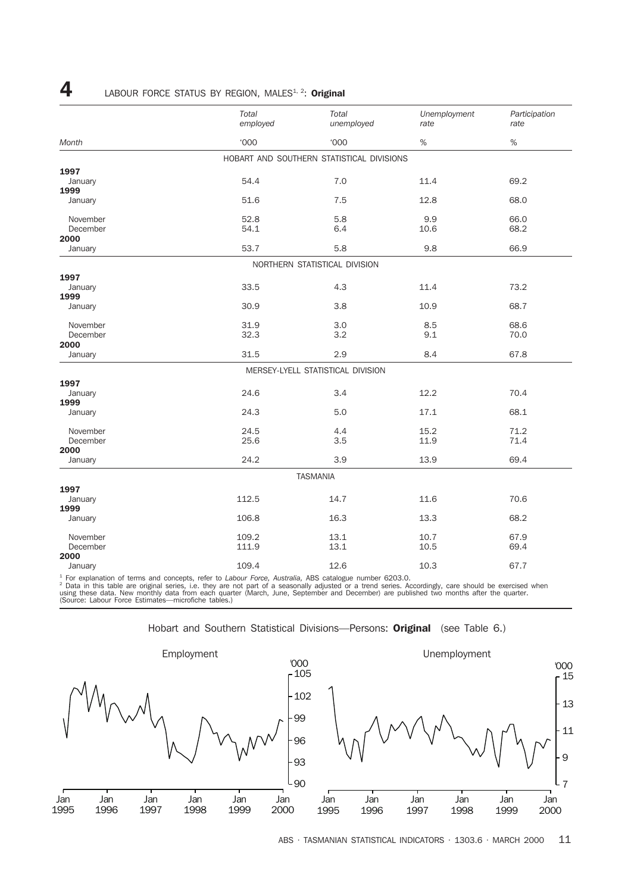# 4 LABOUR FORCE STATUS BY REGION, MALES[1, 2]: **Original**

| Month | Total employed | Total unemployed | Unemployment rate | Participation rate |
|---|---|---|---|---|
| | '000 | '000 | % | % |
| HOBART AND SOUTHERN STATISTICAL DIVISIONS | | | | |
| **1997** | | | | |
| January | 54.4 | 7.0 | 11.4 | 69.2 |
| **1999** | | | | |
| January | 51.6 | 7.5 | 12.8 | 68.0 |
| November | 52.8 | 5.8 | 9.9 | 66.0 |
| December | 54.1 | 6.4 | 10.6 | 68.2 |
| **2000** | | | | |
| January | 53.7 | 5.8 | 9.8 | 66.9 |
| NORTHERN STATISTICAL DIVISION | | | | |
| **1997** | | | | |
| January | 33.5 | 4.3 | 11.4 | 73.2 |
| **1999** | | | | |
| January | 30.9 | 3.8 | 10.9 | 68.7 |
| November | 31.9 | 3.0 | 8.5 | 68.6 |
| December | 32.3 | 3.2 | 9.1 | 70.0 |
| **2000** | | | | |
| January | 31.5 | 2.9 | 8.4 | 67.8 |
| MERSEY-LYELL STATISTICAL DIVISION | | | | |
| **1997** | | | | |
| January | 24.6 | 3.4 | 12.2 | 70.4 |
| **1999** | | | | |
| January | 24.3 | 5.0 | 17.1 | 68.1 |
| November | 24.5 | 4.4 | 15.2 | 71.2 |
| December | 25.6 | 3.5 | 11.9 | 71.4 |
| **2000** | | | | |
| January | 24.2 | 3.9 | 13.9 | 69.4 |
| TASMANIA | | | | |
| **1997** | | | | |
| January | 112.5 | 14.7 | 11.6 | 70.6 |
| **1999** | | | | |
| January | 106.8 | 16.3 | 13.3 | 68.2 |
| November | 109.2 | 13.1 | 10.7 | 67.9 |
| December | 111.9 | 13.1 | 10.5 | 69.4 |
| **2000** | | | | |
| January | 109.4 | 12.6 | 10.3 | 67.7 |

[1] For explanation of terms and concepts, refer to *Labour Force, Australia*, ABS catalogue number 6203.0.
[2] Data in this table are original series, i.e. they are not part of a seasonally adjusted or a trend series. Accordingly, care should be exercised when using these data. New monthly data from each quarter (March, June, September and December) are published two months after the quarter.
(Source: Labour Force Estimates—microfiche tables.)

Hobart and Southern Statistical Divisions—Persons: **Original** (see Table 6.)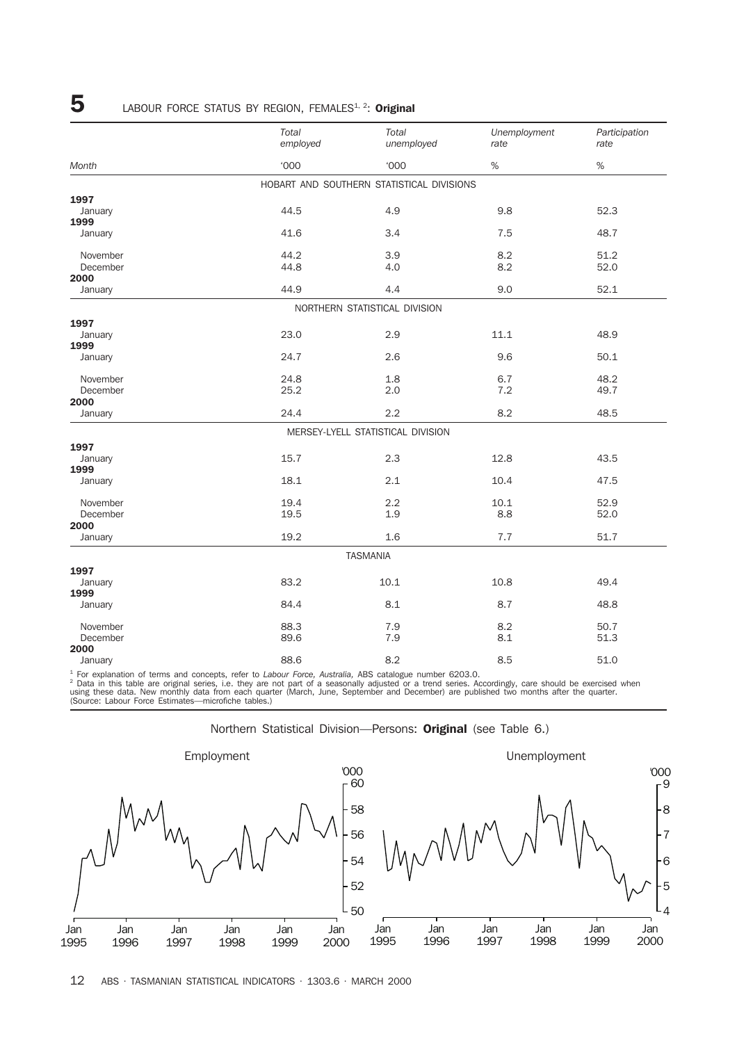## 5 LABOUR FORCE STATUS BY REGION, FEMALES[1, 2]: **Original**

| Month | *Total employed* | *Total unemployed* | *Unemployment rate* | *Participation rate* |
|---|---|---|---|---|
| | '000 | '000 | % | % |
| | | HOBART AND SOUTHERN STATISTICAL DIVISIONS | | |
| **1997** | | | | |
| January | 44.5 | 4.9 | 9.8 | 52.3 |
| **1999** | | | | |
| January | 41.6 | 3.4 | 7.5 | 48.7 |
| November | 44.2 | 3.9 | 8.2 | 51.2 |
| December | 44.8 | 4.0 | 8.2 | 52.0 |
| **2000** | | | | |
| January | 44.9 | 4.4 | 9.0 | 52.1 |
| | | NORTHERN STATISTICAL DIVISION | | |
| **1997** | | | | |
| January | 23.0 | 2.9 | 11.1 | 48.9 |
| **1999** | | | | |
| January | 24.7 | 2.6 | 9.6 | 50.1 |
| November | 24.8 | 1.8 | 6.7 | 48.2 |
| December | 25.2 | 2.0 | 7.2 | 49.7 |
| **2000** | | | | |
| January | 24.4 | 2.2 | 8.2 | 48.5 |
| | | MERSEY-LYELL STATISTICAL DIVISION | | |
| **1997** | | | | |
| January | 15.7 | 2.3 | 12.8 | 43.5 |
| **1999** | | | | |
| January | 18.1 | 2.1 | 10.4 | 47.5 |
| November | 19.4 | 2.2 | 10.1 | 52.9 |
| December | 19.5 | 1.9 | 8.8 | 52.0 |
| **2000** | | | | |
| January | 19.2 | 1.6 | 7.7 | 51.7 |
| | | TASMANIA | | |
| **1997** | | | | |
| January | 83.2 | 10.1 | 10.8 | 49.4 |
| **1999** | | | | |
| January | 84.4 | 8.1 | 8.7 | 48.8 |
| November | 88.3 | 7.9 | 8.2 | 50.7 |
| December | 89.6 | 7.9 | 8.1 | 51.3 |
| **2000** | | | | |
| January | 88.6 | 8.2 | 8.5 | 51.0 |

[1] For explanation of terms and concepts, refer to *Labour Force, Australia,* ABS catalogue number 6203.0.
[2] Data in this table are original series, i.e. they are not part of a seasonally adjusted or a trend series. Accordingly, care should be exercised when using these data. New monthly data from each quarter (March, June, September and December) are published two months after the quarter. (Source: Labour Force Estimates—microfiche tables.)

Northern Statistical Division—Persons: **Original** (see Table 6.)

Employment

Unemployment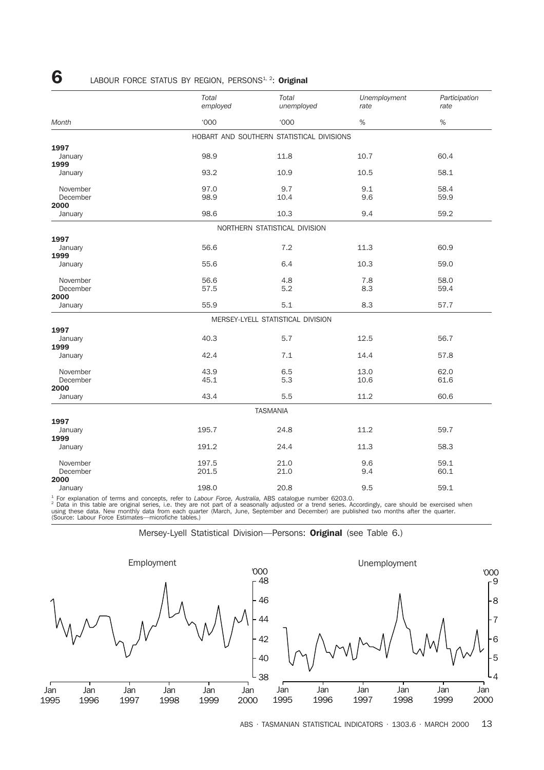## 6 LABOUR FORCE STATUS BY REGION, PERSONS[1, 2]: **Original**

| Month | *Total employed* | *Total unemployed* | *Unemployment rate* | *Participation rate* |
|---|---|---|---|---|
| | '000 | '000 | % | % |
| | | **HOBART AND SOUTHERN STATISTICAL DIVISIONS** | | |
| **1997** | | | | |
| January | 98.9 | 11.8 | 10.7 | 60.4 |
| **1999** | | | | |
| January | 93.2 | 10.9 | 10.5 | 58.1 |
| November | 97.0 | 9.7 | 9.1 | 58.4 |
| December | 98.9 | 10.4 | 9.6 | 59.9 |
| **2000** | | | | |
| January | 98.6 | 10.3 | 9.4 | 59.2 |
| | | **NORTHERN STATISTICAL DIVISION** | | |
| **1997** | | | | |
| January | 56.6 | 7.2 | 11.3 | 60.9 |
| **1999** | | | | |
| January | 55.6 | 6.4 | 10.3 | 59.0 |
| November | 56.6 | 4.8 | 7.8 | 58.0 |
| December | 57.5 | 5.2 | 8.3 | 59.4 |
| **2000** | | | | |
| January | 55.9 | 5.1 | 8.3 | 57.7 |
| | | **MERSEY-LYELL STATISTICAL DIVISION** | | |
| **1997** | | | | |
| January | 40.3 | 5.7 | 12.5 | 56.7 |
| **1999** | | | | |
| January | 42.4 | 7.1 | 14.4 | 57.8 |
| November | 43.9 | 6.5 | 13.0 | 62.0 |
| December | 45.1 | 5.3 | 10.6 | 61.6 |
| **2000** | | | | |
| January | 43.4 | 5.5 | 11.2 | 60.6 |
| | | **TASMANIA** | | |
| **1997** | | | | |
| January | 195.7 | 24.8 | 11.2 | 59.7 |
| **1999** | | | | |
| January | 191.2 | 24.4 | 11.3 | 58.3 |
| November | 197.5 | 21.0 | 9.6 | 59.1 |
| December | 201.5 | 21.0 | 9.4 | 60.1 |
| **2000** | | | | |
| January | 198.0 | 20.8 | 9.5 | 59.1 |

[1] For explanation of terms and concepts, refer to *Labour Force, Australia*, ABS catalogue number 6203.0.
[2] Data in this table are original series, i.e. they are not part of a seasonally adjusted or a trend series. Accordingly, care should be exercised when using these data. New monthly data from each quarter (March, June, September and December) are published two months after the quarter.
(Source: Labour Force Estimates—microfiche tables.)

Mersey-Lyell Statistical Division—Persons: **Original** (see Table 6.)

Employment ('000)

Unemployment ('000)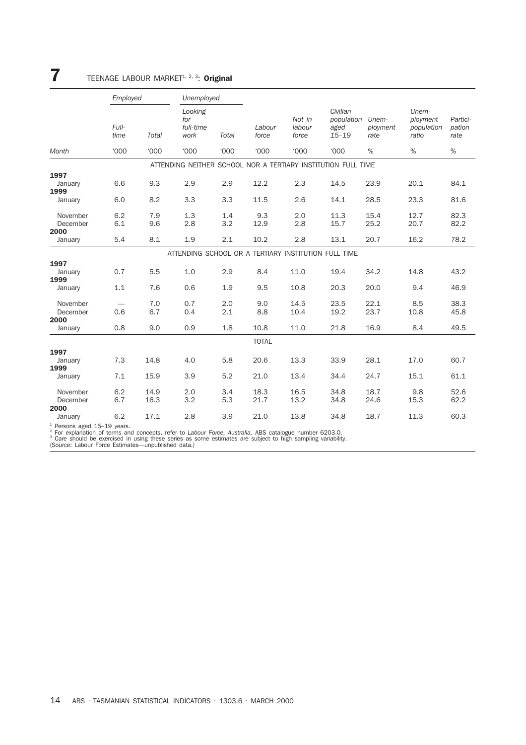# 7 TEENAGE LABOUR MARKET[1, 2, 3]: **Original**

| | *Employed* | | *Unemployed* | | | | | | | |
|---|---|---|---|---|---|---|---|---|---|---|
| | *Full-time* | *Total* | *Looking for full-time work* | *Total* | *Labour force* | *Not in labour force* | *Civilian population aged 15–19* | *Unem-ployment rate* | *Unem-ployment population ratio* | *Partici-pation rate* |
| *Month* | '000 | '000 | '000 | '000 | '000 | '000 | '000 | % | % | % |
| | | | | ATTENDING NEITHER SCHOOL NOR A TERTIARY INSTITUTION FULL TIME | | | | | | |
| **1997** | | | | | | | | | | |
| January | 6.6 | 9.3 | 2.9 | 2.9 | 12.2 | 2.3 | 14.5 | 23.9 | 20.1 | 84.1 |
| **1999** | | | | | | | | | | |
| January | 6.0 | 8.2 | 3.3 | 3.3 | 11.5 | 2.6 | 14.1 | 28.5 | 23.3 | 81.6 |
| November | 6.2 | 7.9 | 1.3 | 1.4 | 9.3 | 2.0 | 11.3 | 15.4 | 12.7 | 82.3 |
| December | 6.1 | 9.6 | 2.8 | 3.2 | 12.9 | 2.8 | 15.7 | 25.2 | 20.7 | 82.2 |
| **2000** | | | | | | | | | | |
| January | 5.4 | 8.1 | 1.9 | 2.1 | 10.2 | 2.8 | 13.1 | 20.7 | 16.2 | 78.2 |
| | | | | ATTENDING SCHOOL OR A TERTIARY INSTITUTION FULL TIME | | | | | | |
| **1997** | | | | | | | | | | |
| January | 0.7 | 5.5 | 1.0 | 2.9 | 8.4 | 11.0 | 19.4 | 34.2 | 14.8 | 43.2 |
| **1999** | | | | | | | | | | |
| January | 1.1 | 7.6 | 0.6 | 1.9 | 9.5 | 10.8 | 20.3 | 20.0 | 9.4 | 46.9 |
| November | — | 7.0 | 0.7 | 2.0 | 9.0 | 14.5 | 23.5 | 22.1 | 8.5 | 38.3 |
| December | 0.6 | 6.7 | 0.4 | 2.1 | 8.8 | 10.4 | 19.2 | 23.7 | 10.8 | 45.8 |
| **2000** | | | | | | | | | | |
| January | 0.8 | 9.0 | 0.9 | 1.8 | 10.8 | 11.0 | 21.8 | 16.9 | 8.4 | 49.5 |
| | | | | | TOTAL | | | | | |
| **1997** | | | | | | | | | | |
| January | 7.3 | 14.8 | 4.0 | 5.8 | 20.6 | 13.3 | 33.9 | 28.1 | 17.0 | 60.7 |
| **1999** | | | | | | | | | | |
| January | 7.1 | 15.9 | 3.9 | 5.2 | 21.0 | 13.4 | 34.4 | 24.7 | 15.1 | 61.1 |
| November | 6.2 | 14.9 | 2.0 | 3.4 | 18.3 | 16.5 | 34.8 | 18.7 | 9.8 | 52.6 |
| December | 6.7 | 16.3 | 3.2 | 5.3 | 21.7 | 13.2 | 34.8 | 24.6 | 15.3 | 62.2 |
| **2000** | | | | | | | | | | |
| January | 6.2 | 17.1 | 2.8 | 3.9 | 21.0 | 13.8 | 34.8 | 18.7 | 11.3 | 60.3 |

[1] Persons aged 15–19 years.
[2] For explanation of terms and concepts, refer to *Labour Force, Australia*, ABS catalogue number 6203.0.
[3] Care should be exercised in using these series as some estimates are subject to high sampling variability.
(Source: Labour Force Estimates—unpublished data.)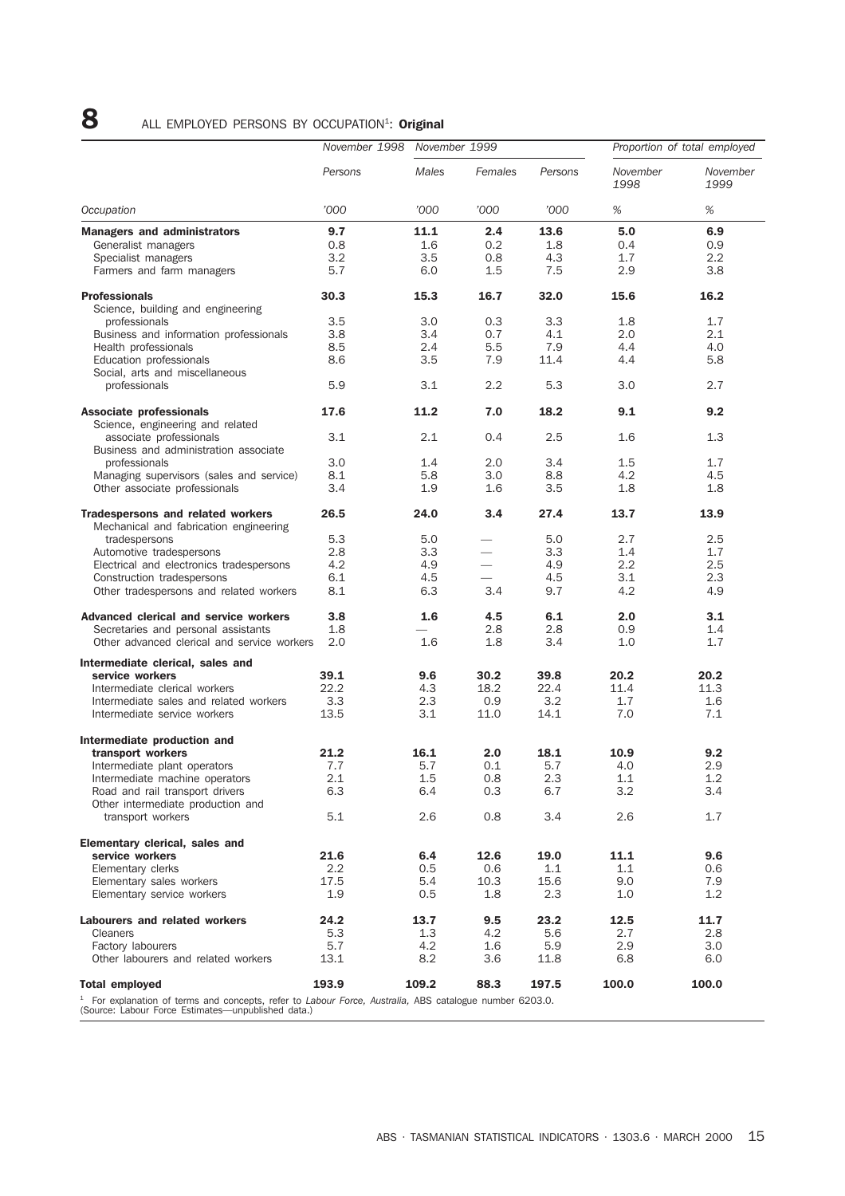## 8 ALL EMPLOYED PERSONS BY OCCUPATION[1]: **Original**

| | November 1998 | November 1999 | | | Proportion of total employed | |
|---|---|---|---|---|---|---|
| | Persons | Males | Females | Persons | November 1998 | November 1999 |
| Occupation | '000 | '000 | '000 | '000 | % | % |
| **Managers and administrators** | **9.7** | **11.1** | **2.4** | **13.6** | **5.0** | **6.9** |
| Generalist managers | 0.8 | 1.6 | 0.2 | 1.8 | 0.4 | 0.9 |
| Specialist managers | 3.2 | 3.5 | 0.8 | 4.3 | 1.7 | 2.2 |
| Farmers and farm managers | 5.7 | 6.0 | 1.5 | 7.5 | 2.9 | 3.8 |
| **Professionals** | **30.3** | **15.3** | **16.7** | **32.0** | **15.6** | **16.2** |
| Science, building and engineering professionals | 3.5 | 3.0 | 0.3 | 3.3 | 1.8 | 1.7 |
| Business and information professionals | 3.8 | 3.4 | 0.7 | 4.1 | 2.0 | 2.1 |
| Health professionals | 8.5 | 2.4 | 5.5 | 7.9 | 4.4 | 4.0 |
| Education professionals | 8.6 | 3.5 | 7.9 | 11.4 | 4.4 | 5.8 |
| Social, arts and miscellaneous professionals | 5.9 | 3.1 | 2.2 | 5.3 | 3.0 | 2.7 |
| **Associate professionals** | **17.6** | **11.2** | **7.0** | **18.2** | **9.1** | **9.2** |
| Science, engineering and related associate professionals | 3.1 | 2.1 | 0.4 | 2.5 | 1.6 | 1.3 |
| Business and administration associate professionals | 3.0 | 1.4 | 2.0 | 3.4 | 1.5 | 1.7 |
| Managing supervisors (sales and service) | 8.1 | 5.8 | 3.0 | 8.8 | 4.2 | 4.5 |
| Other associate professionals | 3.4 | 1.9 | 1.6 | 3.5 | 1.8 | 1.8 |
| **Tradespersons and related workers** | **26.5** | **24.0** | **3.4** | **27.4** | **13.7** | **13.9** |
| Mechanical and fabrication engineering tradespersons | 5.3 | 5.0 | — | 5.0 | 2.7 | 2.5 |
| Automotive tradespersons | 2.8 | 3.3 | — | 3.3 | 1.4 | 1.7 |
| Electrical and electronics tradespersons | 4.2 | 4.9 | — | 4.9 | 2.2 | 2.5 |
| Construction tradespersons | 6.1 | 4.5 | — | 4.5 | 3.1 | 2.3 |
| Other tradespersons and related workers | 8.1 | 6.3 | 3.4 | 9.7 | 4.2 | 4.9 |
| **Advanced clerical and service workers** | **3.8** | **1.6** | **4.5** | **6.1** | **2.0** | **3.1** |
| Secretaries and personal assistants | 1.8 | — | 2.8 | 2.8 | 0.9 | 1.4 |
| Other advanced clerical and service workers | 2.0 | 1.6 | 1.8 | 3.4 | 1.0 | 1.7 |
| **Intermediate clerical, sales and service workers** | **39.1** | **9.6** | **30.2** | **39.8** | **20.2** | **20.2** |
| Intermediate clerical workers | 22.2 | 4.3 | 18.2 | 22.4 | 11.4 | 11.3 |
| Intermediate sales and related workers | 3.3 | 2.3 | 0.9 | 3.2 | 1.7 | 1.6 |
| Intermediate service workers | 13.5 | 3.1 | 11.0 | 14.1 | 7.0 | 7.1 |
| **Intermediate production and transport workers** | **21.2** | **16.1** | **2.0** | **18.1** | **10.9** | **9.2** |
| Intermediate plant operators | 7.7 | 5.7 | 0.1 | 5.7 | 4.0 | 2.9 |
| Intermediate machine operators | 2.1 | 1.5 | 0.8 | 2.3 | 1.1 | 1.2 |
| Road and rail transport drivers | 6.3 | 6.4 | 0.3 | 6.7 | 3.2 | 3.4 |
| Other intermediate production and transport workers | 5.1 | 2.6 | 0.8 | 3.4 | 2.6 | 1.7 |
| **Elementary clerical, sales and service workers** | **21.6** | **6.4** | **12.6** | **19.0** | **11.1** | **9.6** |
| Elementary clerks | 2.2 | 0.5 | 0.6 | 1.1 | 1.1 | 0.6 |
| Elementary sales workers | 17.5 | 5.4 | 10.3 | 15.6 | 9.0 | 7.9 |
| Elementary service workers | 1.9 | 0.5 | 1.8 | 2.3 | 1.0 | 1.2 |
| **Labourers and related workers** | **24.2** | **13.7** | **9.5** | **23.2** | **12.5** | **11.7** |
| Cleaners | 5.3 | 1.3 | 4.2 | 5.6 | 2.7 | 2.8 |
| Factory labourers | 5.7 | 4.2 | 1.6 | 5.9 | 2.9 | 3.0 |
| Other labourers and related workers | 13.1 | 8.2 | 3.6 | 11.8 | 6.8 | 6.0 |
| **Total employed** | **193.9** | **109.2** | **88.3** | **197.5** | **100.0** | **100.0** |

[1] For explanation of terms and concepts, refer to *Labour Force, Australia*, ABS catalogue number 6203.0.
(Source: Labour Force Estimates—unpublished data.)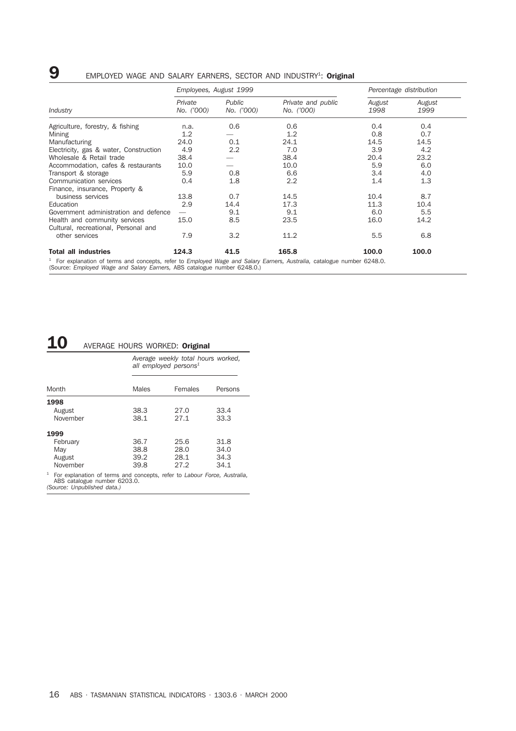## 9 EMPLOYED WAGE AND SALARY EARNERS, SECTOR AND INDUSTRY[1]: **Original**

| Industry | Employees, August 1999 | | | Percentage distribution | |
|---|---|---|---|---|---|
| | *Private No. ('000)* | *Public No. ('000)* | *Private and public No. ('000)* | *August 1998* | *August 1999* |
| Agriculture, forestry, & fishing | n.a. | 0.6 | 0.6 | 0.4 | 0.4 |
| Mining | 1.2 | — | 1.2 | 0.8 | 0.7 |
| Manufacturing | 24.0 | 0.1 | 24.1 | 14.5 | 14.5 |
| Electricity, gas & water, Construction | 4.9 | 2.2 | 7.0 | 3.9 | 4.2 |
| Wholesale & Retail trade | 38.4 | — | 38.4 | 20.4 | 23.2 |
| Accommodation, cafes & restaurants | 10.0 | — | 10.0 | 5.9 | 6.0 |
| Transport & storage | 5.9 | 0.8 | 6.6 | 3.4 | 4.0 |
| Communication services | 0.4 | 1.8 | 2.2 | 1.4 | 1.3 |
| Finance, insurance, Property & business services | 13.8 | 0.7 | 14.5 | 10.4 | 8.7 |
| Education | 2.9 | 14.4 | 17.3 | 11.3 | 10.4 |
| Government administration and defence | — | 9.1 | 9.1 | 6.0 | 5.5 |
| Health and community services | 15.0 | 8.5 | 23.5 | 16.0 | 14.2 |
| Cultural, recreational, Personal and other services | 7.9 | 3.2 | 11.2 | 5.5 | 6.8 |
| **Total all industries** | **124.3** | **41.5** | **165.8** | **100.0** | **100.0** |

[1] For explanation of terms and concepts, refer to *Employed Wage and Salary Earners, Australia,* catalogue number 6248.0.
(Source: *Employed Wage and Salary Earners,* ABS catalogue number 6248.0.)

## 10 AVERAGE HOURS WORKED: **Original**

| Month | *Average weekly total hours worked, all employed persons[1]* | | |
|---|---|---|---|
| | Males | Females | Persons |
| **1998** | | | |
| August | 38.3 | 27.0 | 33.4 |
| November | 38.1 | 27.1 | 33.3 |
| **1999** | | | |
| February | 36.7 | 25.6 | 31.8 |
| May | 38.8 | 28.0 | 34.0 |
| August | 39.2 | 28.1 | 34.3 |
| November | 39.8 | 27.2 | 34.1 |

[1] For explanation of terms and concepts, refer to *Labour Force, Australia,* ABS catalogue number 6203.0.
*(Source: Unpublished data.)*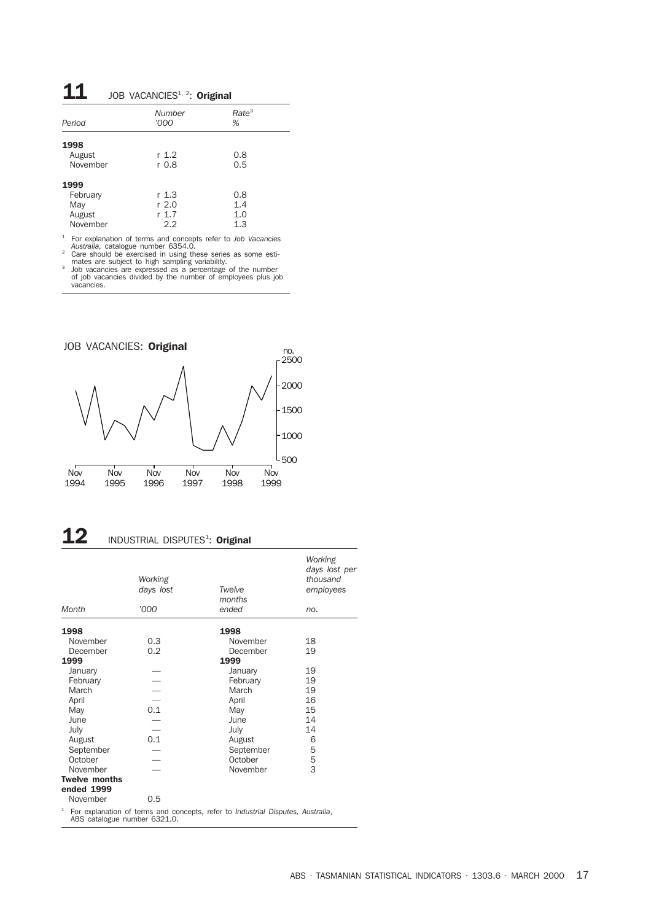## 11 JOB VACANCIES[1, 2]: **Original**

| Period | Number '000 | Rate[3] % |
|---|---|---|
| **1998** | | |
| August | r 1.2 | 0.8 |
| November | r 0.8 | 0.5 |
| **1999** | | |
| February | r 1.3 | 0.8 |
| May | r 2.0 | 1.4 |
| August | r 1.7 | 1.0 |
| November | 2.2 | 1.3 |

[1] For explanation of terms and concepts refer to *Job Vacancies Australia*, catalogue number 6354.0.
[2] Care should be exercised in using these series as some estimates are subject to high sampling variability.
[3] Job vacancies are expressed as a percentage of the number of job vacancies divided by the number of employees plus job vacancies.

JOB VACANCIES: **Original**

## 12 INDUSTRIAL DISPUTES[1]: **Original**

| Month | Working days lost '000 | Twelve months ended | Working days lost per thousand employees no. |
|---|---|---|---|
| **1998** | | **1998** | |
| November | 0.3 | November | 18 |
| December | 0.2 | December | 19 |
| **1999** | | **1999** | |
| January | — | January | 19 |
| February | — | February | 19 |
| March | — | March | 19 |
| April | — | April | 16 |
| May | 0.1 | May | 15 |
| June | — | June | 14 |
| July | — | July | 14 |
| August | 0.1 | August | 6 |
| September | — | September | 5 |
| October | — | October | 5 |
| November | — | November | 3 |
| **Twelve months ended 1999** | | | |
| November | 0.5 | | |

[1] For explanation of terms and concepts, refer to *Industrial Disputes, Australia*, ABS catalogue number 6321.0.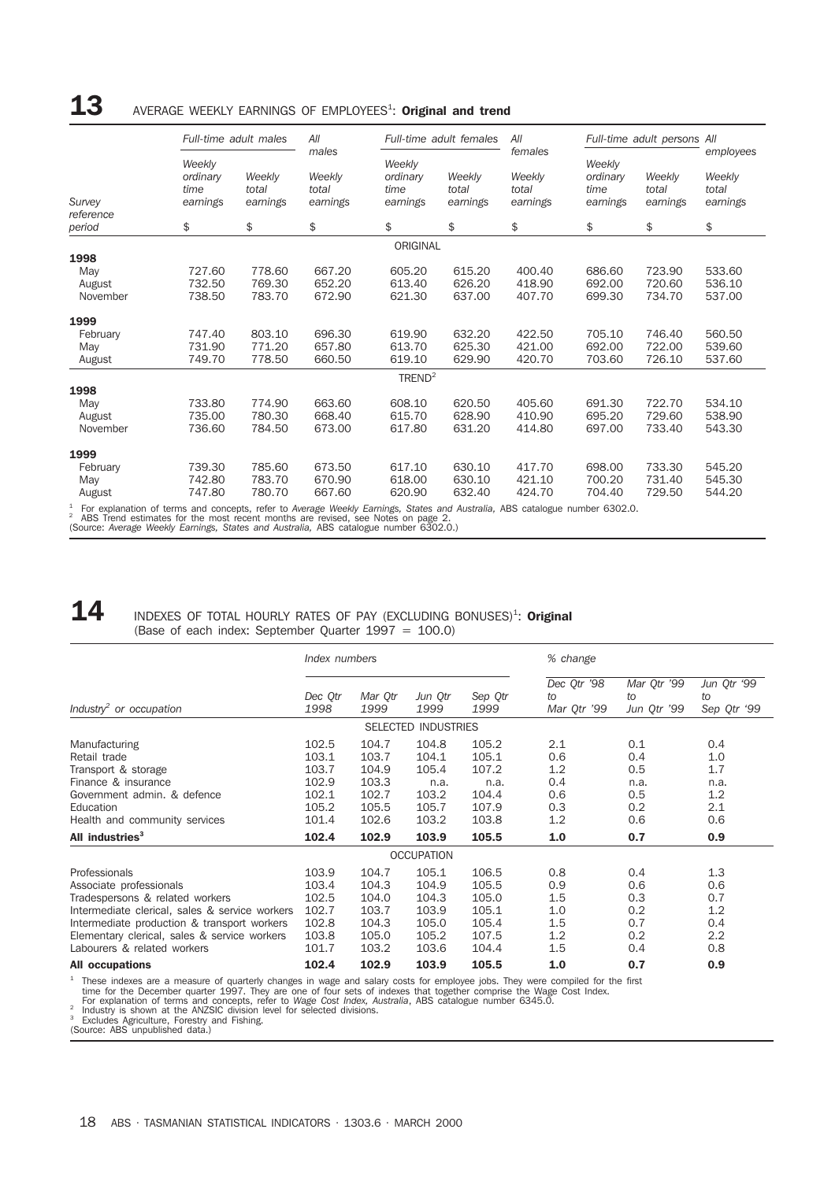## 13 AVERAGE WEEKLY EARNINGS OF EMPLOYEES[1]: **Original and trend**

| Survey reference period | Full-time adult males | | All males | Full-time adult females | | All females | Full-time adult persons | | All employees |
|---|---|---|---|---|---|---|---|---|---|
| | Weekly ordinary time earnings | Weekly total earnings | Weekly total earnings | Weekly ordinary time earnings | Weekly total earnings | Weekly total earnings | Weekly ordinary time earnings | Weekly total earnings | Weekly total earnings |
| | $ | $ | $ | $ | $ | $ | $ | $ | $ |
| | | | | ORIGINAL | | | | | |
| **1998** | | | | | | | | | |
| May | 727.60 | 778.60 | 667.20 | 605.20 | 615.20 | 400.40 | 686.60 | 723.90 | 533.60 |
| August | 732.50 | 769.30 | 652.20 | 613.40 | 626.20 | 418.90 | 692.00 | 720.60 | 536.10 |
| November | 738.50 | 783.70 | 672.90 | 621.30 | 637.00 | 407.70 | 699.30 | 734.70 | 537.00 |
| **1999** | | | | | | | | | |
| February | 747.40 | 803.10 | 696.30 | 619.90 | 632.20 | 422.50 | 705.10 | 746.40 | 560.50 |
| May | 731.90 | 771.20 | 657.80 | 613.70 | 625.30 | 421.00 | 692.00 | 722.00 | 539.60 |
| August | 749.70 | 778.50 | 660.50 | 619.10 | 629.90 | 420.70 | 703.60 | 726.10 | 537.60 |
| | | | | TREND[2] | | | | | |
| **1998** | | | | | | | | | |
| May | 733.80 | 774.90 | 663.60 | 608.10 | 620.50 | 405.60 | 691.30 | 722.70 | 534.10 |
| August | 735.00 | 780.30 | 668.40 | 615.70 | 628.90 | 410.90 | 695.20 | 729.60 | 538.90 |
| November | 736.60 | 784.50 | 673.00 | 617.80 | 631.20 | 414.80 | 697.00 | 733.40 | 543.30 |
| **1999** | | | | | | | | | |
| February | 739.30 | 785.60 | 673.50 | 617.10 | 630.10 | 417.70 | 698.00 | 733.30 | 545.20 |
| May | 742.80 | 783.70 | 670.90 | 618.00 | 630.10 | 421.10 | 700.20 | 731.40 | 545.30 |
| August | 747.80 | 780.70 | 667.60 | 620.90 | 632.40 | 424.70 | 704.40 | 729.50 | 544.20 |

[1] For explanation of terms and concepts, refer to *Average Weekly Earnings, States and Australia*, ABS catalogue number 6302.0.
[2] ABS Trend estimates for the most recent months are revised, see Notes on page 2.
(Source: *Average Weekly Earnings, States and Australia*, ABS catalogue number 6302.0.)

## 14 INDEXES OF TOTAL HOURLY RATES OF PAY (EXCLUDING BONUSES)[1]: **Original**

(Base of each index: September Quarter 1997 = 100.0)

| Industry[2] or occupation | Index numbers | | | | % change | | |
|---|---|---|---|---|---|---|---|
| | Dec Qtr 1998 | Mar Qtr 1999 | Jun Qtr 1999 | Sep Qtr 1999 | Dec Qtr '98 to Mar Qtr '99 | Mar Qtr '99 to Jun Qtr '99 | Jun Qtr '99 to Sep Qtr '99 |
| | | | SELECTED INDUSTRIES | | | | |
| Manufacturing | 102.5 | 104.7 | 104.8 | 105.2 | 2.1 | 0.1 | 0.4 |
| Retail trade | 103.1 | 103.7 | 104.1 | 105.1 | 0.6 | 0.4 | 1.0 |
| Transport & storage | 103.7 | 104.9 | 105.4 | 107.2 | 1.2 | 0.5 | 1.7 |
| Finance & insurance | 102.9 | 103.3 | n.a. | n.a. | 0.4 | n.a. | n.a. |
| Government admin. & defence | 102.1 | 102.7 | 103.2 | 104.4 | 0.6 | 0.5 | 1.2 |
| Education | 105.2 | 105.5 | 105.7 | 107.9 | 0.3 | 0.2 | 2.1 |
| Health and community services | 101.4 | 102.6 | 103.2 | 103.8 | 1.2 | 0.6 | 0.6 |
| **All industries[3]** | **102.4** | **102.9** | **103.9** | **105.5** | **1.0** | **0.7** | **0.9** |
| | | | OCCUPATION | | | | |
| Professionals | 103.9 | 104.7 | 105.1 | 106.5 | 0.8 | 0.4 | 1.3 |
| Associate professionals | 103.4 | 104.3 | 104.9 | 105.5 | 0.9 | 0.6 | 0.6 |
| Tradespersons & related workers | 102.5 | 104.0 | 104.3 | 105.0 | 1.5 | 0.3 | 0.7 |
| Intermediate clerical, sales & service workers | 102.7 | 103.7 | 103.9 | 105.1 | 1.0 | 0.2 | 1.2 |
| Intermediate production & transport workers | 102.8 | 104.3 | 105.0 | 105.4 | 1.5 | 0.7 | 0.4 |
| Elementary clerical, sales & service workers | 103.8 | 105.0 | 105.2 | 107.5 | 1.2 | 0.2 | 2.2 |
| Labourers & related workers | 101.7 | 103.2 | 103.6 | 104.4 | 1.5 | 0.4 | 0.8 |
| **All occupations** | **102.4** | **102.9** | **103.9** | **105.5** | **1.0** | **0.7** | **0.9** |

[1] These indexes are a measure of quarterly changes in wage and salary costs for employee jobs. They were compiled for the first time for the December quarter 1997. They are one of four sets of indexes that together comprise the Wage Cost Index. For explanation of terms and concepts, refer to *Wage Cost Index, Australia*, ABS catalogue number 6345.0.
[2] Industry is shown at the ANZSIC division level for selected divisions.
[3] Excludes Agriculture, Forestry and Fishing.
(Source: ABS unpublished data.)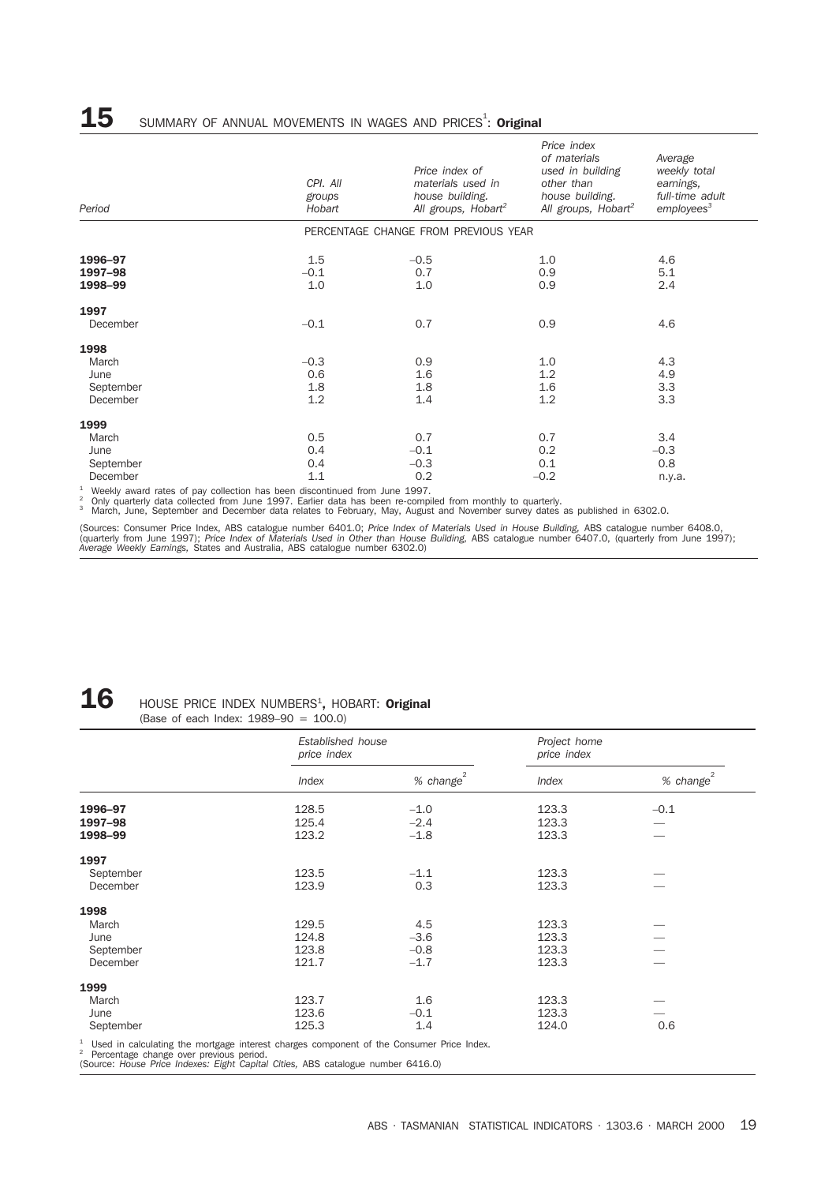## 15 SUMMARY OF ANNUAL MOVEMENTS IN WAGES AND PRICES[1]: **Original**

| Period | CPI. All groups Hobart | Price index of materials used in house building. All groups, Hobart[2] | Price index of materials used in building other than house building. All groups, Hobart[2] | Average weekly total earnings, full-time adult employees[3] |
|---|---|---|---|---|
| | PERCENTAGE CHANGE FROM PREVIOUS YEAR | | | |
| **1996–97** | 1.5 | –0.5 | 1.0 | 4.6 |
| **1997–98** | –0.1 | 0.7 | 0.9 | 5.1 |
| **1998–99** | 1.0 | 1.0 | 0.9 | 2.4 |
| **1997** | | | | |
| December | –0.1 | 0.7 | 0.9 | 4.6 |
| **1998** | | | | |
| March | –0.3 | 0.9 | 1.0 | 4.3 |
| June | 0.6 | 1.6 | 1.2 | 4.9 |
| September | 1.8 | 1.8 | 1.6 | 3.3 |
| December | 1.2 | 1.4 | 1.2 | 3.3 |
| **1999** | | | | |
| March | 0.5 | 0.7 | 0.7 | 3.4 |
| June | 0.4 | –0.1 | 0.2 | –0.3 |
| September | 0.4 | –0.3 | 0.1 | 0.8 |
| December | 1.1 | 0.2 | –0.2 | n.y.a. |

[1] Weekly award rates of pay collection has been discontinued from June 1997.
[2] Only quarterly data collected from June 1997. Earlier data has been re-compiled from monthly to quarterly.
[3] March, June, September and December data relates to February, May, August and November survey dates as published in 6302.0.

(Sources: Consumer Price Index, ABS catalogue number 6401.0; *Price Index of Materials Used in House Building,* ABS catalogue number 6408.0, (quarterly from June 1997); *Price Index of Materials Used in Other than House Building,* ABS catalogue number 6407.0, (quarterly from June 1997); *Average Weekly Earnings,* States and Australia, ABS catalogue number 6302.0)

## 16 HOUSE PRICE INDEX NUMBERS[1], HOBART: **Original**

(Base of each Index: 1989–90 = 100.0)

| | Established house price index | | Project home price index | |
|---|---|---|---|---|
| | Index | % change[2] | Index | % change[2] |
| **1996–97** | 128.5 | –1.0 | 123.3 | –0.1 |
| **1997–98** | 125.4 | –2.4 | 123.3 | — |
| **1998–99** | 123.2 | –1.8 | 123.3 | — |
| **1997** | | | | |
| September | 123.5 | –1.1 | 123.3 | — |
| December | 123.9 | 0.3 | 123.3 | — |
| **1998** | | | | |
| March | 129.5 | 4.5 | 123.3 | — |
| June | 124.8 | –3.6 | 123.3 | — |
| September | 123.8 | –0.8 | 123.3 | — |
| December | 121.7 | –1.7 | 123.3 | — |
| **1999** | | | | |
| March | 123.7 | 1.6 | 123.3 | — |
| June | 123.6 | –0.1 | 123.3 | — |
| September | 125.3 | 1.4 | 124.0 | 0.6 |

[1] Used in calculating the mortgage interest charges component of the Consumer Price Index.
[2] Percentage change over previous period.
(Source: *House Price Indexes: Eight Capital Cities,* ABS catalogue number 6416.0)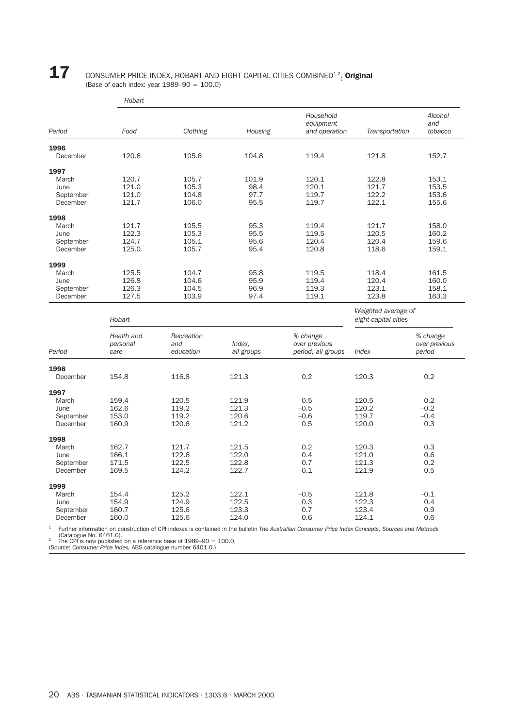# 17 CONSUMER PRICE INDEX, HOBART AND EIGHT CAPITAL CITIES COMBINED[1,2]: **Original**

(Base of each index: year 1989–90 = 100.0)

| | *Hobart* | | | | | |
|---|---|---|---|---|---|---|
| *Period* | *Food* | *Clothing* | *Housing* | *Household equipment and operation* | *Transportation* | *Alcohol and tobacco* |
| **1996** | | | | | | |
| December | 120.6 | 105.6 | 104.8 | 119.4 | 121.8 | 152.7 |
| **1997** | | | | | | |
| March | 120.7 | 105.7 | 101.9 | 120.1 | 122.8 | 153.1 |
| June | 121.0 | 105.3 | 98.4 | 120.1 | 121.7 | 153.5 |
| September | 121.0 | 104.8 | 97.7 | 119.7 | 122.2 | 153.6 |
| December | 121.7 | 106.0 | 95.5 | 119.7 | 122.1 | 155.6 |
| **1998** | | | | | | |
| March | 121.7 | 105.5 | 95.3 | 119.4 | 121.7 | 158.0 |
| June | 122.3 | 105.3 | 95.5 | 119.5 | 120.5 | 160.2 |
| September | 124.7 | 105.1 | 95.6 | 120.4 | 120.4 | 159.6 |
| December | 125.0 | 105.7 | 95.4 | 120.8 | 118.6 | 159.1 |
| **1999** | | | | | | |
| March | 125.5 | 104.7 | 95.8 | 119.5 | 118.4 | 161.5 |
| June | 126.8 | 104.6 | 95.9 | 119.4 | 120.4 | 160.0 |
| September | 126.3 | 104.5 | 96.9 | 119.3 | 123.1 | 158.1 |
| December | 127.5 | 103.9 | 97.4 | 119.1 | 123.8 | 163.3 |

| | *Hobart* | | | | *Weighted average of eight capital cities* | |
|---|---|---|---|---|---|---|
| *Period* | *Health and personal care* | *Recreation and education* | *Index, all groups* | *% change over previous period, all groups* | *Index* | *% change over previous period* |
| **1996** | | | | | | |
| December | 154.8 | 116.8 | 121.3 | 0.2 | 120.3 | 0.2 |
| **1997** | | | | | | |
| March | 159.4 | 120.5 | 121.9 | 0.5 | 120.5 | 0.2 |
| June | 162.6 | 119.2 | 121.3 | –0.5 | 120.2 | –0.2 |
| September | 153.0 | 119.2 | 120.6 | –0.6 | 119.7 | –0.4 |
| December | 160.9 | 120.6 | 121.2 | 0.5 | 120.0 | 0.3 |
| **1998** | | | | | | |
| March | 162.7 | 121.7 | 121.5 | 0.2 | 120.3 | 0.3 |
| June | 166.1 | 122.6 | 122.0 | 0.4 | 121.0 | 0.6 |
| September | 171.5 | 122.5 | 122.8 | 0.7 | 121.3 | 0.2 |
| December | 169.5 | 124.2 | 122.7 | –0.1 | 121.9 | 0.5 |
| **1999** | | | | | | |
| March | 154.4 | 125.2 | 122.1 | –0.5 | 121.8 | –0.1 |
| June | 154.9 | 124.9 | 122.5 | 0.3 | 122.3 | 0.4 |
| September | 160.7 | 125.6 | 123.3 | 0.7 | 123.4 | 0.9 |
| December | 160.0 | 125.6 | 124.0 | 0.6 | 124.1 | 0.6 |

[1] Further information on construction of CPI indexes is contained in the bulletin *The Australian Consumer Price Index Concepts, Sources and Methods* (Catalogue No. 6461.0).

[2] The CPI is now published on a reference base of 1989–90 = 100.0.

(Source: *Consumer Price Index,* ABS catalogue number 6401.0.)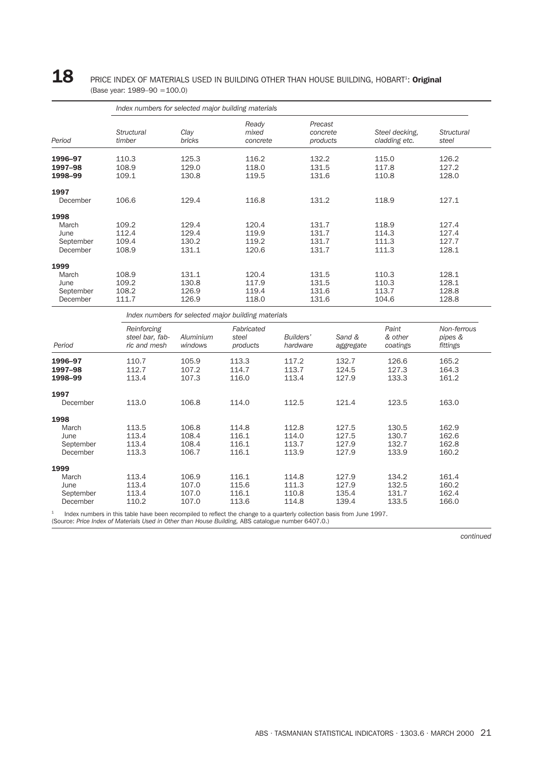# 18 PRICE INDEX OF MATERIALS USED IN BUILDING OTHER THAN HOUSE BUILDING, HOBART[1]: **Original**

(Base year: 1989–90 =100.0)

| | *Index numbers for selected major building materials* | | | | | |
|---|---|---|---|---|---|---|
| *Period* | *Structural timber* | *Clay bricks* | *Ready mixed concrete* | *Precast concrete products* | *Steel decking, cladding etc.* | *Structural steel* |
| **1996–97** | 110.3 | 125.3 | 116.2 | 132.2 | 115.0 | 126.2 |
| **1997–98** | 108.9 | 129.0 | 118.0 | 131.5 | 117.8 | 127.2 |
| **1998–99** | 109.1 | 130.8 | 119.5 | 131.6 | 110.8 | 128.0 |
| **1997** | | | | | | |
| December | 106.6 | 129.4 | 116.8 | 131.2 | 118.9 | 127.1 |
| **1998** | | | | | | |
| March | 109.2 | 129.4 | 120.4 | 131.7 | 118.9 | 127.4 |
| June | 112.4 | 129.4 | 119.9 | 131.7 | 114.3 | 127.4 |
| September | 109.4 | 130.2 | 119.2 | 131.7 | 111.3 | 127.7 |
| December | 108.9 | 131.1 | 120.6 | 131.7 | 111.3 | 128.1 |
| **1999** | | | | | | |
| March | 108.9 | 131.1 | 120.4 | 131.5 | 110.3 | 128.1 |
| June | 109.2 | 130.8 | 117.9 | 131.5 | 110.3 | 128.1 |
| September | 108.2 | 126.9 | 119.4 | 131.6 | 113.7 | 128.8 |
| December | 111.7 | 126.9 | 118.0 | 131.6 | 104.6 | 128.8 |

| | *Index numbers for selected major building materials* | | | | | | |
|---|---|---|---|---|---|---|---|
| *Period* | *Reinforcing steel bar, fabric and mesh* | *Aluminium windows* | *Fabricated steel products* | *Builders' hardware* | *Sand & aggregate* | *Paint & other coatings* | *Non-ferrous pipes & fittings* |
| **1996–97** | 110.7 | 105.9 | 113.3 | 117.2 | 132.7 | 126.6 | 165.2 |
| **1997–98** | 112.7 | 107.2 | 114.7 | 113.7 | 124.5 | 127.3 | 164.3 |
| **1998–99** | 113.4 | 107.3 | 116.0 | 113.4 | 127.9 | 133.3 | 161.2 |
| **1997** | | | | | | | |
| December | 113.0 | 106.8 | 114.0 | 112.5 | 121.4 | 123.5 | 163.0 |
| **1998** | | | | | | | |
| March | 113.5 | 106.8 | 114.8 | 112.8 | 127.5 | 130.5 | 162.9 |
| June | 113.4 | 108.4 | 116.1 | 114.0 | 127.5 | 130.7 | 162.6 |
| September | 113.4 | 108.4 | 116.1 | 113.7 | 127.9 | 132.7 | 162.8 |
| December | 113.3 | 106.7 | 116.1 | 113.9 | 127.9 | 133.9 | 160.2 |
| **1999** | | | | | | | |
| March | 113.4 | 106.9 | 116.1 | 114.8 | 127.9 | 134.2 | 161.4 |
| June | 113.4 | 107.0 | 115.6 | 111.3 | 127.9 | 132.5 | 160.2 |
| September | 113.4 | 107.0 | 116.1 | 110.8 | 135.4 | 131.7 | 162.4 |
| December | 110.2 | 107.0 | 113.6 | 114.8 | 139.4 | 133.5 | 166.0 |

[1] Index numbers in this table have been recompiled to reflect the change to a quarterly collection basis from June 1997.

(Source: *Price Index of Materials Used in Other than House Building,* ABS catalogue number 6407.0.)

*continued*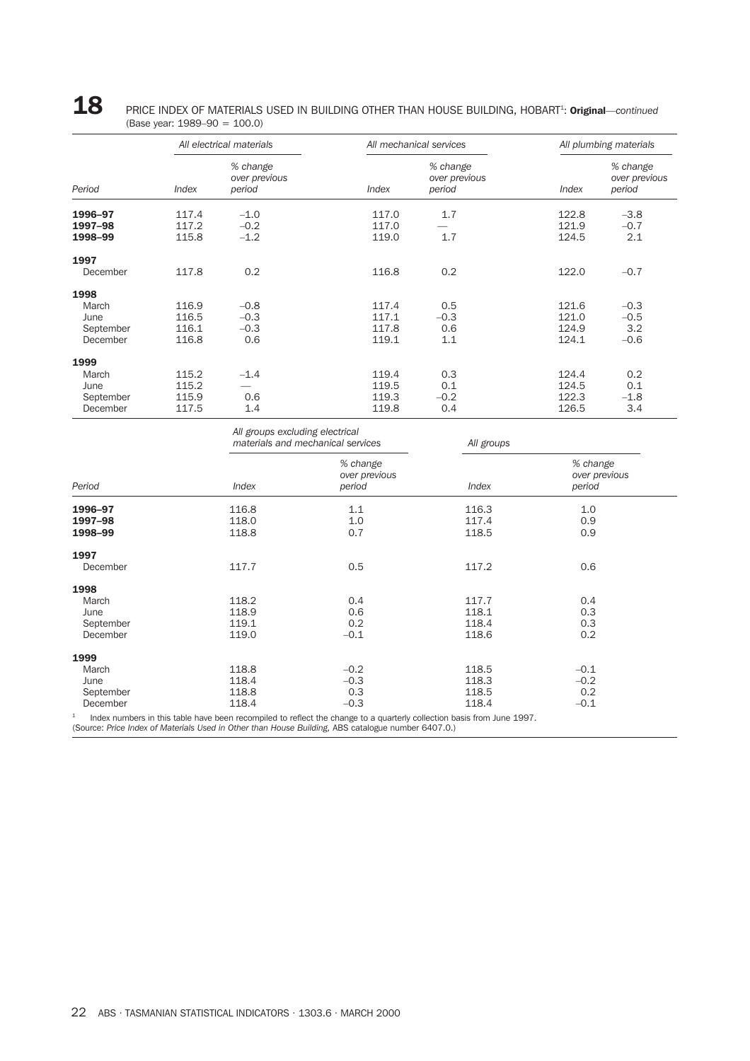## 18 PRICE INDEX OF MATERIALS USED IN BUILDING OTHER THAN HOUSE BUILDING, HOBART[1]: **Original**—*continued*

(Base year: 1989–90 = 100.0)

| | *All electrical materials* | | *All mechanical services* | | *All plumbing materials* | |
|---|---|---|---|---|---|---|
| *Period* | *Index* | *% change over previous period* | *Index* | *% change over previous period* | *Index* | *% change over previous period* |
| **1996–97** | 117.4 | –1.0 | 117.0 | 1.7 | 122.8 | –3.8 |
| **1997–98** | 117.2 | –0.2 | 117.0 | — | 121.9 | –0.7 |
| **1998–99** | 115.8 | –1.2 | 119.0 | 1.7 | 124.5 | 2.1 |
| **1997** | | | | | | |
| December | 117.8 | 0.2 | 116.8 | 0.2 | 122.0 | –0.7 |
| **1998** | | | | | | |
| March | 116.9 | –0.8 | 117.4 | 0.5 | 121.6 | –0.3 |
| June | 116.5 | –0.3 | 117.1 | –0.3 | 121.0 | –0.5 |
| September | 116.1 | –0.3 | 117.8 | 0.6 | 124.9 | 3.2 |
| December | 116.8 | 0.6 | 119.1 | 1.1 | 124.1 | –0.6 |
| **1999** | | | | | | |
| March | 115.2 | –1.4 | 119.4 | 0.3 | 124.4 | 0.2 |
| June | 115.2 | — | 119.5 | 0.1 | 124.5 | 0.1 |
| September | 115.9 | 0.6 | 119.3 | –0.2 | 122.3 | –1.8 |
| December | 117.5 | 1.4 | 119.8 | 0.4 | 126.5 | 3.4 |

| | *All groups excluding electrical materials and mechanical services* | | *All groups* | |
|---|---|---|---|---|
| *Period* | *Index* | *% change over previous period* | *Index* | *% change over previous period* |
| **1996–97** | 116.8 | 1.1 | 116.3 | 1.0 |
| **1997–98** | 118.0 | 1.0 | 117.4 | 0.9 |
| **1998–99** | 118.8 | 0.7 | 118.5 | 0.9 |
| **1997** | | | | |
| December | 117.7 | 0.5 | 117.2 | 0.6 |
| **1998** | | | | |
| March | 118.2 | 0.4 | 117.7 | 0.4 |
| June | 118.9 | 0.6 | 118.1 | 0.3 |
| September | 119.1 | 0.2 | 118.4 | 0.3 |
| December | 119.0 | –0.1 | 118.6 | 0.2 |
| **1999** | | | | |
| March | 118.8 | –0.2 | 118.5 | –0.1 |
| June | 118.4 | –0.3 | 118.3 | –0.2 |
| September | 118.8 | 0.3 | 118.5 | 0.2 |
| December | 118.4 | –0.3 | 118.4 | –0.1 |

[1] Index numbers in this table have been recompiled to reflect the change to a quarterly collection basis from June 1997.

(Source: *Price Index of Materials Used in Other than House Building,* ABS catalogue number 6407.0.)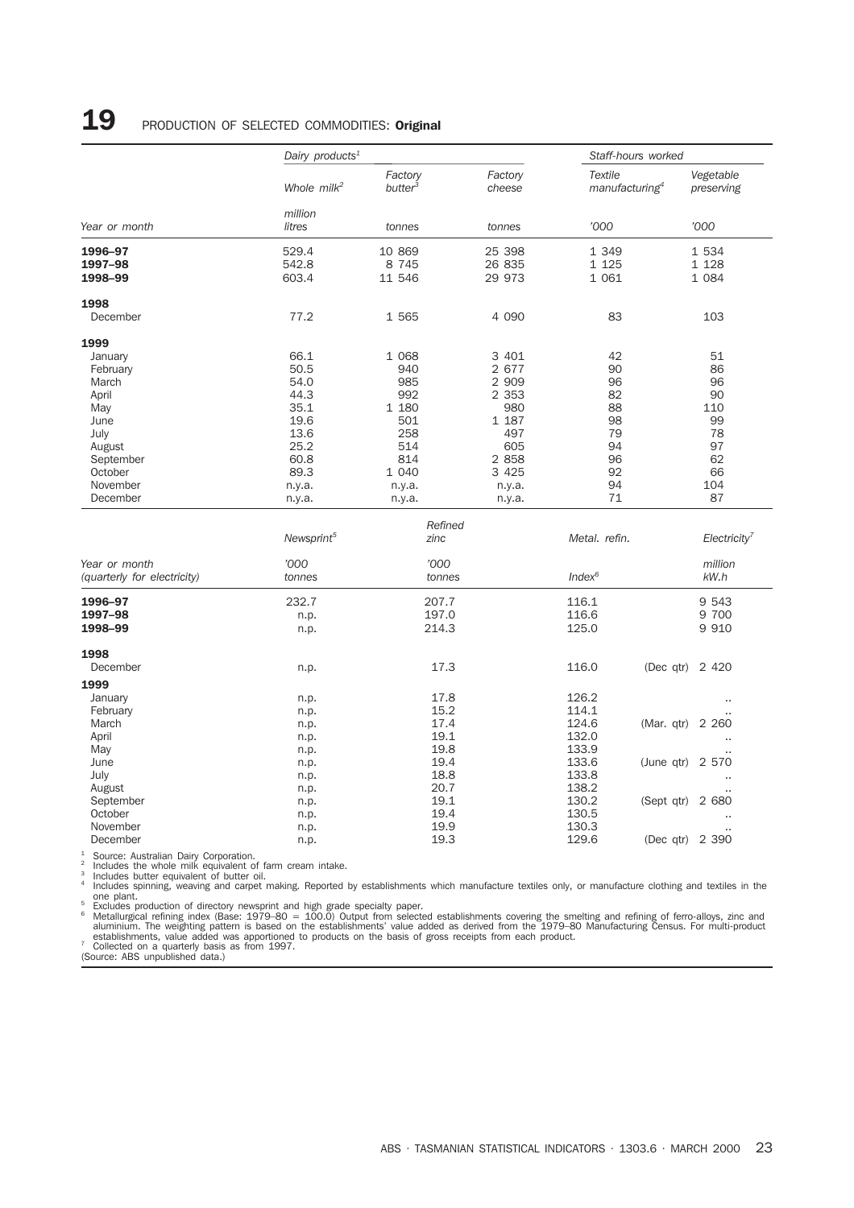## 19 PRODUCTION OF SELECTED COMMODITIES: **Original**

| | Dairy products[1] | | | Staff-hours worked | |
|---|---|---|---|---|---|
| | Whole milk[2] | Factory butter[3] | Factory cheese | Textile manufacturing[4] | Vegetable preserving |
| Year or month | million litres | tonnes | tonnes | '000 | '000 |
| **1996–97** | 529.4 | 10 869 | 25 398 | 1 349 | 1 534 |
| **1997–98** | 542.8 | 8 745 | 26 835 | 1 125 | 1 128 |
| **1998–99** | 603.4 | 11 546 | 29 973 | 1 061 | 1 084 |
| **1998** | | | | | |
| December | 77.2 | 1 565 | 4 090 | 83 | 103 |
| **1999** | | | | | |
| January | 66.1 | 1 068 | 3 401 | 42 | 51 |
| February | 50.5 | 940 | 2 677 | 90 | 86 |
| March | 54.0 | 985 | 2 909 | 96 | 96 |
| April | 44.3 | 992 | 2 353 | 82 | 90 |
| May | 35.1 | 1 180 | 980 | 88 | 110 |
| June | 19.6 | 501 | 1 187 | 98 | 99 |
| July | 13.6 | 258 | 497 | 79 | 78 |
| August | 25.2 | 514 | 605 | 94 | 97 |
| September | 60.8 | 814 | 2 858 | 96 | 62 |
| October | 89.3 | 1 040 | 3 425 | 92 | 66 |
| November | n.y.a. | n.y.a. | n.y.a. | 94 | 104 |
| December | n.y.a. | n.y.a. | n.y.a. | 71 | 87 |

| | Newsprint[5] | Refined zinc | Metal. refin. | | Electricity[7] |
|---|---|---|---|---|---|
| Year or month (quarterly for electricity) | '000 tonnes | '000 tonnes | Index[6] | | million kW.h |
| **1996–97** | 232.7 | 207.7 | 116.1 | | 9 543 |
| **1997–98** | n.p. | 197.0 | 116.6 | | 9 700 |
| **1998–99** | n.p. | 214.3 | 125.0 | | 9 910 |
| **1998** | | | | | |
| December | n.p. | 17.3 | 116.0 | (Dec qtr) | 2 420 |
| **1999** | | | | | |
| January | n.p. | 17.8 | 126.2 | | .. |
| February | n.p. | 15.2 | 114.1 | | .. |
| March | n.p. | 17.4 | 124.6 | (Mar. qtr) | 2 260 |
| April | n.p. | 19.1 | 132.0 | | .. |
| May | n.p. | 19.8 | 133.9 | | .. |
| June | n.p. | 19.4 | 133.6 | (June qtr) | 2 570 |
| July | n.p. | 18.8 | 133.8 | | .. |
| August | n.p. | 20.7 | 138.2 | | .. |
| September | n.p. | 19.1 | 130.2 | (Sept qtr) | 2 680 |
| October | n.p. | 19.4 | 130.5 | | .. |
| November | n.p. | 19.9 | 130.3 | | .. |
| December | n.p. | 19.3 | 129.6 | (Dec qtr) | 2 390 |

1 Source: Australian Dairy Corporation.
2 Includes the whole milk equivalent of farm cream intake.
3 Includes butter equivalent of butter oil.
4 Includes spinning, weaving and carpet making. Reported by establishments which manufacture textiles only, or manufacture clothing and textiles in the one plant.
5 Excludes production of directory newsprint and high grade specialty paper.
6 Metallurgical refining index (Base: 1979–80 = 100.0) Output from selected establishments covering the smelting and refining of ferro-alloys, zinc and aluminium. The weighting pattern is based on the establishments' value added as derived from the 1979–80 Manufacturing Census. For multi-product establishments, value added was apportioned to products on the basis of gross receipts from each product.
7 Collected on a quarterly basis as from 1997.
(Source: ABS unpublished data.)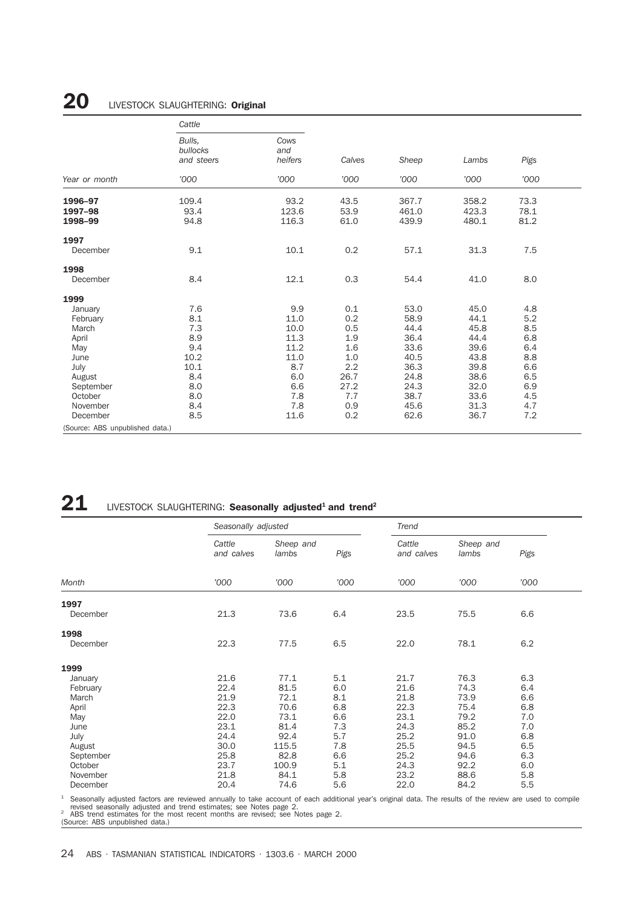## 20 LIVESTOCK SLAUGHTERING: **Original**

| | Cattle | | | | | |
|---|---|---|---|---|---|---|
| | Bulls, bullocks and steers | Cows and heifers | Calves | Sheep | Lambs | Pigs |
| Year or month | '000 | '000 | '000 | '000 | '000 | '000 |
| **1996–97** | 109.4 | 93.2 | 43.5 | 367.7 | 358.2 | 73.3 |
| **1997–98** | 93.4 | 123.6 | 53.9 | 461.0 | 423.3 | 78.1 |
| **1998–99** | 94.8 | 116.3 | 61.0 | 439.9 | 480.1 | 81.2 |
| **1997** | | | | | | |
| December | 9.1 | 10.1 | 0.2 | 57.1 | 31.3 | 7.5 |
| **1998** | | | | | | |
| December | 8.4 | 12.1 | 0.3 | 54.4 | 41.0 | 8.0 |
| **1999** | | | | | | |
| January | 7.6 | 9.9 | 0.1 | 53.0 | 45.0 | 4.8 |
| February | 8.1 | 11.0 | 0.2 | 58.9 | 44.1 | 5.2 |
| March | 7.3 | 10.0 | 0.5 | 44.4 | 45.8 | 8.5 |
| April | 8.9 | 11.3 | 1.9 | 36.4 | 44.4 | 6.8 |
| May | 9.4 | 11.2 | 1.6 | 33.6 | 39.6 | 6.4 |
| June | 10.2 | 11.0 | 1.0 | 40.5 | 43.8 | 8.8 |
| July | 10.1 | 8.7 | 2.2 | 36.3 | 39.8 | 6.6 |
| August | 8.4 | 6.0 | 26.7 | 24.8 | 38.6 | 6.5 |
| September | 8.0 | 6.6 | 27.2 | 24.3 | 32.0 | 6.9 |
| October | 8.0 | 7.8 | 7.7 | 38.7 | 33.6 | 4.5 |
| November | 8.4 | 7.8 | 0.9 | 45.6 | 31.3 | 4.7 |
| December | 8.5 | 11.6 | 0.2 | 62.6 | 36.7 | 7.2 |

(Source: ABS unpublished data.)

## 21 LIVESTOCK SLAUGHTERING: **Seasonally adjusted[1] and trend[2]**

| | Seasonally adjusted | | | Trend | | |
|---|---|---|---|---|---|---|
| | Cattle and calves | Sheep and lambs | Pigs | Cattle and calves | Sheep and lambs | Pigs |
| Month | '000 | '000 | '000 | '000 | '000 | '000 |
| **1997** | | | | | | |
| December | 21.3 | 73.6 | 6.4 | 23.5 | 75.5 | 6.6 |
| **1998** | | | | | | |
| December | 22.3 | 77.5 | 6.5 | 22.0 | 78.1 | 6.2 |
| **1999** | | | | | | |
| January | 21.6 | 77.1 | 5.1 | 21.7 | 76.3 | 6.3 |
| February | 22.4 | 81.5 | 6.0 | 21.6 | 74.3 | 6.4 |
| March | 21.9 | 72.1 | 8.1 | 21.8 | 73.9 | 6.6 |
| April | 22.3 | 70.6 | 6.8 | 22.3 | 75.4 | 6.8 |
| May | 22.0 | 73.1 | 6.6 | 23.1 | 79.2 | 7.0 |
| June | 23.1 | 81.4 | 7.3 | 24.3 | 85.2 | 7.0 |
| July | 24.4 | 92.4 | 5.7 | 25.2 | 91.0 | 6.8 |
| August | 30.0 | 115.5 | 7.8 | 25.5 | 94.5 | 6.5 |
| September | 25.8 | 82.8 | 6.6 | 25.2 | 94.6 | 6.3 |
| October | 23.7 | 100.9 | 5.1 | 24.3 | 92.2 | 6.0 |
| November | 21.8 | 84.1 | 5.8 | 23.2 | 88.6 | 5.8 |
| December | 20.4 | 74.6 | 5.6 | 22.0 | 84.2 | 5.5 |

[1] Seasonally adjusted factors are reviewed annually to take account of each additional year's original data. The results of the review are used to compile revised seasonally adjusted and trend estimates; see Notes page 2.
[2] ABS trend estimates for the most recent months are revised; see Notes page 2.
(Source: ABS unpublished data.)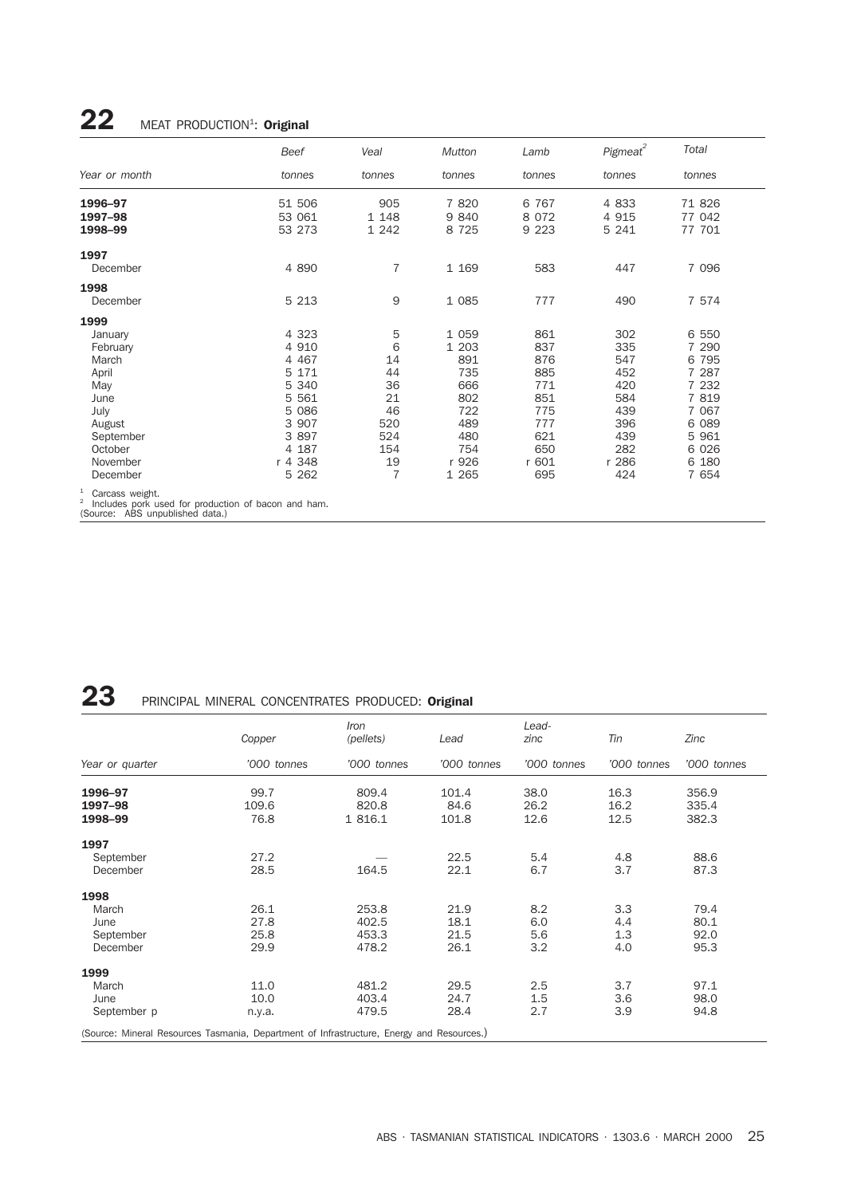## 22 MEAT PRODUCTION[1]: **Original**

| Year or month | *Beef* tonnes | *Veal* tonnes | *Mutton* tonnes | *Lamb* tonnes | *Pigmeat*[2] tonnes | *Total* tonnes |
|---|---|---|---|---|---|---|
| **1996–97** | 51 506 | 905 | 7 820 | 6 767 | 4 833 | 71 826 |
| **1997–98** | 53 061 | 1 148 | 9 840 | 8 072 | 4 915 | 77 042 |
| **1998–99** | 53 273 | 1 242 | 8 725 | 9 223 | 5 241 | 77 701 |
| **1997** | | | | | | |
| December | 4 890 | 7 | 1 169 | 583 | 447 | 7 096 |
| **1998** | | | | | | |
| December | 5 213 | 9 | 1 085 | 777 | 490 | 7 574 |
| **1999** | | | | | | |
| January | 4 323 | 5 | 1 059 | 861 | 302 | 6 550 |
| February | 4 910 | 6 | 1 203 | 837 | 335 | 7 290 |
| March | 4 467 | 14 | 891 | 876 | 547 | 6 795 |
| April | 5 171 | 44 | 735 | 885 | 452 | 7 287 |
| May | 5 340 | 36 | 666 | 771 | 420 | 7 232 |
| June | 5 561 | 21 | 802 | 851 | 584 | 7 819 |
| July | 5 086 | 46 | 722 | 775 | 439 | 7 067 |
| August | 3 907 | 520 | 489 | 777 | 396 | 6 089 |
| September | 3 897 | 524 | 480 | 621 | 439 | 5 961 |
| October | 4 187 | 154 | 754 | 650 | 282 | 6 026 |
| November | r 4 348 | 19 | r 926 | r 601 | r 286 | 6 180 |
| December | 5 262 | 7 | 1 265 | 695 | 424 | 7 654 |

[1] Carcass weight.
[2] Includes pork used for production of bacon and ham.
(Source: ABS unpublished data.)

## 23 PRINCIPAL MINERAL CONCENTRATES PRODUCED: **Original**

| Year or quarter | *Copper* '000 tonnes | *Iron (pellets)* '000 tonnes | *Lead* '000 tonnes | *Lead-zinc* '000 tonnes | *Tin* '000 tonnes | *Zinc* '000 tonnes |
|---|---|---|---|---|---|---|
| **1996–97** | 99.7 | 809.4 | 101.4 | 38.0 | 16.3 | 356.9 |
| **1997–98** | 109.6 | 820.8 | 84.6 | 26.2 | 16.2 | 335.4 |
| **1998–99** | 76.8 | 1 816.1 | 101.8 | 12.6 | 12.5 | 382.3 |
| **1997** | | | | | | |
| September | 27.2 | — | 22.5 | 5.4 | 4.8 | 88.6 |
| December | 28.5 | 164.5 | 22.1 | 6.7 | 3.7 | 87.3 |
| **1998** | | | | | | |
| March | 26.1 | 253.8 | 21.9 | 8.2 | 3.3 | 79.4 |
| June | 27.8 | 402.5 | 18.1 | 6.0 | 4.4 | 80.1 |
| September | 25.8 | 453.3 | 21.5 | 5.6 | 1.3 | 92.0 |
| December | 29.9 | 478.2 | 26.1 | 3.2 | 4.0 | 95.3 |
| **1999** | | | | | | |
| March | 11.0 | 481.2 | 29.5 | 2.5 | 3.7 | 97.1 |
| June | 10.0 | 403.4 | 24.7 | 1.5 | 3.6 | 98.0 |
| September p | n.y.a. | 479.5 | 28.4 | 2.7 | 3.9 | 94.8 |

(Source: Mineral Resources Tasmania, Department of Infrastructure, Energy and Resources.)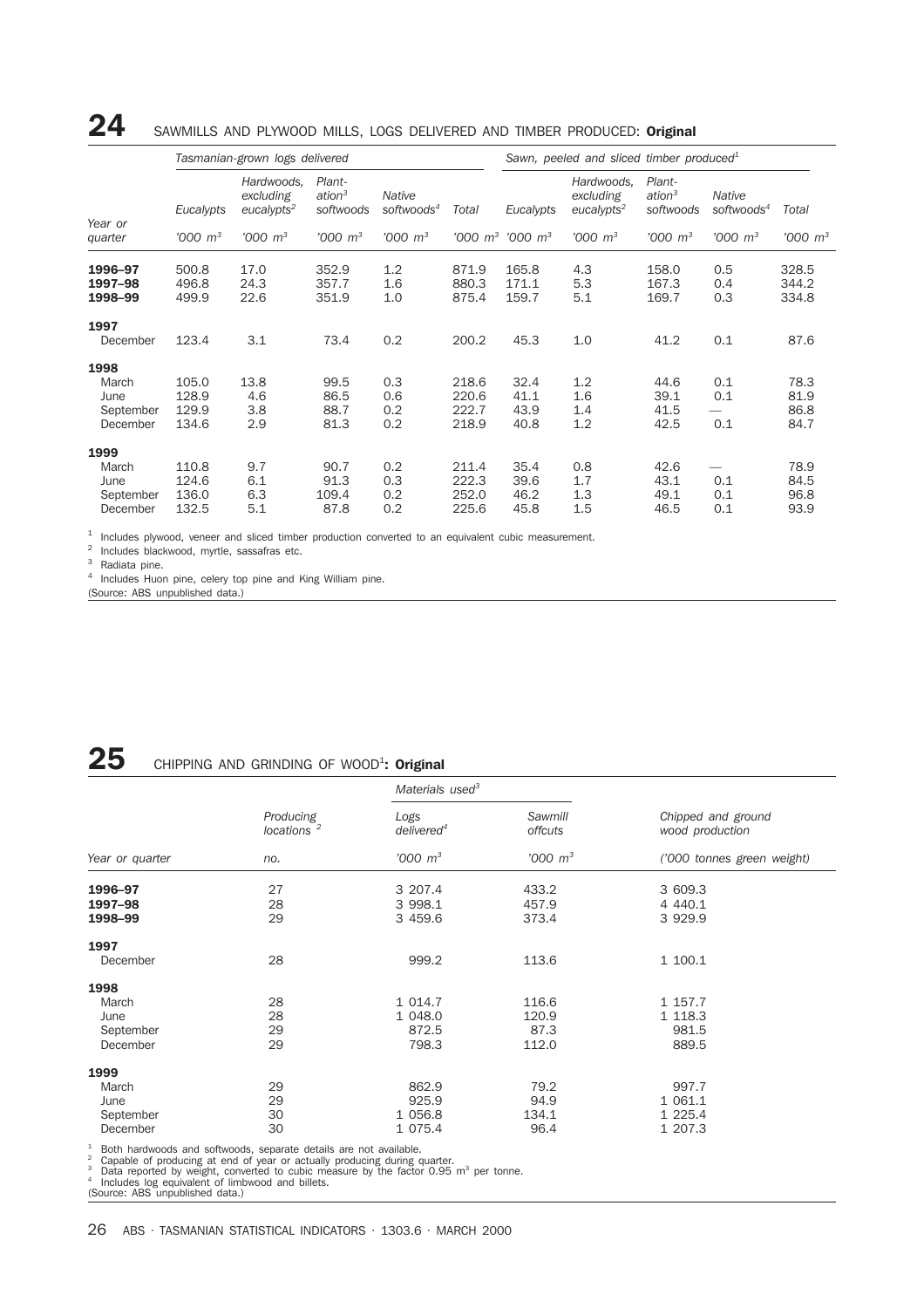## 24 SAWMILLS AND PLYWOOD MILLS, LOGS DELIVERED AND TIMBER PRODUCED: **Original**

| | Tasmanian-grown logs delivered | | | | | Sawn, peeled and sliced timber produced[1] | | | | |
|---|---|---|---|---|---|---|---|---|---|---|
| | Eucalypts | Hardwoods, excluding eucalypts[2] | Plantation[3] softwoods | Native softwoods[4] | Total | Eucalypts | Hardwoods, excluding eucalypts[2] | Plantation[3] softwoods | Native softwoods[4] | Total |
| Year or quarter | '000 $m^3$ | '000 $m^3$ | '000 $m^3$ | '000 $m^3$ | '000 $m^3$ | '000 $m^3$ | '000 $m^3$ | '000 $m^3$ | '000 $m^3$ | '000 $m^3$ |
| **1996–97** | 500.8 | 17.0 | 352.9 | 1.2 | 871.9 | 165.8 | 4.3 | 158.0 | 0.5 | 328.5 |
| **1997–98** | 496.8 | 24.3 | 357.7 | 1.6 | 880.3 | 171.1 | 5.3 | 167.3 | 0.4 | 344.2 |
| **1998–99** | 499.9 | 22.6 | 351.9 | 1.0 | 875.4 | 159.7 | 5.1 | 169.7 | 0.3 | 334.8 |
| **1997** | | | | | | | | | | |
| December | 123.4 | 3.1 | 73.4 | 0.2 | 200.2 | 45.3 | 1.0 | 41.2 | 0.1 | 87.6 |
| **1998** | | | | | | | | | | |
| March | 105.0 | 13.8 | 99.5 | 0.3 | 218.6 | 32.4 | 1.2 | 44.6 | 0.1 | 78.3 |
| June | 128.9 | 4.6 | 86.5 | 0.6 | 220.6 | 41.1 | 1.6 | 39.1 | 0.1 | 81.9 |
| September | 129.9 | 3.8 | 88.7 | 0.2 | 222.7 | 43.9 | 1.4 | 41.5 | — | 86.8 |
| December | 134.6 | 2.9 | 81.3 | 0.2 | 218.9 | 40.8 | 1.2 | 42.5 | 0.1 | 84.7 |
| **1999** | | | | | | | | | | |
| March | 110.8 | 9.7 | 90.7 | 0.2 | 211.4 | 35.4 | 0.8 | 42.6 | — | 78.9 |
| June | 124.6 | 6.1 | 91.3 | 0.3 | 222.3 | 39.6 | 1.7 | 43.1 | 0.1 | 84.5 |
| September | 136.0 | 6.3 | 109.4 | 0.2 | 252.0 | 46.2 | 1.3 | 49.1 | 0.1 | 96.8 |
| December | 132.5 | 5.1 | 87.8 | 0.2 | 225.6 | 45.8 | 1.5 | 46.5 | 0.1 | 93.9 |

[1] Includes plywood, veneer and sliced timber production converted to an equivalent cubic measurement.
[2] Includes blackwood, myrtle, sassafras etc.
[3] Radiata pine.
[4] Includes Huon pine, celery top pine and King William pine.
(Source: ABS unpublished data.)

## 25 CHIPPING AND GRINDING OF WOOD[1]: **Original**

| | | Materials used[3] | | |
|---|---|---|---|---|
| | Producing locations [2] | Logs delivered[4] | Sawmill offcuts | Chipped and ground wood production |
| Year or quarter | no. | '000 $m^3$ | '000 $m^3$ | ('000 tonnes green weight) |
| **1996–97** | 27 | 3 207.4 | 433.2 | 3 609.3 |
| **1997–98** | 28 | 3 998.1 | 457.9 | 4 440.1 |
| **1998–99** | 29 | 3 459.6 | 373.4 | 3 929.9 |
| **1997** | | | | |
| December | 28 | 999.2 | 113.6 | 1 100.1 |
| **1998** | | | | |
| March | 28 | 1 014.7 | 116.6 | 1 157.7 |
| June | 28 | 1 048.0 | 120.9 | 1 118.3 |
| September | 29 | 872.5 | 87.3 | 981.5 |
| December | 29 | 798.3 | 112.0 | 889.5 |
| **1999** | | | | |
| March | 29 | 862.9 | 79.2 | 997.7 |
| June | 29 | 925.9 | 94.9 | 1 061.1 |
| September | 30 | 1 056.8 | 134.1 | 1 225.4 |
| December | 30 | 1 075.4 | 96.4 | 1 207.3 |

[1] Both hardwoods and softwoods, separate details are not available.
[2] Capable of producing at end of year or actually producing during quarter.
[3] Data reported by weight, converted to cubic measure by the factor 0.95 $m^3$ per tonne.
[4] Includes log equivalent of limbwood and billets.
(Source: ABS unpublished data.)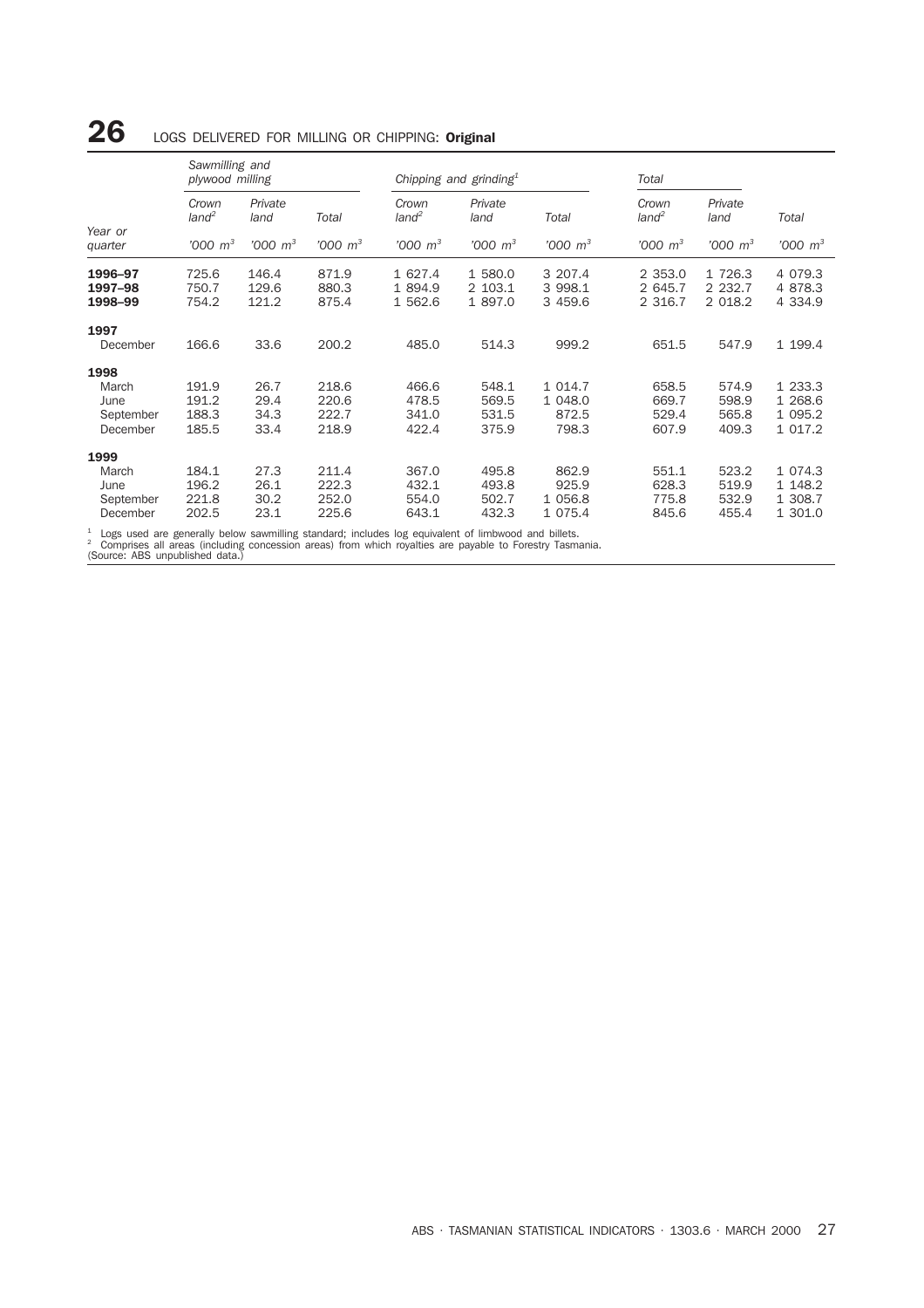## 26 LOGS DELIVERED FOR MILLING OR CHIPPING: **Original**

| Year or quarter | Sawmilling and plywood milling | | | Chipping and grinding[1] | | | Total | | |
|---|---|---|---|---|---|---|---|---|---|
| | Crown land[2] | Private land | Total | Crown land[2] | Private land | Total | Crown land[2] | Private land | Total |
| | '000 $m^3$ | '000 $m^3$ | '000 $m^3$ | '000 $m^3$ | '000 $m^3$ | '000 $m^3$ | '000 $m^3$ | '000 $m^3$ | '000 $m^3$ |
| **1996–97** | 725.6 | 146.4 | 871.9 | 1 627.4 | 1 580.0 | 3 207.4 | 2 353.0 | 1 726.3 | 4 079.3 |
| **1997–98** | 750.7 | 129.6 | 880.3 | 1 894.9 | 2 103.1 | 3 998.1 | 2 645.7 | 2 232.7 | 4 878.3 |
| **1998–99** | 754.2 | 121.2 | 875.4 | 1 562.6 | 1 897.0 | 3 459.6 | 2 316.7 | 2 018.2 | 4 334.9 |
| **1997** | | | | | | | | | |
| December | 166.6 | 33.6 | 200.2 | 485.0 | 514.3 | 999.2 | 651.5 | 547.9 | 1 199.4 |
| **1998** | | | | | | | | | |
| March | 191.9 | 26.7 | 218.6 | 466.6 | 548.1 | 1 014.7 | 658.5 | 574.9 | 1 233.3 |
| June | 191.2 | 29.4 | 220.6 | 478.5 | 569.5 | 1 048.0 | 669.7 | 598.9 | 1 268.6 |
| September | 188.3 | 34.3 | 222.7 | 341.0 | 531.5 | 872.5 | 529.4 | 565.8 | 1 095.2 |
| December | 185.5 | 33.4 | 218.9 | 422.4 | 375.9 | 798.3 | 607.9 | 409.3 | 1 017.2 |
| **1999** | | | | | | | | | |
| March | 184.1 | 27.3 | 211.4 | 367.0 | 495.8 | 862.9 | 551.1 | 523.2 | 1 074.3 |
| June | 196.2 | 26.1 | 222.3 | 432.1 | 493.8 | 925.9 | 628.3 | 519.9 | 1 148.2 |
| September | 221.8 | 30.2 | 252.0 | 554.0 | 502.7 | 1 056.8 | 775.8 | 532.9 | 1 308.7 |
| December | 202.5 | 23.1 | 225.6 | 643.1 | 432.3 | 1 075.4 | 845.6 | 455.4 | 1 301.0 |

[1] Logs used are generally below sawmilling standard; includes log equivalent of limbwood and billets.
[2] Comprises all areas (including concession areas) from which royalties are payable to Forestry Tasmania.
(Source: ABS unpublished data.)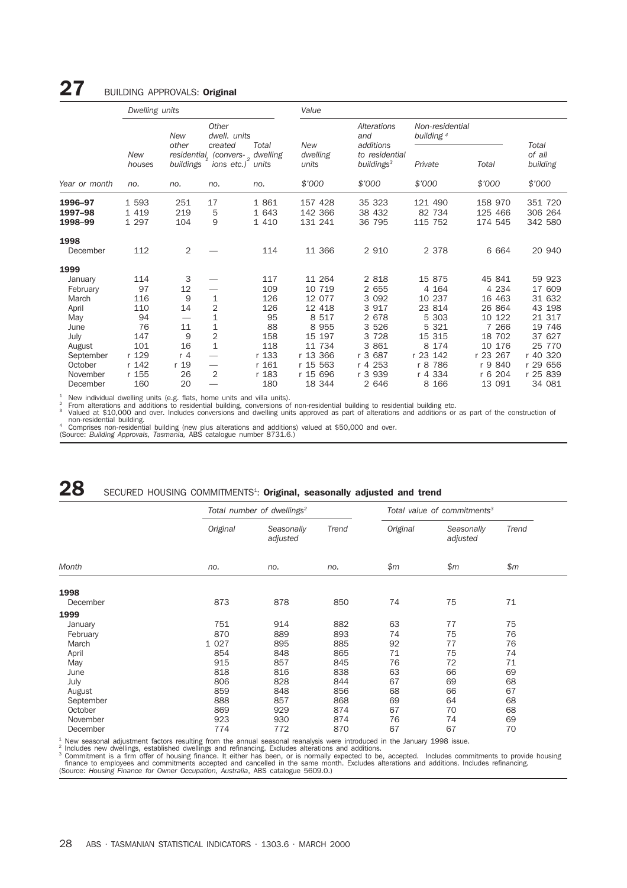## 27 BUILDING APPROVALS: **Original**

| | Dwelling units | | | | Value | | | | |
|---|---|---|---|---|---|---|---|---|---|
| | New houses | New other residential buildings[1] | Other dwell. units created (conversions etc.)[2] | Total dwelling units | New dwelling units | Alterations and additions to residential buildings[3] | Non-residential building[4] Private | Non-residential building[4] Total | Total of all building |
| Year or month | no. | no. | no. | no. | $'000 | $'000 | $'000 | $'000 | $'000 |
| **1996–97** | 1 593 | 251 | 17 | 1 861 | 157 428 | 35 323 | 121 490 | 158 970 | 351 720 |
| **1997–98** | 1 419 | 219 | 5 | 1 643 | 142 366 | 38 432 | 82 734 | 125 466 | 306 264 |
| **1998–99** | 1 297 | 104 | 9 | 1 410 | 131 241 | 36 795 | 115 752 | 174 545 | 342 580 |
| **1998** | | | | | | | | | |
| December | 112 | 2 | — | 114 | 11 366 | 2 910 | 2 378 | 6 664 | 20 940 |
| **1999** | | | | | | | | | |
| January | 114 | 3 | — | 117 | 11 264 | 2 818 | 15 875 | 45 841 | 59 923 |
| February | 97 | 12 | — | 109 | 10 719 | 2 655 | 4 164 | 4 234 | 17 609 |
| March | 116 | 9 | 1 | 126 | 12 077 | 3 092 | 10 237 | 16 463 | 31 632 |
| April | 110 | 14 | 2 | 126 | 12 418 | 3 917 | 23 814 | 26 864 | 43 198 |
| May | 94 | — | 1 | 95 | 8 517 | 2 678 | 5 303 | 10 122 | 21 317 |
| June | 76 | 11 | 1 | 88 | 8 955 | 3 526 | 5 321 | 7 266 | 19 746 |
| July | 147 | 9 | 2 | 158 | 15 197 | 3 728 | 15 315 | 18 702 | 37 627 |
| August | 101 | 16 | 1 | 118 | 11 734 | 3 861 | 8 174 | 10 176 | 25 770 |
| September | r 129 | r 4 | — | r 133 | r 13 366 | r 3 687 | r 23 142 | r 23 267 | r 40 320 |
| October | r 142 | r 19 | — | r 161 | r 15 563 | r 4 253 | r 8 786 | r 9 840 | r 29 656 |
| November | r 155 | 26 | 2 | r 183 | r 15 696 | r 3 939 | r 4 334 | r 6 204 | r 25 839 |
| December | 160 | 20 | — | 180 | 18 344 | 2 646 | 8 166 | 13 091 | 34 081 |

[1] New individual dwelling units (e.g. flats, home units and villa units).
[2] From alterations and additions to residential building, conversions of non-residential building to residential building etc.
[3] Valued at $10,000 and over. Includes conversions and dwelling units approved as part of alterations and additions or as part of the construction of non-residential building.
[4] Comprises non-residential building (new plus alterations and additions) valued at $50,000 and over.
(Source: *Building Approvals, Tasmania,* ABS catalogue number 8731.6.)

## 28 SECURED HOUSING COMMITMENTS[1]: **Original, seasonally adjusted and trend**

| | Total number of dwellings[2] | | | Total value of commitments[3] | | |
|---|---|---|---|---|---|---|
| | Original | Seasonally adjusted | Trend | Original | Seasonally adjusted | Trend |
| Month | no. | no. | no. | $m | $m | $m |
| **1998** | | | | | | |
| December | 873 | 878 | 850 | 74 | 75 | 71 |
| **1999** | | | | | | |
| January | 751 | 914 | 882 | 63 | 77 | 75 |
| February | 870 | 889 | 893 | 74 | 75 | 76 |
| March | 1 027 | 895 | 885 | 92 | 77 | 76 |
| April | 854 | 848 | 865 | 71 | 75 | 74 |
| May | 915 | 857 | 845 | 76 | 72 | 71 |
| June | 818 | 816 | 838 | 63 | 66 | 69 |
| July | 806 | 828 | 844 | 67 | 69 | 68 |
| August | 859 | 848 | 856 | 68 | 66 | 67 |
| September | 888 | 857 | 868 | 69 | 64 | 68 |
| October | 869 | 929 | 874 | 67 | 70 | 68 |
| November | 923 | 930 | 874 | 76 | 74 | 69 |
| December | 774 | 772 | 870 | 67 | 67 | 70 |

[1] New seasonal adjustment factors resulting from the annual seasonal reanalysis were introduced in the January 1998 issue.
[2] Includes new dwellings, established dwellings and refinancing. Excludes alterations and additions.
[3] Commitment is a firm offer of housing finance. It either has been, or is normally expected to be, accepted. Includes commitments to provide housing finance to employees and commitments accepted and cancelled in the same month. Excludes alterations and additions. Includes refinancing.
(Source: *Housing Finance for Owner Occupation, Australia*, ABS catalogue 5609.0.)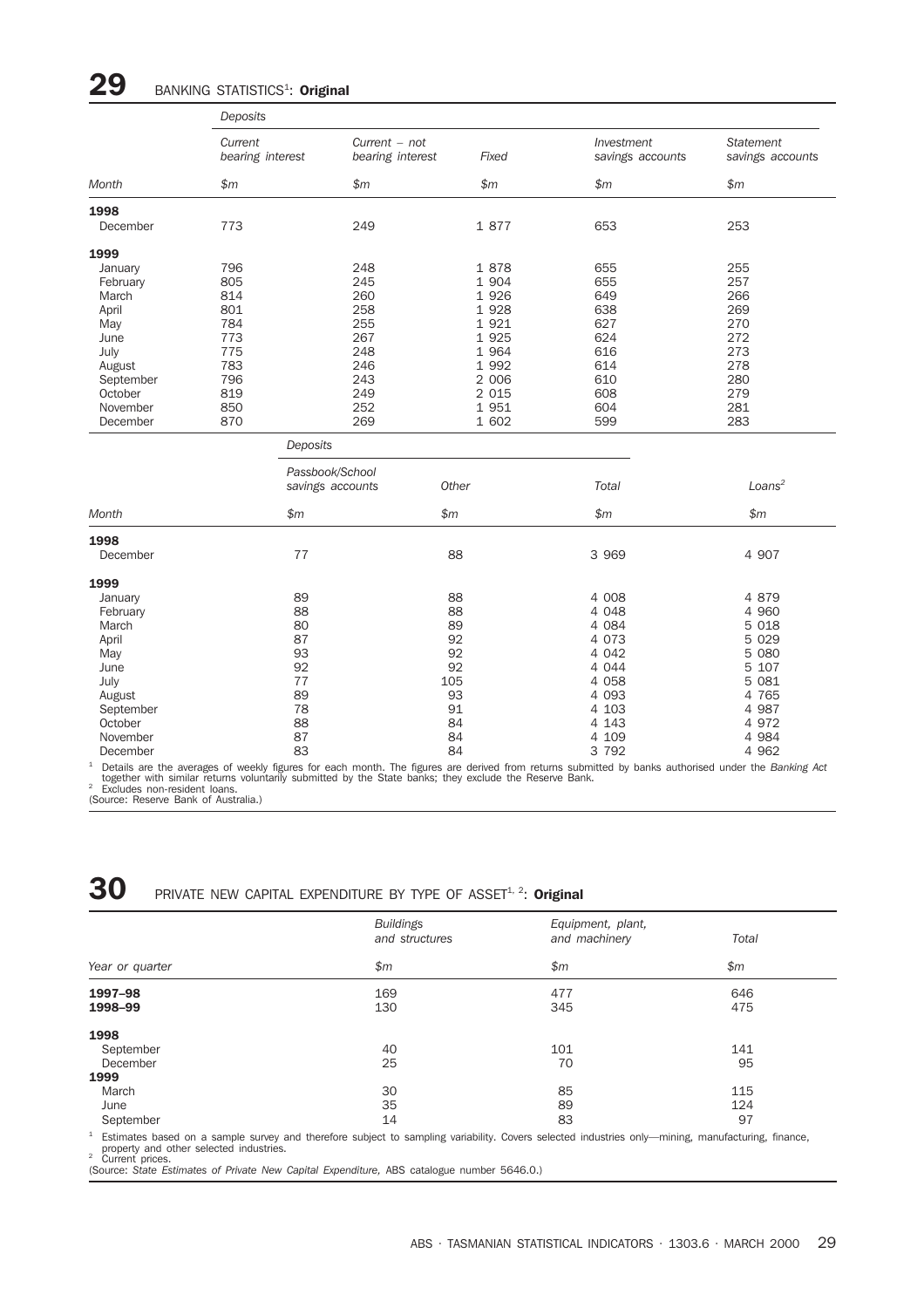## 29 BANKING STATISTICS[1]: **Original**

| | Deposits | | | | |
|---|---|---|---|---|---|
| | Current bearing interest | Current – not bearing interest | Fixed | Investment savings accounts | Statement savings accounts |
| Month | $m | $m | $m | $m | $m |
| **1998** | | | | | |
| December | 773 | 249 | 1 877 | 653 | 253 |
| **1999** | | | | | |
| January | 796 | 248 | 1 878 | 655 | 255 |
| February | 805 | 245 | 1 904 | 655 | 257 |
| March | 814 | 260 | 1 926 | 649 | 266 |
| April | 801 | 258 | 1 928 | 638 | 269 |
| May | 784 | 255 | 1 921 | 627 | 270 |
| June | 773 | 267 | 1 925 | 624 | 272 |
| July | 775 | 248 | 1 964 | 616 | 273 |
| August | 783 | 246 | 1 992 | 614 | 278 |
| September | 796 | 243 | 2 006 | 610 | 280 |
| October | 819 | 249 | 2 015 | 608 | 279 |
| November | 850 | 252 | 1 951 | 604 | 281 |
| December | 870 | 269 | 1 602 | 599 | 283 |

| | Deposits | | | |
|---|---|---|---|---|
| | Passbook/School savings accounts | Other | Total | Loans[2] |
| Month | $m | $m | $m | $m |
| **1998** | | | | |
| December | 77 | 88 | 3 969 | 4 907 |
| **1999** | | | | |
| January | 89 | 88 | 4 008 | 4 879 |
| February | 88 | 88 | 4 048 | 4 960 |
| March | 80 | 89 | 4 084 | 5 018 |
| April | 87 | 92 | 4 073 | 5 029 |
| May | 93 | 92 | 4 042 | 5 080 |
| June | 92 | 92 | 4 044 | 5 107 |
| July | 77 | 105 | 4 058 | 5 081 |
| August | 89 | 93 | 4 093 | 4 765 |
| September | 78 | 91 | 4 103 | 4 987 |
| October | 88 | 84 | 4 143 | 4 972 |
| November | 87 | 84 | 4 109 | 4 984 |
| December | 83 | 84 | 3 792 | 4 962 |

[1] Details are the averages of weekly figures for each month. The figures are derived from returns submitted by banks authorised under the *Banking Act* together with similar returns voluntarily submitted by the State banks; they exclude the Reserve Bank.
[2] Excludes non-resident loans.
(Source: Reserve Bank of Australia.)

## 30 PRIVATE NEW CAPITAL EXPENDITURE BY TYPE OF ASSET[1, 2]: **Original**

| | Buildings and structures | Equipment, plant, and machinery | Total |
|---|---|---|---|
| Year or quarter | $m | $m | $m |
| **1997–98** | 169 | 477 | 646 |
| **1998–99** | 130 | 345 | 475 |
| **1998** | | | |
| September | 40 | 101 | 141 |
| December | 25 | 70 | 95 |
| **1999** | | | |
| March | 30 | 85 | 115 |
| June | 35 | 89 | 124 |
| September | 14 | 83 | 97 |

[1] Estimates based on a sample survey and therefore subject to sampling variability. Covers selected industries only—mining, manufacturing, finance, property and other selected industries.
[2] Current prices.
(Source: *State Estimates of Private New Capital Expenditure,* ABS catalogue number 5646.0.)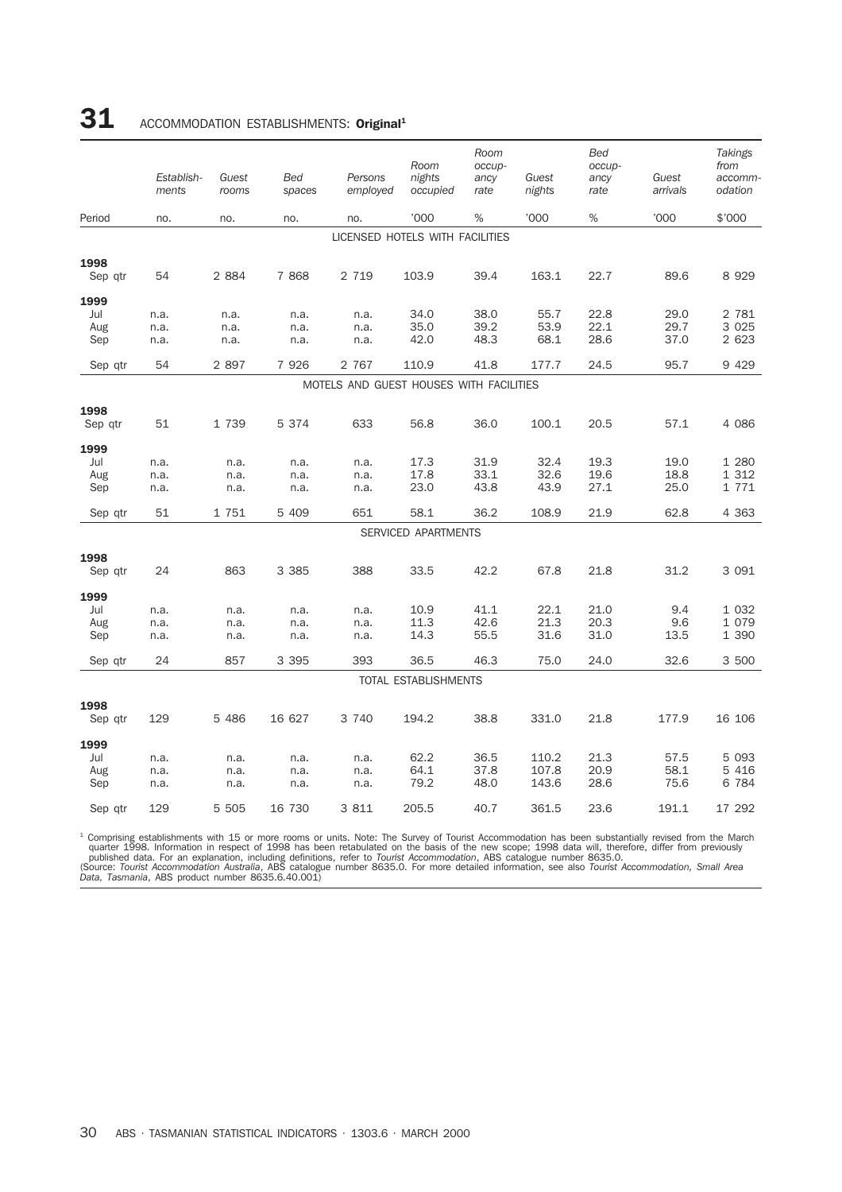# 31 ACCOMMODATION ESTABLISHMENTS: **Original**[1]

| Period | *Establish-ments* | *Guest rooms* | *Bed spaces* | *Persons employed* | *Room nights occupied* | *Room occup-ancy rate* | *Guest nights* | *Bed occup-ancy rate* | *Guest arrivals* | *Takings from accomm-odation* |
|---|---|---|---|---|---|---|---|---|---|---|
| | no. | no. | no. | no. | '000 | % | '000 | % | '000 | $'000 |
| | | | | | LICENSED HOTELS WITH FACILITIES | | | | | |
| **1998** | | | | | | | | | | |
| Sep qtr | 54 | 2 884 | 7 868 | 2 719 | 103.9 | 39.4 | 163.1 | 22.7 | 89.6 | 8 929 |
| **1999** | | | | | | | | | | |
| Jul | n.a. | n.a. | n.a. | n.a. | 34.0 | 38.0 | 55.7 | 22.8 | 29.0 | 2 781 |
| Aug | n.a. | n.a. | n.a. | n.a. | 35.0 | 39.2 | 53.9 | 22.1 | 29.7 | 3 025 |
| Sep | n.a. | n.a. | n.a. | n.a. | 42.0 | 48.3 | 68.1 | 28.6 | 37.0 | 2 623 |
| Sep qtr | 54 | 2 897 | 7 926 | 2 767 | 110.9 | 41.8 | 177.7 | 24.5 | 95.7 | 9 429 |
| | | | | | MOTELS AND GUEST HOUSES WITH FACILITIES | | | | | |
| **1998** | | | | | | | | | | |
| Sep qtr | 51 | 1 739 | 5 374 | 633 | 56.8 | 36.0 | 100.1 | 20.5 | 57.1 | 4 086 |
| **1999** | | | | | | | | | | |
| Jul | n.a. | n.a. | n.a. | n.a. | 17.3 | 31.9 | 32.4 | 19.3 | 19.0 | 1 280 |
| Aug | n.a. | n.a. | n.a. | n.a. | 17.8 | 33.1 | 32.6 | 19.6 | 18.8 | 1 312 |
| Sep | n.a. | n.a. | n.a. | n.a. | 23.0 | 43.8 | 43.9 | 27.1 | 25.0 | 1 771 |
| Sep qtr | 51 | 1 751 | 5 409 | 651 | 58.1 | 36.2 | 108.9 | 21.9 | 62.8 | 4 363 |
| | | | | | SERVICED APARTMENTS | | | | | |
| **1998** | | | | | | | | | | |
| Sep qtr | 24 | 863 | 3 385 | 388 | 33.5 | 42.2 | 67.8 | 21.8 | 31.2 | 3 091 |
| **1999** | | | | | | | | | | |
| Jul | n.a. | n.a. | n.a. | n.a. | 10.9 | 41.1 | 22.1 | 21.0 | 9.4 | 1 032 |
| Aug | n.a. | n.a. | n.a. | n.a. | 11.3 | 42.6 | 21.3 | 20.3 | 9.6 | 1 079 |
| Sep | n.a. | n.a. | n.a. | n.a. | 14.3 | 55.5 | 31.6 | 31.0 | 13.5 | 1 390 |
| Sep qtr | 24 | 857 | 3 395 | 393 | 36.5 | 46.3 | 75.0 | 24.0 | 32.6 | 3 500 |
| | | | | | TOTAL ESTABLISHMENTS | | | | | |
| **1998** | | | | | | | | | | |
| Sep qtr | 129 | 5 486 | 16 627 | 3 740 | 194.2 | 38.8 | 331.0 | 21.8 | 177.9 | 16 106 |
| **1999** | | | | | | | | | | |
| Jul | n.a. | n.a. | n.a. | n.a. | 62.2 | 36.5 | 110.2 | 21.3 | 57.5 | 5 093 |
| Aug | n.a. | n.a. | n.a. | n.a. | 64.1 | 37.8 | 107.8 | 20.9 | 58.1 | 5 416 |
| Sep | n.a. | n.a. | n.a. | n.a. | 79.2 | 48.0 | 143.6 | 28.6 | 75.6 | 6 784 |
| Sep qtr | 129 | 5 505 | 16 730 | 3 811 | 205.5 | 40.7 | 361.5 | 23.6 | 191.1 | 17 292 |

[1] Comprising establishments with 15 or more rooms or units. Note: The Survey of Tourist Accommodation has been substantially revised from the March quarter 1998. Information in respect of 1998 has been retabulated on the basis of the new scope; 1998 data will, therefore, differ from previously published data. For an explanation, including definitions, refer to *Tourist Accommodation*, ABS catalogue number 8635.0.
(Source: *Tourist Accommodation Australia*, ABS catalogue number 8635.0. For more detailed information, see also *Tourist Accommodation, Small Area Data, Tasmania*, ABS product number 8635.6.40.001)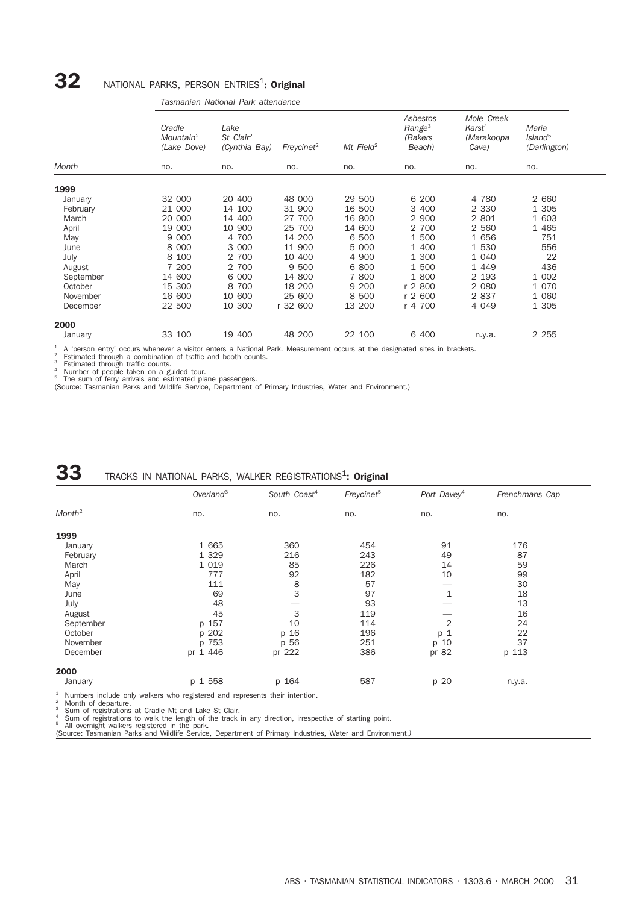# 32 NATIONAL PARKS, PERSON ENTRIES[1]: **Original**

| | Tasmanian National Park attendance | | | | | | |
|---|---|---|---|---|---|---|---|
| | Cradle Mountain[2] (Lake Dove) | Lake St Clair[2] (Cynthia Bay) | Freycinet[2] | Mt Field[2] | Asbestos Range[3] (Bakers Beach) | Mole Creek Karst[4] (Marakoopa Cave) | Maria Island[5] (Darlington) |
| *Month* | no. | no. | no. | no. | no. | no. | no. |
| **1999** | | | | | | | |
| January | 32 000 | 20 400 | 48 000 | 29 500 | 6 200 | 4 780 | 2 660 |
| February | 21 000 | 14 100 | 31 900 | 16 500 | 3 400 | 2 330 | 1 305 |
| March | 20 000 | 14 400 | 27 700 | 16 800 | 2 900 | 2 801 | 1 603 |
| April | 19 000 | 10 900 | 25 700 | 14 600 | 2 700 | 2 560 | 1 465 |
| May | 9 000 | 4 700 | 14 200 | 6 500 | 1 500 | 1 656 | 751 |
| June | 8 000 | 3 000 | 11 900 | 5 000 | 1 400 | 1 530 | 556 |
| July | 8 100 | 2 700 | 10 400 | 4 900 | 1 300 | 1 040 | 22 |
| August | 7 200 | 2 700 | 9 500 | 6 800 | 1 500 | 1 449 | 436 |
| September | 14 600 | 6 000 | 14 800 | 7 800 | 1 800 | 2 193 | 1 002 |
| October | 15 300 | 8 700 | 18 200 | 9 200 | r 2 800 | 2 080 | 1 070 |
| November | 16 600 | 10 600 | 25 600 | 8 500 | r 2 600 | 2 837 | 1 060 |
| December | 22 500 | 10 300 | r 32 600 | 13 200 | r 4 700 | 4 049 | 1 305 |
| **2000** | | | | | | | |
| January | 33 100 | 19 400 | 48 200 | 22 100 | 6 400 | n.y.a. | 2 255 |

[1] A 'person entry' occurs whenever a visitor enters a National Park. Measurement occurs at the designated sites in brackets.
[2] Estimated through a combination of traffic and booth counts.
[3] Estimated through traffic counts.
[4] Number of people taken on a guided tour.
[5] The sum of ferry arrivals and estimated plane passengers.
(Source: Tasmanian Parks and Wildlife Service, Department of Primary Industries, Water and Environment.)

# 33 TRACKS IN NATIONAL PARKS, WALKER REGISTRATIONS[1]: **Original**

| | Overland[3] | South Coast[4] | Freycinet[5] | Port Davey[4] | Frenchmans Cap |
|---|---|---|---|---|---|
| *Month*[2] | no. | no. | no. | no. | no. |
| **1999** | | | | | |
| January | 1 665 | 360 | 454 | 91 | 176 |
| February | 1 329 | 216 | 243 | 49 | 87 |
| March | 1 019 | 85 | 226 | 14 | 59 |
| April | 777 | 92 | 182 | 10 | 99 |
| May | 111 | 8 | 57 | — | 30 |
| June | 69 | 3 | 97 | 1 | 18 |
| July | 48 | — | 93 | — | 13 |
| August | 45 | 3 | 119 | — | 16 |
| September | p 157 | 10 | 114 | 2 | 24 |
| October | p 202 | p 16 | 196 | p 1 | 22 |
| November | p 753 | p 56 | 251 | p 10 | 37 |
| December | pr 1 446 | pr 222 | 386 | pr 82 | p 113 |
| **2000** | | | | | |
| January | p 1 558 | p 164 | 587 | p 20 | n.y.a. |

[1] Numbers include only walkers who registered and represents their intention.
[2] Month of departure.
[3] Sum of registrations at Cradle Mt and Lake St Clair.
[4] Sum of registrations to walk the length of the track in any direction, irrespective of starting point.
[5] All overnight walkers registered in the park.
(Source: Tasmanian Parks and Wildlife Service, Department of Primary Industries, Water and Environment.)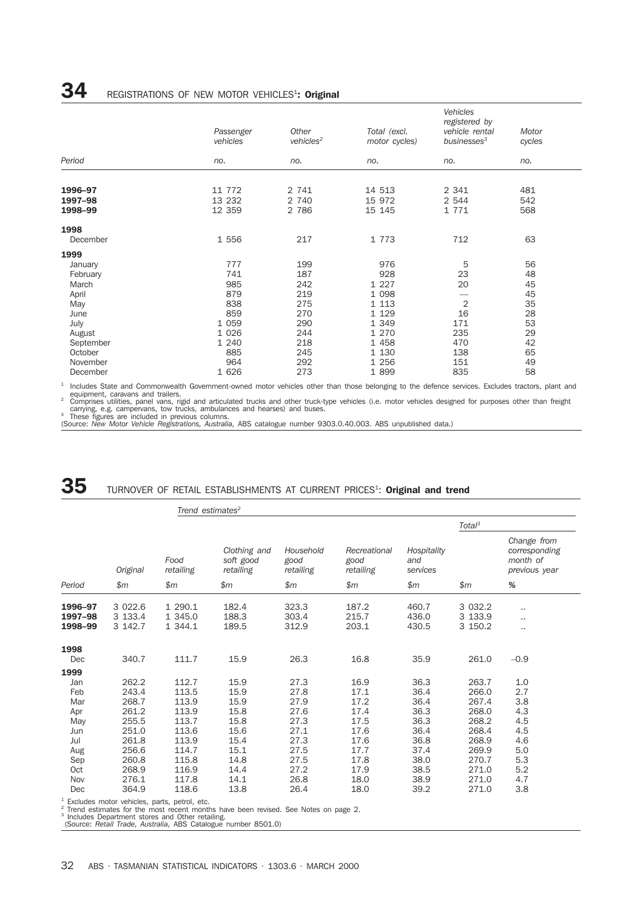## 34 REGISTRATIONS OF NEW MOTOR VEHICLES[1]: Original

| Period | Passenger vehicles | Other vehicles[2] | Total (excl. motor cycles) | Vehicles registered by vehicle rental businesses[3] | Motor cycles |
|---|---|---|---|---|---|
| | no. | no. | no. | no. | no. |
| **1996–97** | 11 772 | 2 741 | 14 513 | 2 341 | 481 |
| **1997–98** | 13 232 | 2 740 | 15 972 | 2 544 | 542 |
| **1998–99** | 12 359 | 2 786 | 15 145 | 1 771 | 568 |
| **1998** | | | | | |
| December | 1 556 | 217 | 1 773 | 712 | 63 |
| **1999** | | | | | |
| January | 777 | 199 | 976 | 5 | 56 |
| February | 741 | 187 | 928 | 23 | 48 |
| March | 985 | 242 | 1 227 | 20 | 45 |
| April | 879 | 219 | 1 098 | — | 45 |
| May | 838 | 275 | 1 113 | 2 | 35 |
| June | 859 | 270 | 1 129 | 16 | 28 |
| July | 1 059 | 290 | 1 349 | 171 | 53 |
| August | 1 026 | 244 | 1 270 | 235 | 29 |
| September | 1 240 | 218 | 1 458 | 470 | 42 |
| October | 885 | 245 | 1 130 | 138 | 65 |
| November | 964 | 292 | 1 256 | 151 | 49 |
| December | 1 626 | 273 | 1 899 | 835 | 58 |

[1] Includes State and Commonwealth Government-owned motor vehicles other than those belonging to the defence services. Excludes tractors, plant and equipment, caravans and trailers.
[2] Comprises utilities, panel vans, rigid and articulated trucks and other truck-type vehicles (i.e. motor vehicles designed for purposes other than freight carrying, e.g. campervans, tow trucks, ambulances and hearses) and buses.
[3] These figures are included in previous columns.
(Source: *New Motor Vehicle Registrations, Australia,* ABS catalogue number 9303.0.40.003. ABS unpublished data.)

## 35 TURNOVER OF RETAIL ESTABLISHMENTS AT CURRENT PRICES[1]: Original and trend

| | | *Trend estimates[2]* | | | | | | | |
|---|---|---|---|---|---|---|---|---|---|
| | | | | | | | *Total[3]* | | |
| Period | Original | Food retailing | Clothing and soft good retailing | Household good retailing | Recreational good retailing | Hospitality and services | | Change from corresponding month of previous year |
| | $m | $m | $m | $m | $m | $m | $m | % |
| **1996–97** | 3 022.6 | 1 290.1 | 182.4 | 323.3 | 187.2 | 460.7 | 3 032.2 | .. |
| **1997–98** | 3 133.4 | 1 345.0 | 188.3 | 303.4 | 215.7 | 436.0 | 3 133.9 | .. |
| **1998–99** | 3 142.7 | 1 344.1 | 189.5 | 312.9 | 203.1 | 430.5 | 3 150.2 | .. |
| **1998** | | | | | | | | |
| Dec | 340.7 | 111.7 | 15.9 | 26.3 | 16.8 | 35.9 | 261.0 | –0.9 |
| **1999** | | | | | | | | |
| Jan | 262.2 | 112.7 | 15.9 | 27.3 | 16.9 | 36.3 | 263.7 | 1.0 |
| Feb | 243.4 | 113.5 | 15.9 | 27.8 | 17.1 | 36.4 | 266.0 | 2.7 |
| Mar | 268.7 | 113.9 | 15.9 | 27.9 | 17.2 | 36.4 | 267.4 | 3.8 |
| Apr | 261.2 | 113.9 | 15.8 | 27.6 | 17.4 | 36.3 | 268.0 | 4.3 |
| May | 255.5 | 113.7 | 15.8 | 27.3 | 17.5 | 36.3 | 268.2 | 4.5 |
| Jun | 251.0 | 113.6 | 15.6 | 27.1 | 17.6 | 36.4 | 268.4 | 4.5 |
| Jul | 261.8 | 113.9 | 15.4 | 27.3 | 17.6 | 36.8 | 268.9 | 4.6 |
| Aug | 256.6 | 114.7 | 15.1 | 27.5 | 17.7 | 37.4 | 269.9 | 5.0 |
| Sep | 260.8 | 115.8 | 14.8 | 27.5 | 17.8 | 38.0 | 270.7 | 5.3 |
| Oct | 268.9 | 116.9 | 14.4 | 27.2 | 17.9 | 38.5 | 271.0 | 5.2 |
| Nov | 276.1 | 117.8 | 14.1 | 26.8 | 18.0 | 38.9 | 271.0 | 4.7 |
| Dec | 364.9 | 118.6 | 13.8 | 26.4 | 18.0 | 39.2 | 271.0 | 3.8 |

[1] Excludes motor vehicles, parts, petrol, etc.
[2] Trend estimates for the most recent months have been revised. See Notes on page 2.
[3] Includes Department stores and Other retailing.
(Source: *Retail Trade, Australia,* ABS Catalogue number 8501.0)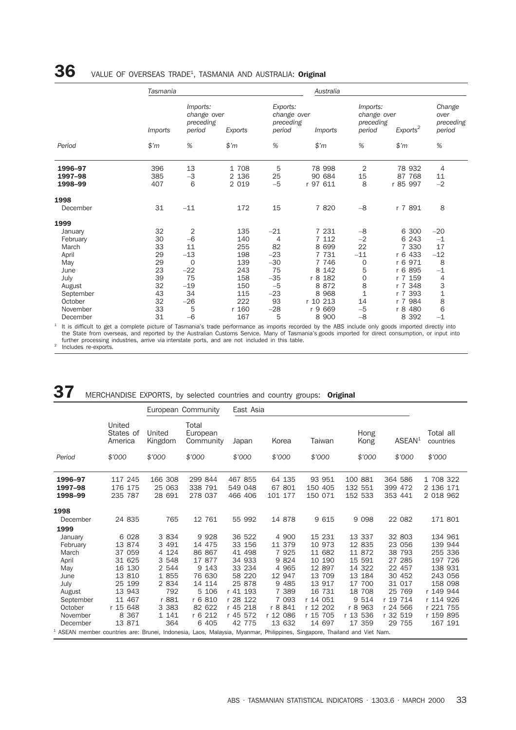## 36 VALUE OF OVERSEAS TRADE[1], TASMANIA AND AUSTRALIA: **Original**

| | Tasmania | | | | Australia | | | |
|---|---|---|---|---|---|---|---|---|
| | Imports | Imports: change over preceding period | Exports | Exports: change over preceding period | Imports | Imports: change over preceding period | Exports[2] | Change over preceding period |
| Period | $'m | % | $'m | % | $'m | % | $'m | % |
| **1996–97** | 396 | 13 | 1 708 | 5 | 78 998 | 2 | 78 932 | 4 |
| **1997–98** | 385 | –3 | 2 136 | 25 | 90 684 | 15 | 87 768 | 11 |
| **1998–99** | 407 | 6 | 2 019 | –5 | r 97 611 | 8 | r 85 997 | –2 |
| **1998** | | | | | | | | |
| December | 31 | –11 | 172 | 15 | 7 820 | –8 | r 7 891 | 8 |
| **1999** | | | | | | | | |
| January | 32 | 2 | 135 | –21 | 7 231 | –8 | 6 300 | –20 |
| February | 30 | –6 | 140 | 4 | 7 112 | –2 | 6 243 | –1 |
| March | 33 | 11 | 255 | 82 | 8 699 | 22 | 7 330 | 17 |
| April | 29 | –13 | 198 | –23 | 7 731 | –11 | r 6 433 | –12 |
| May | 29 | 0 | 139 | –30 | 7 746 | 0 | r 6 971 | 8 |
| June | 23 | –22 | 243 | 75 | 8 142 | 5 | r 6 895 | –1 |
| July | 39 | 75 | 158 | –35 | r 8 182 | 0 | r 7 159 | 4 |
| August | 32 | –19 | 150 | –5 | 8 872 | 8 | r 7 348 | 3 |
| September | 43 | 34 | 115 | –23 | 8 968 | 1 | r 7 393 | 1 |
| October | 32 | –26 | 222 | 93 | r 10 213 | 14 | r 7 984 | 8 |
| November | 33 | 5 | r 160 | –28 | r 9 669 | –5 | r 8 480 | 6 |
| December | 31 | –6 | 167 | 5 | 8 900 | –8 | 8 392 | –1 |

[1] It is difficult to get a complete picture of Tasmania's trade performance as imports recorded by the ABS include only goods imported directly into the State from overseas, and reported by the Australian Customs Service. Many of Tasmania's goods imported for direct consumption, or input into further processing industries, arrive via interstate ports, and are not included in this table.
[2] Includes re-exports.

## 37 MERCHANDISE EXPORTS, by selected countries and country groups: **Original**

| | | European Community | | East Asia | | | | | | |
|---|---|---|---|---|---|---|---|---|---|
| | United States of America | United Kingdom | Total European Community | Japan | Korea | Taiwan | Hong Kong | ASEAN[1] | Total all countries |
| Period | $'000 | $'000 | $'000 | $'000 | $'000 | $'000 | $'000 | $'000 | $'000 |
| **1996–97** | 117 245 | 166 308 | 299 844 | 467 855 | 64 135 | 93 951 | 100 881 | 364 586 | 1 708 322 |
| **1997–98** | 176 175 | 25 063 | 338 791 | 549 048 | 67 801 | 150 405 | 132 551 | 399 472 | 2 136 171 |
| **1998–99** | 235 787 | 28 691 | 278 037 | 466 406 | 101 177 | 150 071 | 152 533 | 353 441 | 2 018 962 |
| **1998** | | | | | | | | | |
| December | 24 835 | 765 | 12 761 | 55 992 | 14 878 | 9 615 | 9 098 | 22 082 | 171 801 |
| **1999** | | | | | | | | | |
| January | 6 028 | 3 834 | 9 928 | 36 522 | 4 900 | 15 231 | 13 337 | 32 803 | 134 961 |
| February | 13 874 | 3 491 | 14 475 | 33 156 | 11 379 | 10 973 | 12 835 | 23 056 | 139 944 |
| March | 37 059 | 4 124 | 86 867 | 41 498 | 7 925 | 11 682 | 11 872 | 38 793 | 255 336 |
| April | 31 625 | 3 548 | 17 877 | 34 933 | 9 824 | 10 190 | 15 591 | 27 285 | 197 726 |
| May | 16 130 | 2 544 | 9 143 | 33 234 | 4 965 | 12 897 | 14 322 | 22 457 | 138 931 |
| June | 13 810 | 1 855 | 76 630 | 58 220 | 12 947 | 13 709 | 13 184 | 30 452 | 243 056 |
| July | 25 199 | 2 834 | 14 114 | 25 878 | 9 485 | 13 917 | 17 700 | 31 017 | 158 098 |
| August | 13 943 | 792 | 5 106 | r 41 193 | 7 389 | 16 731 | 18 708 | 25 769 | r 149 944 |
| September | 11 467 | r 881 | r 6 810 | r 28 122 | 7 093 | r 14 051 | 9 514 | r 19 714 | r 114 926 |
| October | r 15 648 | 3 383 | 82 622 | r 45 218 | r 8 841 | r 12 202 | r 8 963 | r 24 566 | r 221 755 |
| November | 8 367 | 1 141 | r 6 212 | r 45 572 | r 12 086 | r 15 705 | r 13 536 | r 32 519 | r 159 895 |
| December | 13 871 | 364 | 6 405 | 42 775 | 13 632 | 14 697 | 17 359 | 29 755 | 167 191 |

[1] ASEAN member countries are: Brunei, Indonesia, Laos, Malaysia, Myanmar, Philippines, Singapore, Thailand and Viet Nam.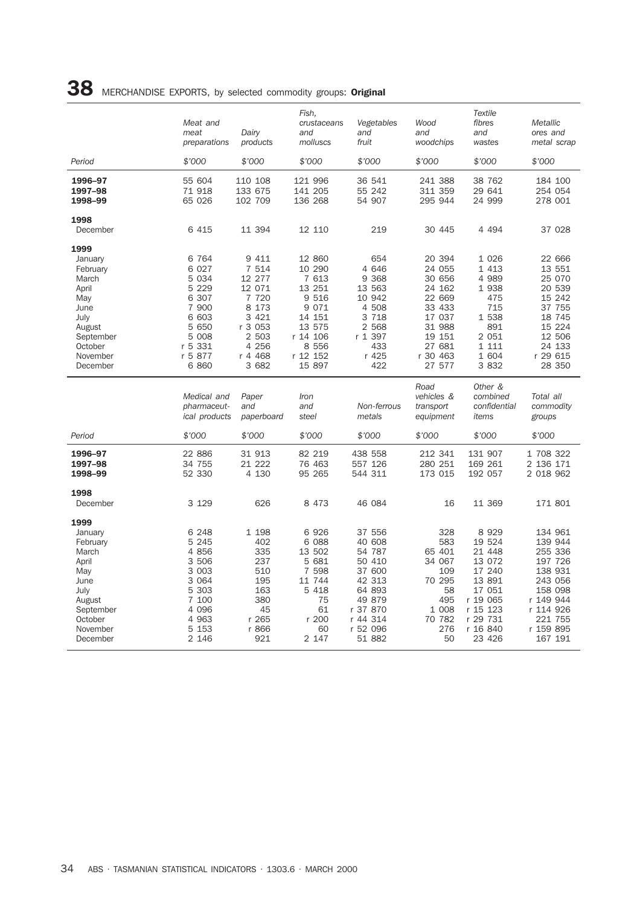## 38 MERCHANDISE EXPORTS, by selected commodity groups: **Original**

| Period | Meat and meat preparations | Dairy products | Fish, crustaceans and molluscs | Vegetables and fruit | Wood and woodchips | Textile fibres and wastes | Metallic ores and metal scrap |
|---|---|---|---|---|---|---|---|
| | $'000 | $'000 | $'000 | $'000 | $'000 | $'000 | $'000 |
| **1996–97** | 55 604 | 110 108 | 121 996 | 36 541 | 241 388 | 38 762 | 184 100 |
| **1997–98** | 71 918 | 133 675 | 141 205 | 55 242 | 311 359 | 29 641 | 254 054 |
| **1998–99** | 65 026 | 102 709 | 136 268 | 54 907 | 295 944 | 24 999 | 278 001 |
| **1998** | | | | | | | |
| December | 6 415 | 11 394 | 12 110 | 219 | 30 445 | 4 494 | 37 028 |
| **1999** | | | | | | | |
| January | 6 764 | 9 411 | 12 860 | 654 | 20 394 | 1 026 | 22 666 |
| February | 6 027 | 7 514 | 10 290 | 4 646 | 24 055 | 1 413 | 13 551 |
| March | 5 034 | 12 277 | 7 613 | 9 368 | 30 656 | 4 989 | 25 070 |
| April | 5 229 | 12 071 | 13 251 | 13 563 | 24 162 | 1 938 | 20 539 |
| May | 6 307 | 7 720 | 9 516 | 10 942 | 22 669 | 475 | 15 242 |
| June | 7 900 | 8 173 | 9 071 | 4 508 | 33 433 | 715 | 37 755 |
| July | 6 603 | 3 421 | 14 151 | 3 718 | 17 037 | 1 538 | 18 745 |
| August | 5 650 | r 3 053 | 13 575 | 2 568 | 31 988 | 891 | 15 224 |
| September | 5 008 | 2 503 | r 14 106 | r 1 397 | 19 151 | 2 051 | 12 506 |
| October | r 5 331 | 4 256 | 8 556 | 433 | 27 681 | 1 111 | 24 133 |
| November | r 5 877 | r 4 468 | r 12 152 | r 425 | r 30 463 | 1 604 | r 29 615 |
| December | 6 860 | 3 682 | 15 897 | 422 | 27 577 | 3 832 | 28 350 |

| Period | Medical and pharmaceutical products | Paper and paperboard | Iron and steel | Non-ferrous metals | Road vehicles & transport equipment | Other & combined confidential items | Total all commodity groups |
|---|---|---|---|---|---|---|---|
| | $'000 | $'000 | $'000 | $'000 | $'000 | $'000 | $'000 |
| **1996–97** | 22 886 | 31 913 | 82 219 | 438 558 | 212 341 | 131 907 | 1 708 322 |
| **1997–98** | 34 755 | 21 222 | 76 463 | 557 126 | 280 251 | 169 261 | 2 136 171 |
| **1998–99** | 52 330 | 4 130 | 95 265 | 544 311 | 173 015 | 192 057 | 2 018 962 |
| **1998** | | | | | | | |
| December | 3 129 | 626 | 8 473 | 46 084 | 16 | 11 369 | 171 801 |
| **1999** | | | | | | | |
| January | 6 248 | 1 198 | 6 926 | 37 556 | 328 | 8 929 | 134 961 |
| February | 5 245 | 402 | 6 088 | 40 608 | 583 | 19 524 | 139 944 |
| March | 4 856 | 335 | 13 502 | 54 787 | 65 401 | 21 448 | 255 336 |
| April | 3 506 | 237 | 5 681 | 50 410 | 34 067 | 13 072 | 197 726 |
| May | 3 003 | 510 | 7 598 | 37 600 | 109 | 17 240 | 138 931 |
| June | 3 064 | 195 | 11 744 | 42 313 | 70 295 | 13 891 | 243 056 |
| July | 5 303 | 163 | 5 418 | 64 893 | 58 | 17 051 | 158 098 |
| August | 7 100 | 380 | 75 | 49 879 | 495 | r 19 065 | r 149 944 |
| September | 4 096 | 45 | 61 | r 37 870 | 1 008 | r 15 123 | r 114 926 |
| October | 4 963 | r 265 | r 200 | r 44 314 | 70 782 | r 29 731 | 221 755 |
| November | 5 153 | r 866 | 60 | r 52 096 | 276 | r 16 840 | r 159 895 |
| December | 2 146 | 921 | 2 147 | 51 882 | 50 | 23 426 | 167 191 |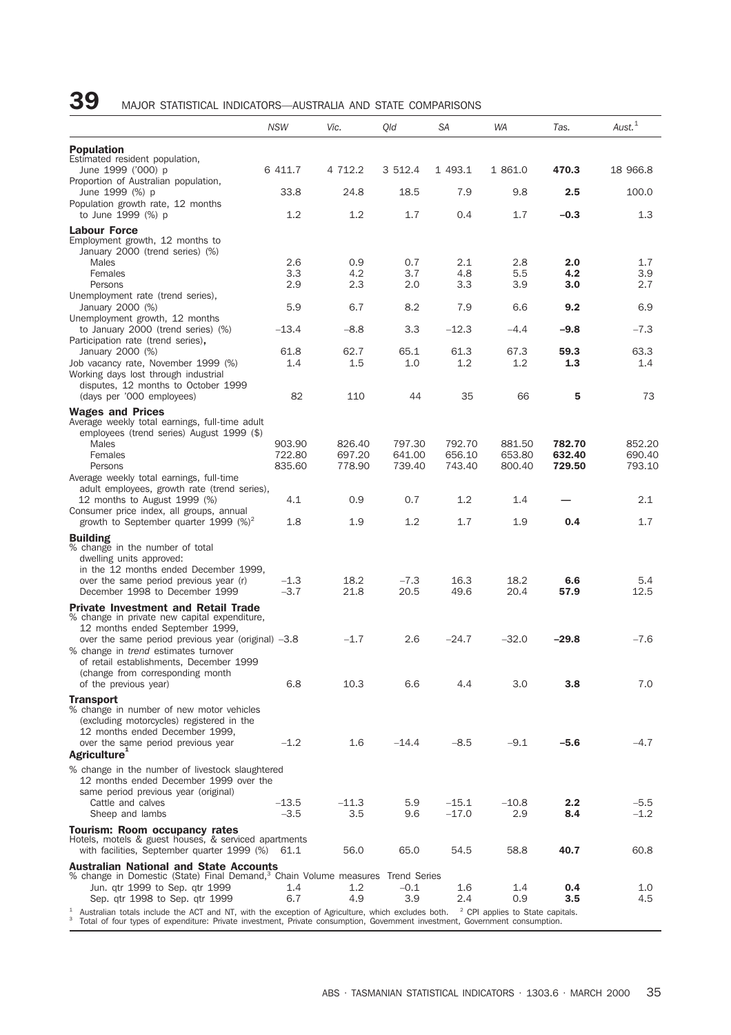# 39 MAJOR STATISTICAL INDICATORS—AUSTRALIA AND STATE COMPARISONS

| | *NSW* | *Vic.* | *Qld* | *SA* | *WA* | *Tas.* | *Aust.*[1] |
|---|---|---|---|---|---|---|---|
| **Population** | | | | | | | |
| Estimated resident population, June 1999 ('000) p | 6 411.7 | 4 712.2 | 3 512.4 | 1 493.1 | 1 861.0 | **470.3** | 18 966.8 |
| Proportion of Australian population, June 1999 (%) p | 33.8 | 24.8 | 18.5 | 7.9 | 9.8 | **2.5** | 100.0 |
| Population growth rate, 12 months to June 1999 (%) p | 1.2 | 1.2 | 1.7 | 0.4 | 1.7 | **–0.3** | 1.3 |
| **Labour Force** | | | | | | | |
| Employment growth, 12 months to January 2000 (trend series) (%) | | | | | | | |
| Males | 2.6 | 0.9 | 0.7 | 2.1 | 2.8 | **2.0** | 1.7 |
| Females | 3.3 | 4.2 | 3.7 | 4.8 | 5.5 | **4.2** | 3.9 |
| Persons | 2.9 | 2.3 | 2.0 | 3.3 | 3.9 | **3.0** | 2.7 |
| Unemployment rate (trend series), January 2000 (%) | 5.9 | 6.7 | 8.2 | 7.9 | 6.6 | **9.2** | 6.9 |
| Unemployment growth, 12 months to January 2000 (trend series) (%) | –13.4 | –8.8 | 3.3 | –12.3 | –4.4 | **–9.8** | –7.3 |
| Participation rate (trend series), January 2000 (%) | 61.8 | 62.7 | 65.1 | 61.3 | 67.3 | **59.3** | 63.3 |
| Job vacancy rate, November 1999 (%) | 1.4 | 1.5 | 1.0 | 1.2 | 1.2 | **1.3** | 1.4 |
| Working days lost through industrial disputes, 12 months to October 1999 (days per '000 employees) | 82 | 110 | 44 | 35 | 66 | **5** | 73 |
| **Wages and Prices** | | | | | | | |
| Average weekly total earnings, full-time adult employees (trend series) August 1999 ($) | | | | | | | |
| Males | 903.90 | 826.40 | 797.30 | 792.70 | 881.50 | **782.70** | 852.20 |
| Females | 722.80 | 697.20 | 641.00 | 656.10 | 653.80 | **632.40** | 690.40 |
| Persons | 835.60 | 778.90 | 739.40 | 743.40 | 800.40 | **729.50** | 793.10 |
| Average weekly total earnings, full-time adult employees, growth rate (trend series), 12 months to August 1999 (%) | 4.1 | 0.9 | 0.7 | 1.2 | 1.4 | **—** | 2.1 |
| Consumer price index, all groups, annual growth to September quarter 1999 (%)[2] | 1.8 | 1.9 | 1.2 | 1.7 | 1.9 | **0.4** | 1.7 |
| **Building** | | | | | | | |
| % change in the number of total dwelling units approved: | | | | | | | |
| in the 12 months ended December 1999, over the same period previous year (r) | –1.3 | 18.2 | –7.3 | 16.3 | 18.2 | **6.6** | 5.4 |
| December 1998 to December 1999 | –3.7 | 21.8 | 20.5 | 49.6 | 20.4 | **57.9** | 12.5 |
| **Private Investment and Retail Trade** | | | | | | | |
| % change in private new capital expenditure, 12 months ended September 1999, over the same period previous year (original) | –3.8 | –1.7 | 2.6 | –24.7 | –32.0 | **–29.8** | –7.6 |
| % change in *trend* estimates turnover of retail establishments, December 1999 (change from corresponding month of the previous year) | 6.8 | 10.3 | 6.6 | 4.4 | 3.0 | **3.8** | 7.0 |
| **Transport** | | | | | | | |
| % change in number of new motor vehicles (excluding motorcycles) registered in the 12 months ended December 1999, over the same period previous year | –1.2 | 1.6 | –14.4 | –8.5 | –9.1 | **–5.6** | –4.7 |
| **Agriculture**[1] | | | | | | | |
| % change in the number of livestock slaughtered 12 months ended December 1999 over the same period previous year (original) | | | | | | | |
| Cattle and calves | –13.5 | –11.3 | 5.9 | –15.1 | –10.8 | **2.2** | –5.5 |
| Sheep and lambs | –3.5 | 3.5 | 9.6 | –17.0 | 2.9 | **8.4** | –1.2 |
| **Tourism: Room occupancy rates** | | | | | | | |
| Hotels, motels & guest houses, & serviced apartments with facilities, September quarter 1999 (%) | 61.1 | 56.0 | 65.0 | 54.5 | 58.8 | **40.7** | 60.8 |
| **Australian National and State Accounts** | | | | | | | |
| % change in Domestic (State) Final Demand,[3] Chain Volume measures Trend Series | | | | | | | |
| Jun. qtr 1999 to Sep. qtr 1999 | 1.4 | 1.2 | –0.1 | 1.6 | 1.4 | **0.4** | 1.0 |
| Sep. qtr 1998 to Sep. qtr 1999 | 6.7 | 4.9 | 3.9 | 2.4 | 0.9 | **3.5** | 4.5 |

[1] Australian totals include the ACT and NT, with the exception of Agriculture, which excludes both. [2] CPI applies to State capitals.
[3] Total of four types of expenditure: Private investment, Private consumption, Government investment, Government consumption.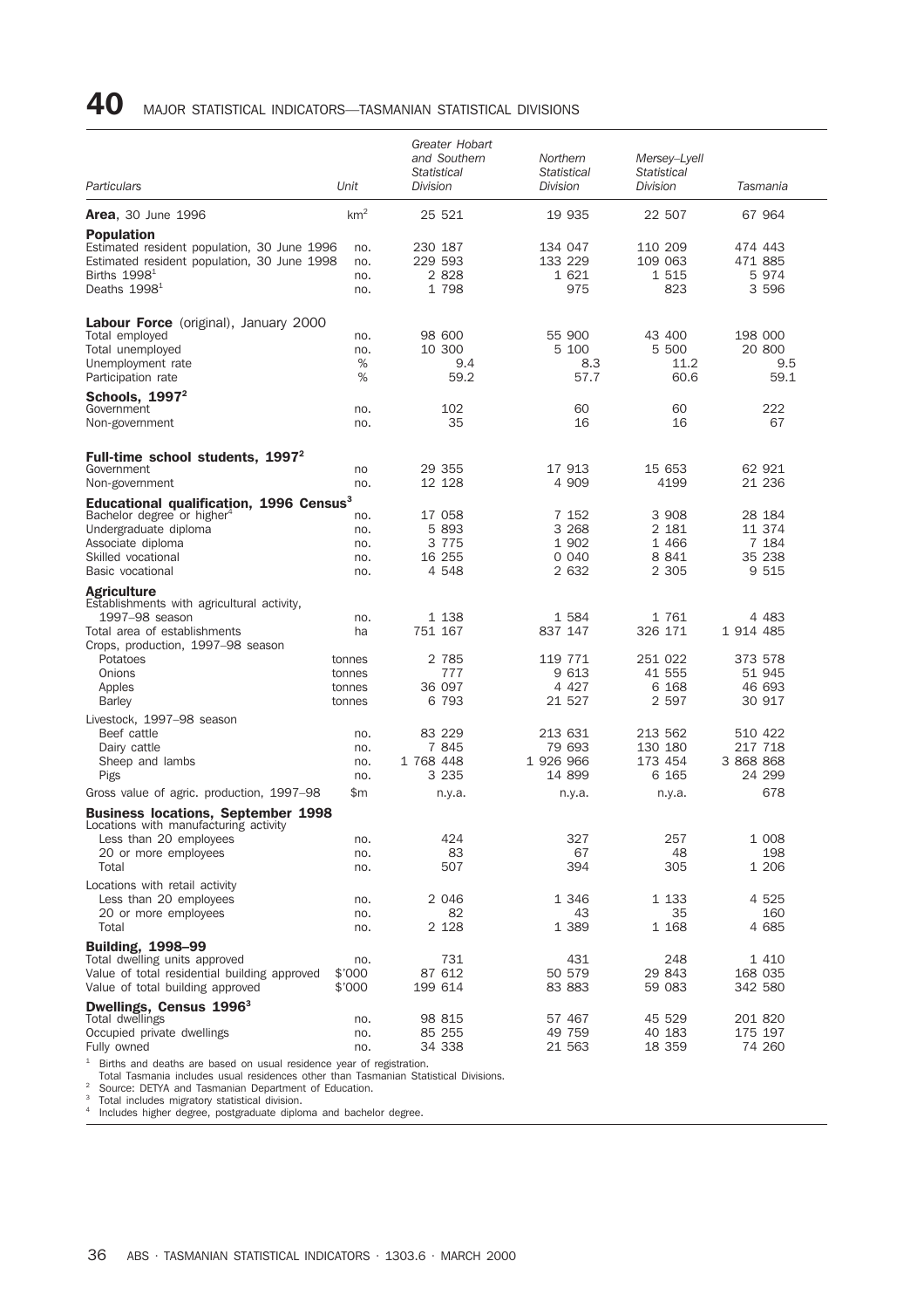# 40 MAJOR STATISTICAL INDICATORS—TASMANIAN STATISTICAL DIVISIONS

| Particulars | Unit | Greater Hobart and Southern Statistical Division | Northern Statistical Division | Mersey–Lyell Statistical Division | Tasmania |
|---|---|---|---|---|---|
| **Area**, 30 June 1996 | km[2] | 25 521 | 19 935 | 22 507 | 67 964 |
| **Population** | | | | | |
| Estimated resident population, 30 June 1996 | no. | 230 187 | 134 047 | 110 209 | 474 443 |
| Estimated resident population, 30 June 1998 | no. | 229 593 | 133 229 | 109 063 | 471 885 |
| Births 1998[1] | no. | 2 828 | 1 621 | 1 515 | 5 974 |
| Deaths 1998[1] | no. | 1 798 | 975 | 823 | 3 596 |
| **Labour Force** (original), January 2000 | | | | | |
| Total employed | no. | 98 600 | 55 900 | 43 400 | 198 000 |
| Total unemployed | no. | 10 300 | 5 100 | 5 500 | 20 800 |
| Unemployment rate | % | 9.4 | 8.3 | 11.2 | 9.5 |
| Participation rate | % | 59.2 | 57.7 | 60.6 | 59.1 |
| **Schools, 1997**[2] | | | | | |
| Government | no. | 102 | 60 | 60 | 222 |
| Non-government | no. | 35 | 16 | 16 | 67 |
| **Full-time school students, 1997**[2] | | | | | |
| Government | no | 29 355 | 17 913 | 15 653 | 62 921 |
| Non-government | no. | 12 128 | 4 909 | 4199 | 21 236 |
| **Educational qualification, 1996 Census**[3] | | | | | |
| Bachelor degree or higher[4] | no. | 17 058 | 7 152 | 3 908 | 28 184 |
| Undergraduate diploma | no. | 5 893 | 3 268 | 2 181 | 11 374 |
| Associate diploma | no. | 3 775 | 1 902 | 1 466 | 7 184 |
| Skilled vocational | no. | 16 255 | 0 040 | 8 841 | 35 238 |
| Basic vocational | no. | 4 548 | 2 632 | 2 305 | 9 515 |
| **Agriculture** | | | | | |
| Establishments with agricultural activity, 1997–98 season | no. | 1 138 | 1 584 | 1 761 | 4 483 |
| Total area of establishments | ha | 751 167 | 837 147 | 326 171 | 1 914 485 |
| Crops, production, 1997–98 season | | | | | |
| Potatoes | tonnes | 2 785 | 119 771 | 251 022 | 373 578 |
| Onions | tonnes | 777 | 9 613 | 41 555 | 51 945 |
| Apples | tonnes | 36 097 | 4 427 | 6 168 | 46 693 |
| Barley | tonnes | 6 793 | 21 527 | 2 597 | 30 917 |
| Livestock, 1997–98 season | | | | | |
| Beef cattle | no. | 83 229 | 213 631 | 213 562 | 510 422 |
| Dairy cattle | no. | 7 845 | 79 693 | 130 180 | 217 718 |
| Sheep and lambs | no. | 1 768 448 | 1 926 966 | 173 454 | 3 868 868 |
| Pigs | no. | 3 235 | 14 899 | 6 165 | 24 299 |
| Gross value of agric. production, 1997–98 | $m | n.y.a. | n.y.a. | n.y.a. | 678 |
| **Business locations, September 1998** | | | | | |
| Locations with manufacturing activity | | | | | |
| Less than 20 employees | no. | 424 | 327 | 257 | 1 008 |
| 20 or more employees | no. | 83 | 67 | 48 | 198 |
| Total | no. | 507 | 394 | 305 | 1 206 |
| Locations with retail activity | | | | | |
| Less than 20 employees | no. | 2 046 | 1 346 | 1 133 | 4 525 |
| 20 or more employees | no. | 82 | 43 | 35 | 160 |
| Total | no. | 2 128 | 1 389 | 1 168 | 4 685 |
| **Building, 1998–99** | | | | | |
| Total dwelling units approved | no. | 731 | 431 | 248 | 1 410 |
| Value of total residential building approved | $'000 | 87 612 | 50 579 | 29 843 | 168 035 |
| Value of total building approved | $'000 | 199 614 | 83 883 | 59 083 | 342 580 |
| **Dwellings, Census 1996**[3] | | | | | |
| Total dwellings | no. | 98 815 | 57 467 | 45 529 | 201 820 |
| Occupied private dwellings | no. | 85 255 | 49 759 | 40 183 | 175 197 |
| Fully owned | no. | 34 338 | 21 563 | 18 359 | 74 260 |

[1] Births and deaths are based on usual residence year of registration.
Total Tasmania includes usual residences other than Tasmanian Statistical Divisions.
[2] Source: DETYA and Tasmanian Department of Education.
[3] Total includes migratory statistical division.
[4] Includes higher degree, postgraduate diploma and bachelor degree.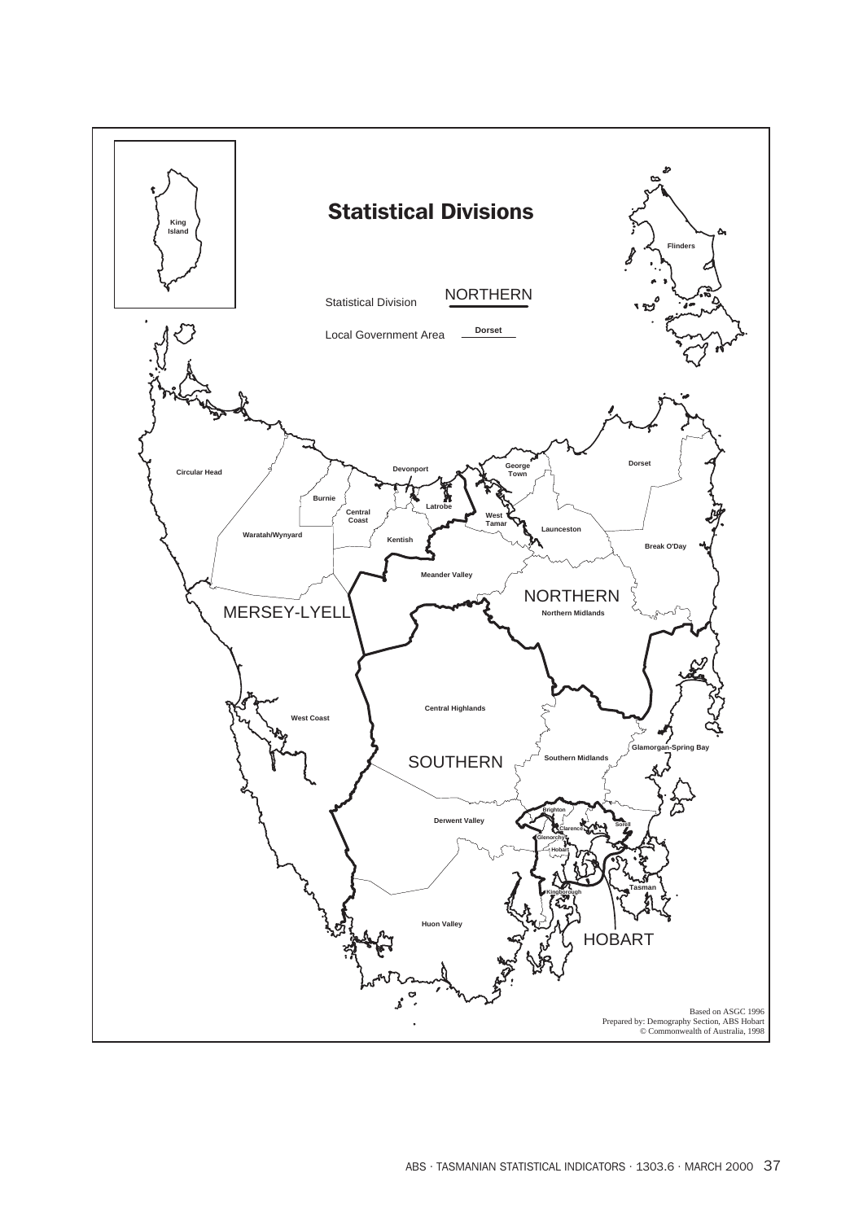# Statistical Divisions

Statistical Division NORTHERN

Local Government Area Dorset

King Island

Flinders

Circular Head

Devonport

George Town

Dorset

Burnie

Latrobe

Central Coast

West Tamar

Launceston

Waratah/Wynyard

Kentish

Break O'Day

Meander Valley

NORTHERN

MERSEY-LYELL

Northern Midlands

Central Highlands

West Coast

Glamorgan-Spring Bay

SOUTHERN

Southern Midlands

Brighton

Derwent Valley

Clarence

Sorell

Glenorchy

Hobart

Tasman

Kingborough

Huon Valley

HOBART

Based on ASGC 1996
Prepared by: Demography Section, ABS Hobart
© Commonwealth of Australia, 1998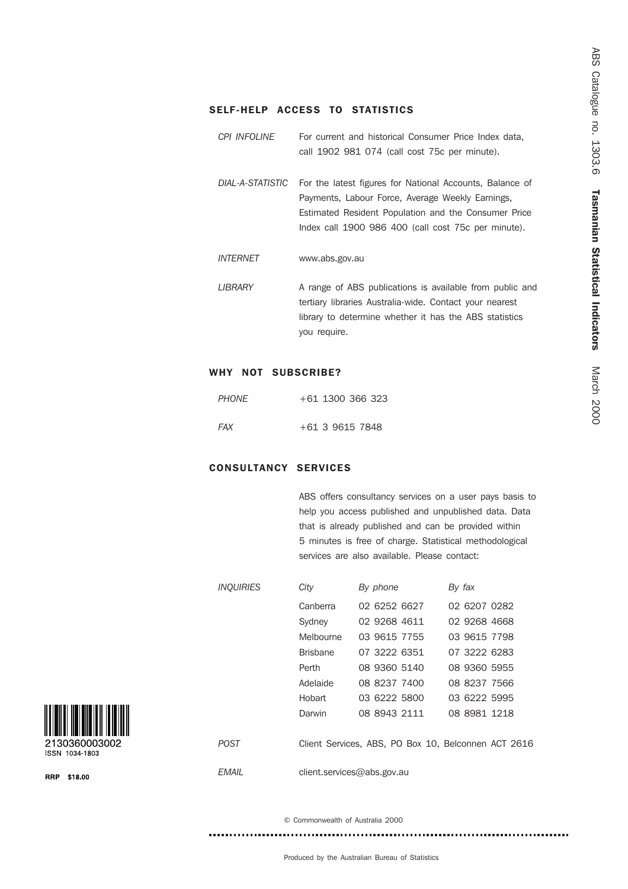## SELF-HELP ACCESS TO STATISTICS

| | |
|---|---|
| *CPI INFOLINE* | For current and historical Consumer Price Index data, call 1902 981 074 (call cost 75c per minute). |
| *DIAL-A-STATISTIC* | For the latest figures for National Accounts, Balance of Payments, Labour Force, Average Weekly Earnings, Estimated Resident Population and the Consumer Price Index call 1900 986 400 (call cost 75c per minute). |
| *INTERNET* | www.abs.gov.au |
| *LIBRARY* | A range of ABS publications is available from public and tertiary libraries Australia-wide. Contact your nearest library to determine whether it has the ABS statistics you require. |

## WHY NOT SUBSCRIBE?

| | |
|---|---|
| *PHONE* | +61 1300 366 323 |
| *FAX* | +61 3 9615 7848 |

## CONSULTANCY SERVICES

ABS offers consultancy services on a user pays basis to help you access published and unpublished data. Data that is already published and can be provided within 5 minutes is free of charge. Statistical methodological services are also available. Please contact:

| *INQUIRIES* | *City* | *By phone* | *By fax* |
|---|---|---|---|
| | Canberra | 02 6252 6627 | 02 6207 0282 |
| | Sydney | 02 9268 4611 | 02 9268 4668 |
| | Melbourne | 03 9615 7755 | 03 9615 7798 |
| | Brisbane | 07 3222 6351 | 07 3222 6283 |
| | Perth | 08 9360 5140 | 08 9360 5955 |
| | Adelaide | 08 8237 7400 | 08 8237 7566 |
| | Hobart | 03 6222 5800 | 03 6222 5995 |
| | Darwin | 08 8943 2111 | 08 8981 1218 |

| | |
|---|---|
| *POST* | Client Services, ABS, PO Box 10, Belconnen ACT 2616 |
| *EMAIL* | client.services@abs.gov.au |

2130360003002
ISSN 1034-1803

**RRP $18.00**

© Commonwealth of Australia 2000

Produced by the Australian Bureau of Statistics